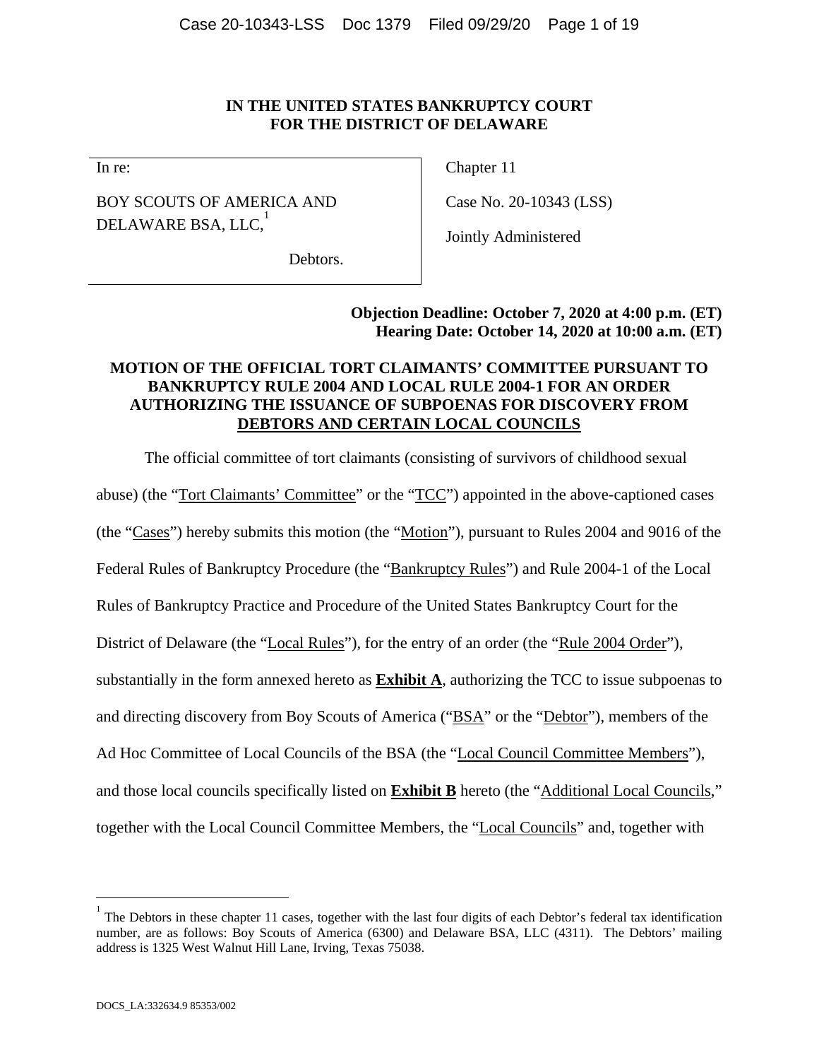**IN THE UNITED STATES BANKRUPTCY COURT**
**FOR THE DISTRICT OF DELAWARE**

| In re: | Chapter 11 |
|---|---|
| BOY SCOUTS OF AMERICA AND DELAWARE BSA, LLC,[1] | Case No. 20-10343 (LSS) |
| Debtors. | Jointly Administered |

**Objection Deadline: October 7, 2020 at 4:00 p.m. (ET)**
**Hearing Date: October 14, 2020 at 10:00 a.m. (ET)**

**MOTION OF THE OFFICIAL TORT CLAIMANTS' COMMITTEE PURSUANT TO BANKRUPTCY RULE 2004 AND LOCAL RULE 2004-1 FOR AN ORDER AUTHORIZING THE ISSUANCE OF SUBPOENAS FOR DISCOVERY FROM DEBTORS AND CERTAIN LOCAL COUNCILS**

The official committee of tort claimants (consisting of survivors of childhood sexual abuse) (the "Tort Claimants' Committee" or the "TCC") appointed in the above-captioned cases (the "Cases") hereby submits this motion (the "Motion"), pursuant to Rules 2004 and 9016 of the Federal Rules of Bankruptcy Procedure (the "Bankruptcy Rules") and Rule 2004-1 of the Local Rules of Bankruptcy Practice and Procedure of the United States Bankruptcy Court for the District of Delaware (the "Local Rules"), for the entry of an order (the "Rule 2004 Order"), substantially in the form annexed hereto as **Exhibit A**, authorizing the TCC to issue subpoenas to and directing discovery from Boy Scouts of America ("BSA" or the "Debtor"), members of the Ad Hoc Committee of Local Councils of the BSA (the "Local Council Committee Members"), and those local councils specifically listed on **Exhibit B** hereto (the "Additional Local Councils," together with the Local Council Committee Members, the "Local Councils" and, together with

[1] The Debtors in these chapter 11 cases, together with the last four digits of each Debtor's federal tax identification number, are as follows: Boy Scouts of America (6300) and Delaware BSA, LLC (4311). The Debtors' mailing address is 1325 West Walnut Hill Lane, Irving, Texas 75038.

DOCS_LA:332634.9 85353/002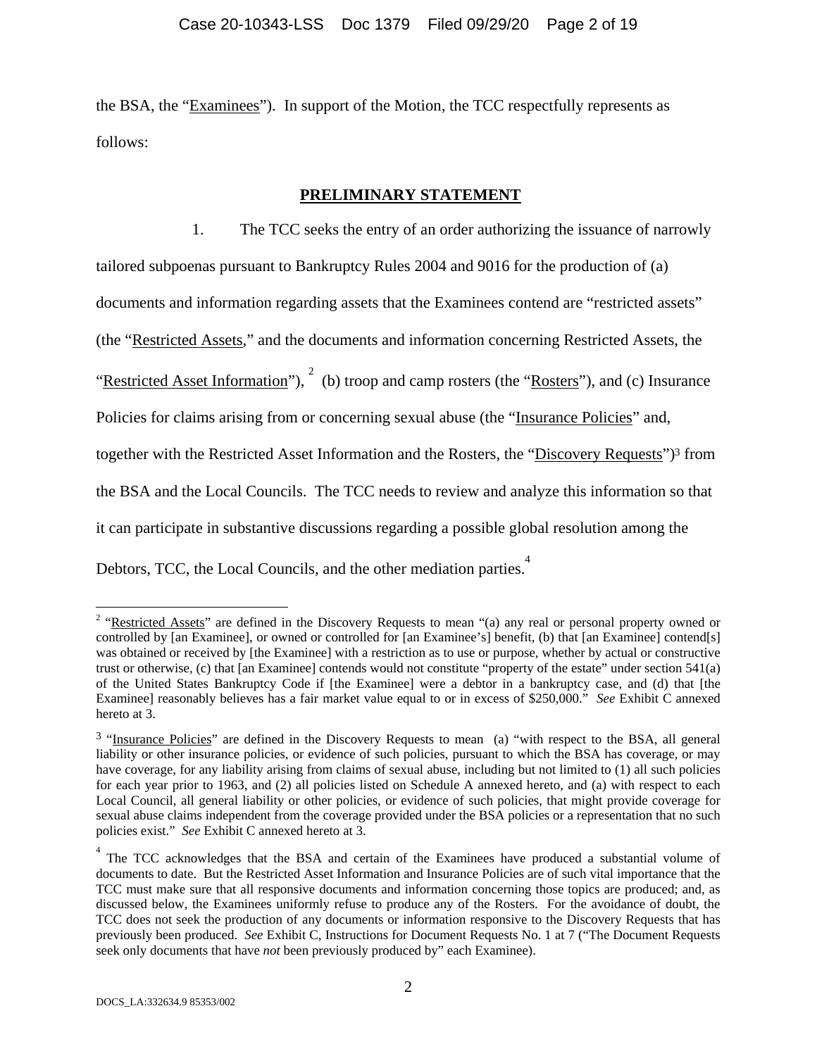the BSA, the "Examinees"). In support of the Motion, the TCC respectfully represents as follows:

## PRELIMINARY STATEMENT

1. The TCC seeks the entry of an order authorizing the issuance of narrowly tailored subpoenas pursuant to Bankruptcy Rules 2004 and 9016 for the production of (a) documents and information regarding assets that the Examinees contend are "restricted assets" (the "Restricted Assets," and the documents and information concerning Restricted Assets, the "Restricted Asset Information"), [2] (b) troop and camp rosters (the "Rosters"), and (c) Insurance Policies for claims arising from or concerning sexual abuse (the "Insurance Policies" and, together with the Restricted Asset Information and the Rosters, the "Discovery Requests")[3] from the BSA and the Local Councils. The TCC needs to review and analyze this information so that it can participate in substantive discussions regarding a possible global resolution among the Debtors, TCC, the Local Councils, and the other mediation parties.[4]

---

[2] "Restricted Assets" are defined in the Discovery Requests to mean "(a) any real or personal property owned or controlled by [an Examinee], or owned or controlled for [an Examinee's] benefit, (b) that [an Examinee] contend[s] was obtained or received by [the Examinee] with a restriction as to use or purpose, whether by actual or constructive trust or otherwise, (c) that [an Examinee] contends would not constitute "property of the estate" under section 541(a) of the United States Bankruptcy Code if [the Examinee] were a debtor in a bankruptcy case, and (d) that [the Examinee] reasonably believes has a fair market value equal to or in excess of $250,000." *See* Exhibit C annexed hereto at 3.

[3] "Insurance Policies" are defined in the Discovery Requests to mean (a) "with respect to the BSA, all general liability or other insurance policies, or evidence of such policies, pursuant to which the BSA has coverage, or may have coverage, for any liability arising from claims of sexual abuse, including but not limited to (1) all such policies for each year prior to 1963, and (2) all policies listed on Schedule A annexed hereto, and (a) with respect to each Local Council, all general liability or other policies, or evidence of such policies, that might provide coverage for sexual abuse claims independent from the coverage provided under the BSA policies or a representation that no such policies exist." *See* Exhibit C annexed hereto at 3.

[4] The TCC acknowledges that the BSA and certain of the Examinees have produced a substantial volume of documents to date. But the Restricted Asset Information and Insurance Policies are of such vital importance that the TCC must make sure that all responsive documents and information concerning those topics are produced; and, as discussed below, the Examinees uniformly refuse to produce any of the Rosters. For the avoidance of doubt, the TCC does not seek the production of any documents or information responsive to the Discovery Requests that has previously been produced. *See* Exhibit C, Instructions for Document Requests No. 1 at 7 ("The Document Requests seek only documents that have *not* been previously produced by" each Examinee).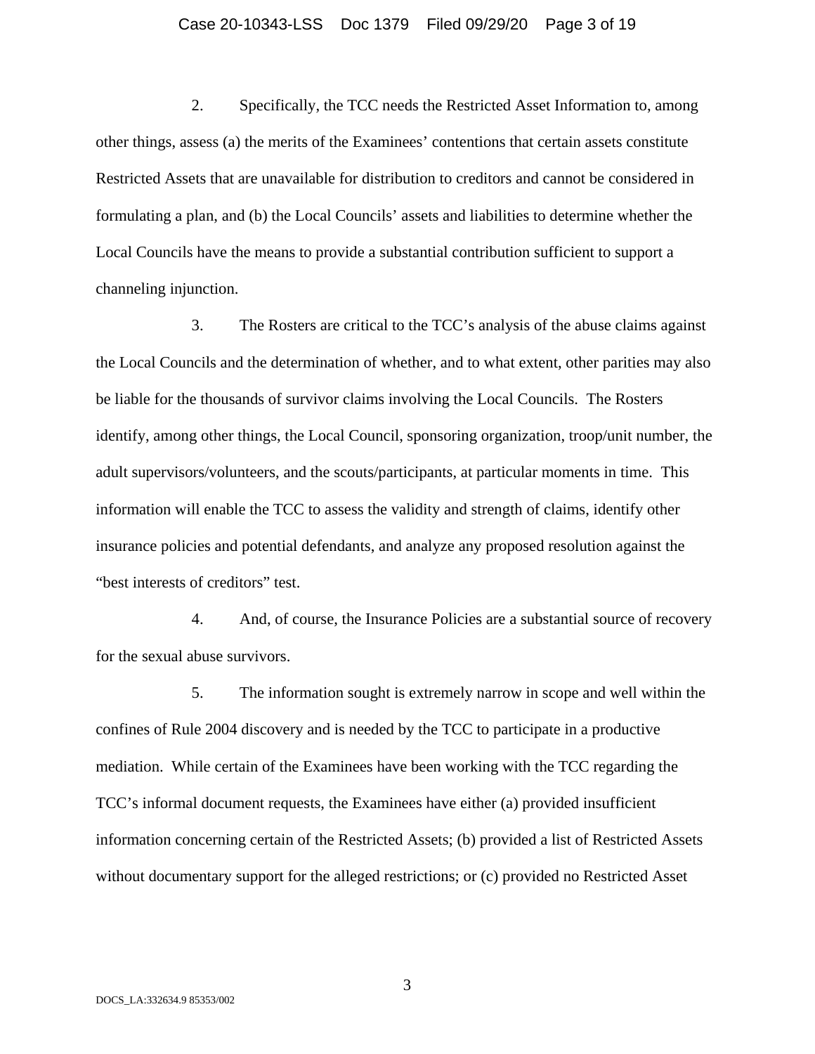2. Specifically, the TCC needs the Restricted Asset Information to, among other things, assess (a) the merits of the Examinees' contentions that certain assets constitute Restricted Assets that are unavailable for distribution to creditors and cannot be considered in formulating a plan, and (b) the Local Councils' assets and liabilities to determine whether the Local Councils have the means to provide a substantial contribution sufficient to support a channeling injunction.

3. The Rosters are critical to the TCC's analysis of the abuse claims against the Local Councils and the determination of whether, and to what extent, other parities may also be liable for the thousands of survivor claims involving the Local Councils. The Rosters identify, among other things, the Local Council, sponsoring organization, troop/unit number, the adult supervisors/volunteers, and the scouts/participants, at particular moments in time. This information will enable the TCC to assess the validity and strength of claims, identify other insurance policies and potential defendants, and analyze any proposed resolution against the "best interests of creditors" test.

4. And, of course, the Insurance Policies are a substantial source of recovery for the sexual abuse survivors.

5. The information sought is extremely narrow in scope and well within the confines of Rule 2004 discovery and is needed by the TCC to participate in a productive mediation. While certain of the Examinees have been working with the TCC regarding the TCC's informal document requests, the Examinees have either (a) provided insufficient information concerning certain of the Restricted Assets; (b) provided a list of Restricted Assets without documentary support for the alleged restrictions; or (c) provided no Restricted Asset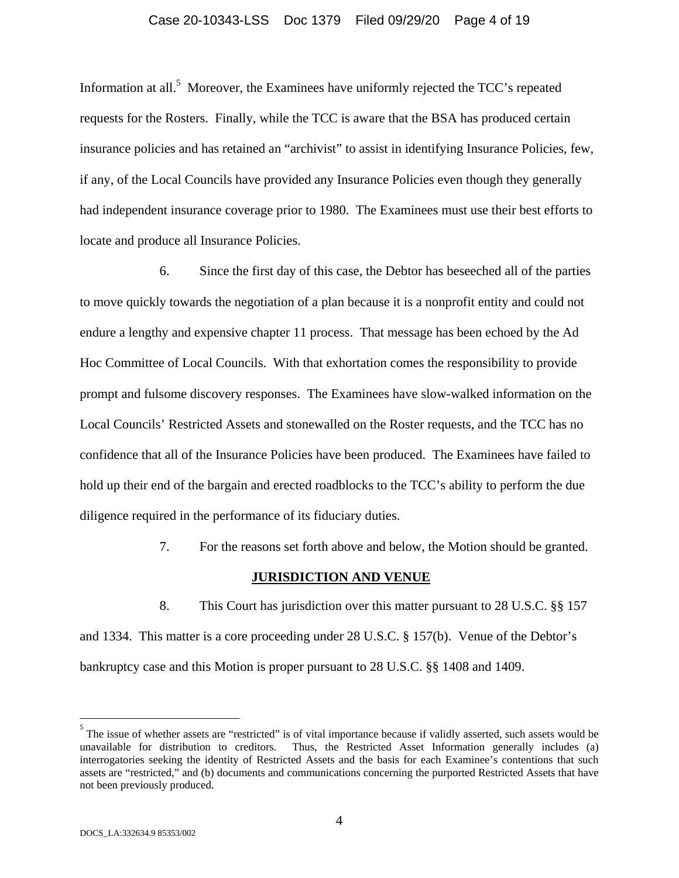Information at all.[5] Moreover, the Examinees have uniformly rejected the TCC's repeated requests for the Rosters. Finally, while the TCC is aware that the BSA has produced certain insurance policies and has retained an "archivist" to assist in identifying Insurance Policies, few, if any, of the Local Councils have provided any Insurance Policies even though they generally had independent insurance coverage prior to 1980. The Examinees must use their best efforts to locate and produce all Insurance Policies.

6. Since the first day of this case, the Debtor has beseeched all of the parties to move quickly towards the negotiation of a plan because it is a nonprofit entity and could not endure a lengthy and expensive chapter 11 process. That message has been echoed by the Ad Hoc Committee of Local Councils. With that exhortation comes the responsibility to provide prompt and fulsome discovery responses. The Examinees have slow-walked information on the Local Councils' Restricted Assets and stonewalled on the Roster requests, and the TCC has no confidence that all of the Insurance Policies have been produced. The Examinees have failed to hold up their end of the bargain and erected roadblocks to the TCC's ability to perform the due diligence required in the performance of its fiduciary duties.

7. For the reasons set forth above and below, the Motion should be granted.

## JURISDICTION AND VENUE

8. This Court has jurisdiction over this matter pursuant to 28 U.S.C. §§ 157 and 1334. This matter is a core proceeding under 28 U.S.C. § 157(b). Venue of the Debtor's bankruptcy case and this Motion is proper pursuant to 28 U.S.C. §§ 1408 and 1409.

---

[5] The issue of whether assets are "restricted" is of vital importance because if validly asserted, such assets would be unavailable for distribution to creditors. Thus, the Restricted Asset Information generally includes (a) interrogatories seeking the identity of Restricted Assets and the basis for each Examinee's contentions that such assets are "restricted," and (b) documents and communications concerning the purported Restricted Assets that have not been previously produced.

DOCS_LA:332634.9 85353/002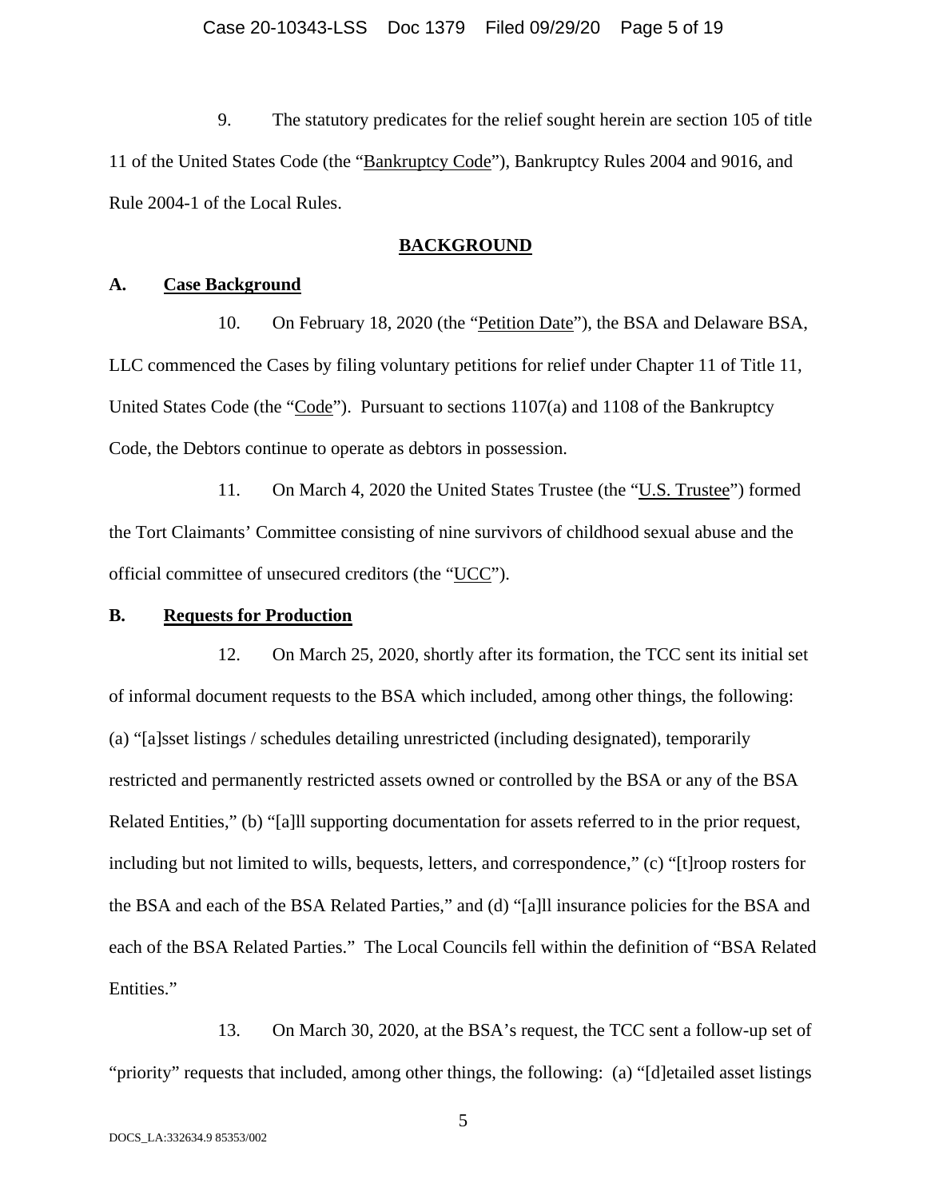9. The statutory predicates for the relief sought herein are section 105 of title 11 of the United States Code (the "Bankruptcy Code"), Bankruptcy Rules 2004 and 9016, and Rule 2004-1 of the Local Rules.

## BACKGROUND

### A. Case Background

10. On February 18, 2020 (the "Petition Date"), the BSA and Delaware BSA, LLC commenced the Cases by filing voluntary petitions for relief under Chapter 11 of Title 11, United States Code (the "Code"). Pursuant to sections 1107(a) and 1108 of the Bankruptcy Code, the Debtors continue to operate as debtors in possession.

11. On March 4, 2020 the United States Trustee (the "U.S. Trustee") formed the Tort Claimants' Committee consisting of nine survivors of childhood sexual abuse and the official committee of unsecured creditors (the "UCC").

### B. Requests for Production

12. On March 25, 2020, shortly after its formation, the TCC sent its initial set of informal document requests to the BSA which included, among other things, the following: (a) "[a]sset listings / schedules detailing unrestricted (including designated), temporarily restricted and permanently restricted assets owned or controlled by the BSA or any of the BSA Related Entities," (b) "[a]ll supporting documentation for assets referred to in the prior request, including but not limited to wills, bequests, letters, and correspondence," (c) "[t]roop rosters for the BSA and each of the BSA Related Parties," and (d) "[a]ll insurance policies for the BSA and each of the BSA Related Parties." The Local Councils fell within the definition of "BSA Related Entities."

13. On March 30, 2020, at the BSA's request, the TCC sent a follow-up set of "priority" requests that included, among other things, the following: (a) "[d]etailed asset listings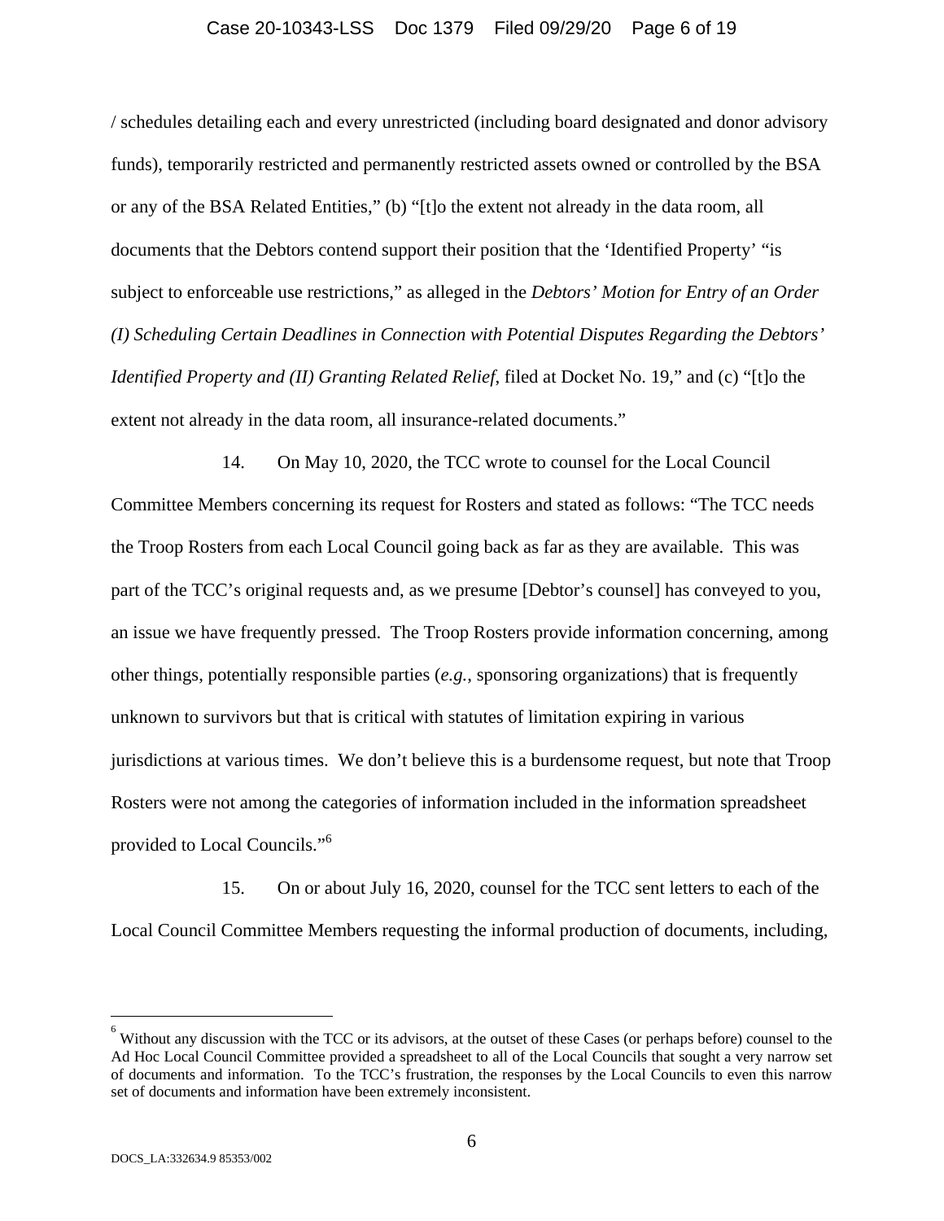/ schedules detailing each and every unrestricted (including board designated and donor advisory funds), temporarily restricted and permanently restricted assets owned or controlled by the BSA or any of the BSA Related Entities," (b) "[t]o the extent not already in the data room, all documents that the Debtors contend support their position that the 'Identified Property' "is subject to enforceable use restrictions," as alleged in the *Debtors' Motion for Entry of an Order (I) Scheduling Certain Deadlines in Connection with Potential Disputes Regarding the Debtors' Identified Property and (II) Granting Related Relief*, filed at Docket No. 19," and (c) "[t]o the extent not already in the data room, all insurance-related documents."

14. On May 10, 2020, the TCC wrote to counsel for the Local Council Committee Members concerning its request for Rosters and stated as follows: "The TCC needs the Troop Rosters from each Local Council going back as far as they are available. This was part of the TCC's original requests and, as we presume [Debtor's counsel] has conveyed to you, an issue we have frequently pressed. The Troop Rosters provide information concerning, among other things, potentially responsible parties (*e.g.*, sponsoring organizations) that is frequently unknown to survivors but that is critical with statutes of limitation expiring in various jurisdictions at various times. We don't believe this is a burdensome request, but note that Troop Rosters were not among the categories of information included in the information spreadsheet provided to Local Councils."[6]

15. On or about July 16, 2020, counsel for the TCC sent letters to each of the Local Council Committee Members requesting the informal production of documents, including,

---

[6] Without any discussion with the TCC or its advisors, at the outset of these Cases (or perhaps before) counsel to the Ad Hoc Local Council Committee provided a spreadsheet to all of the Local Councils that sought a very narrow set of documents and information. To the TCC's frustration, the responses by the Local Councils to even this narrow set of documents and information have been extremely inconsistent.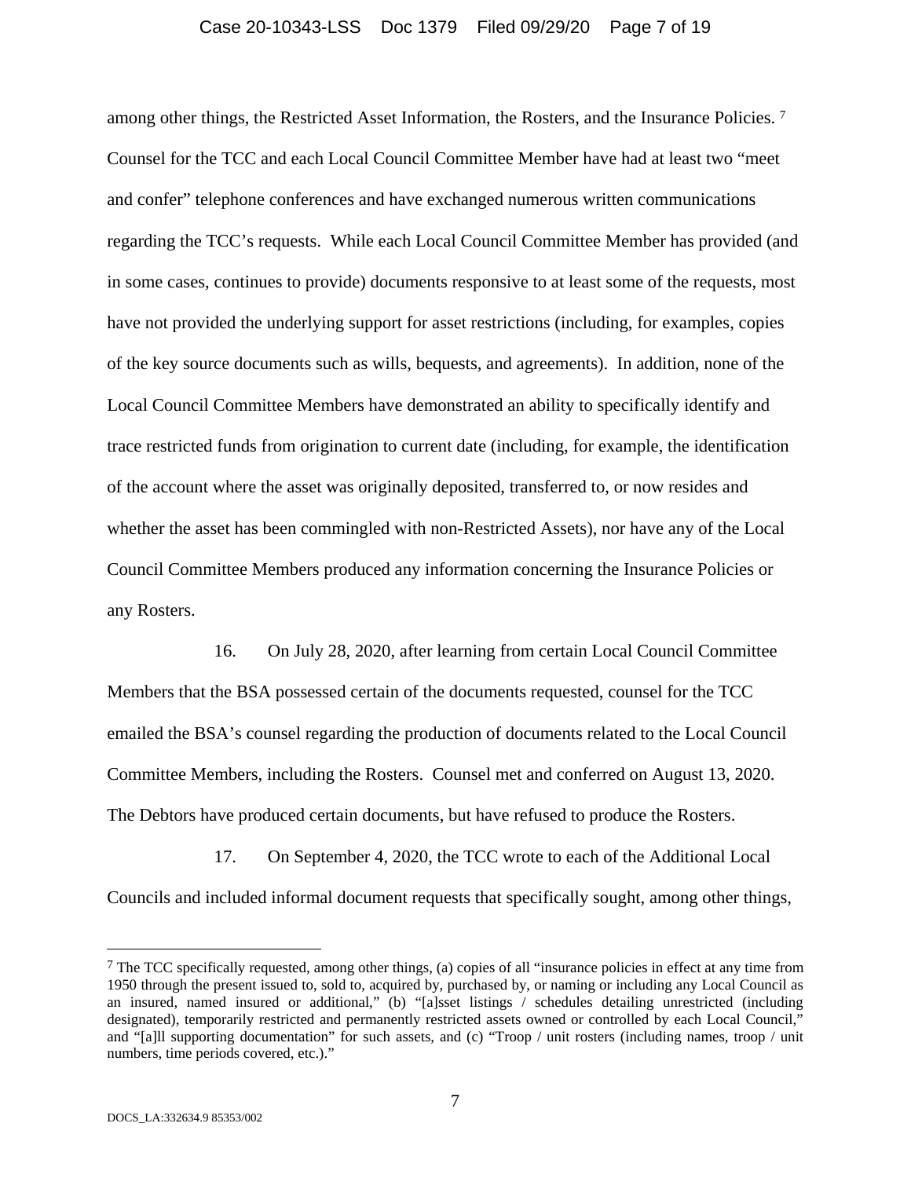among other things, the Restricted Asset Information, the Rosters, and the Insurance Policies. [7] Counsel for the TCC and each Local Council Committee Member have had at least two "meet and confer" telephone conferences and have exchanged numerous written communications regarding the TCC's requests. While each Local Council Committee Member has provided (and in some cases, continues to provide) documents responsive to at least some of the requests, most have not provided the underlying support for asset restrictions (including, for examples, copies of the key source documents such as wills, bequests, and agreements). In addition, none of the Local Council Committee Members have demonstrated an ability to specifically identify and trace restricted funds from origination to current date (including, for example, the identification of the account where the asset was originally deposited, transferred to, or now resides and whether the asset has been commingled with non-Restricted Assets), nor have any of the Local Council Committee Members produced any information concerning the Insurance Policies or any Rosters.

16. On July 28, 2020, after learning from certain Local Council Committee Members that the BSA possessed certain of the documents requested, counsel for the TCC emailed the BSA's counsel regarding the production of documents related to the Local Council Committee Members, including the Rosters. Counsel met and conferred on August 13, 2020. The Debtors have produced certain documents, but have refused to produce the Rosters.

17. On September 4, 2020, the TCC wrote to each of the Additional Local Councils and included informal document requests that specifically sought, among other things,

---

[7] The TCC specifically requested, among other things, (a) copies of all "insurance policies in effect at any time from 1950 through the present issued to, sold to, acquired by, purchased by, or naming or including any Local Council as an insured, named insured or additional," (b) "[a]sset listings / schedules detailing unrestricted (including designated), temporarily restricted and permanently restricted assets owned or controlled by each Local Council," and "[a]ll supporting documentation" for such assets, and (c) "Troop / unit rosters (including names, troop / unit numbers, time periods covered, etc.)."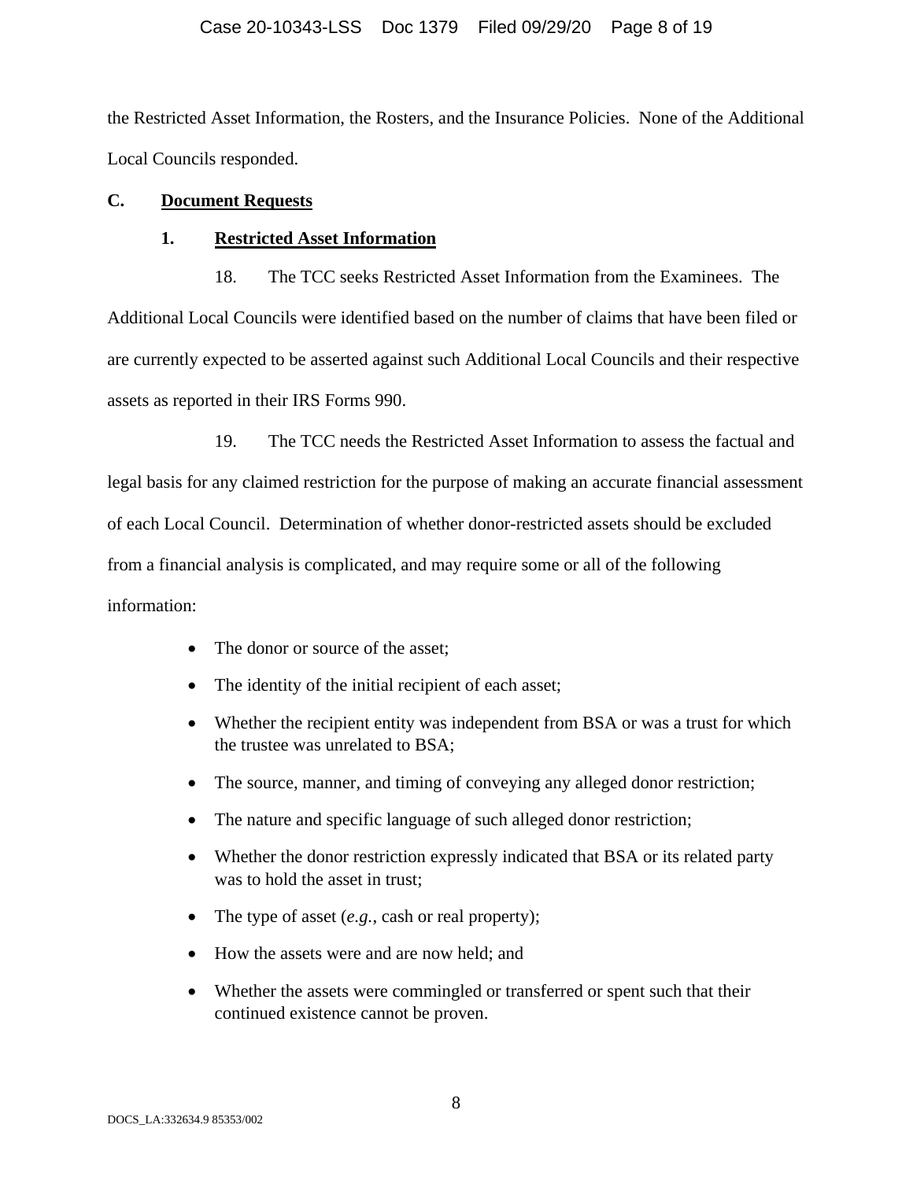the Restricted Asset Information, the Rosters, and the Insurance Policies. None of the Additional Local Councils responded.

### C. Document Requests

#### 1. Restricted Asset Information

18. The TCC seeks Restricted Asset Information from the Examinees. The Additional Local Councils were identified based on the number of claims that have been filed or are currently expected to be asserted against such Additional Local Councils and their respective assets as reported in their IRS Forms 990.

19. The TCC needs the Restricted Asset Information to assess the factual and legal basis for any claimed restriction for the purpose of making an accurate financial assessment of each Local Council. Determination of whether donor-restricted assets should be excluded from a financial analysis is complicated, and may require some or all of the following information:

- The donor or source of the asset;
- The identity of the initial recipient of each asset;
- Whether the recipient entity was independent from BSA or was a trust for which the trustee was unrelated to BSA;
- The source, manner, and timing of conveying any alleged donor restriction;
- The nature and specific language of such alleged donor restriction;
- Whether the donor restriction expressly indicated that BSA or its related party was to hold the asset in trust;
- The type of asset (*e.g.*, cash or real property);
- How the assets were and are now held; and
- Whether the assets were commingled or transferred or spent such that their continued existence cannot be proven.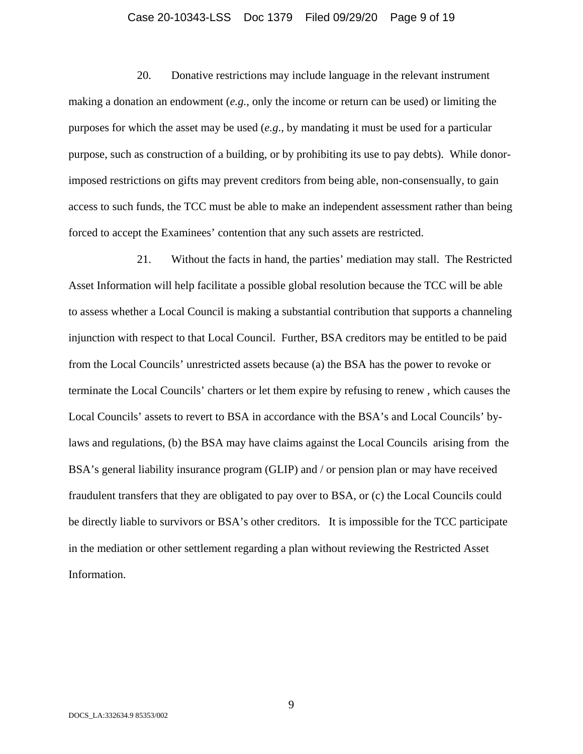20. Donative restrictions may include language in the relevant instrument making a donation an endowment (*e.g.*, only the income or return can be used) or limiting the purposes for which the asset may be used (*e.g*., by mandating it must be used for a particular purpose, such as construction of a building, or by prohibiting its use to pay debts). While donor-imposed restrictions on gifts may prevent creditors from being able, non-consensually, to gain access to such funds, the TCC must be able to make an independent assessment rather than being forced to accept the Examinees' contention that any such assets are restricted.

21. Without the facts in hand, the parties' mediation may stall. The Restricted Asset Information will help facilitate a possible global resolution because the TCC will be able to assess whether a Local Council is making a substantial contribution that supports a channeling injunction with respect to that Local Council. Further, BSA creditors may be entitled to be paid from the Local Councils' unrestricted assets because (a) the BSA has the power to revoke or terminate the Local Councils' charters or let them expire by refusing to renew , which causes the Local Councils' assets to revert to BSA in accordance with the BSA's and Local Councils' by-laws and regulations, (b) the BSA may have claims against the Local Councils arising from the BSA's general liability insurance program (GLIP) and / or pension plan or may have received fraudulent transfers that they are obligated to pay over to BSA, or (c) the Local Councils could be directly liable to survivors or BSA's other creditors. It is impossible for the TCC participate in the mediation or other settlement regarding a plan without reviewing the Restricted Asset Information.

DOCS_LA:332634.9 85353/002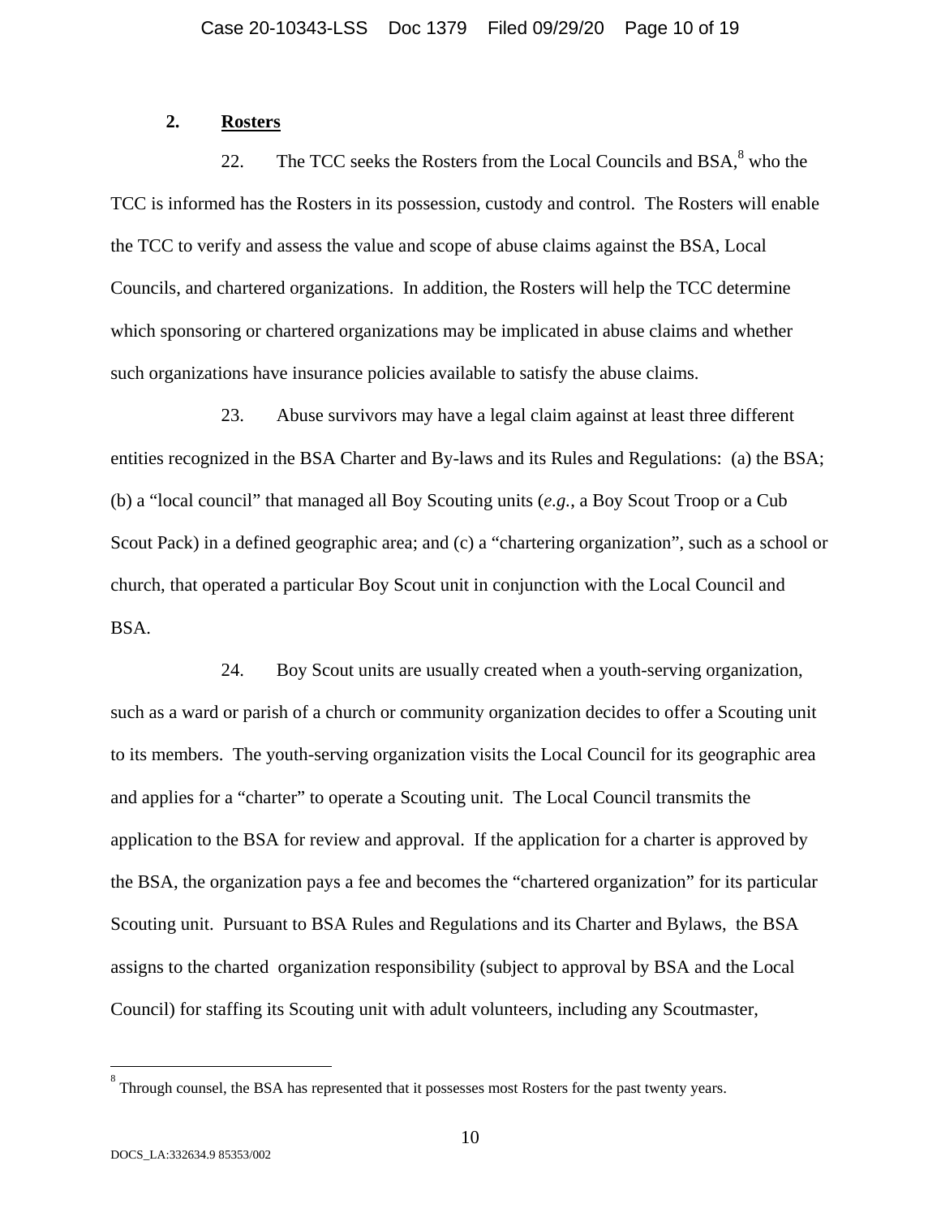**2. Rosters**

22. The TCC seeks the Rosters from the Local Councils and BSA,[8] who the TCC is informed has the Rosters in its possession, custody and control. The Rosters will enable the TCC to verify and assess the value and scope of abuse claims against the BSA, Local Councils, and chartered organizations. In addition, the Rosters will help the TCC determine which sponsoring or chartered organizations may be implicated in abuse claims and whether such organizations have insurance policies available to satisfy the abuse claims.

23. Abuse survivors may have a legal claim against at least three different entities recognized in the BSA Charter and By-laws and its Rules and Regulations: (a) the BSA; (b) a "local council" that managed all Boy Scouting units (*e.g.*, a Boy Scout Troop or a Cub Scout Pack) in a defined geographic area; and (c) a "chartering organization", such as a school or church, that operated a particular Boy Scout unit in conjunction with the Local Council and BSA.

24. Boy Scout units are usually created when a youth-serving organization, such as a ward or parish of a church or community organization decides to offer a Scouting unit to its members. The youth-serving organization visits the Local Council for its geographic area and applies for a "charter" to operate a Scouting unit. The Local Council transmits the application to the BSA for review and approval. If the application for a charter is approved by the BSA, the organization pays a fee and becomes the "chartered organization" for its particular Scouting unit. Pursuant to BSA Rules and Regulations and its Charter and Bylaws, the BSA assigns to the charted organization responsibility (subject to approval by BSA and the Local Council) for staffing its Scouting unit with adult volunteers, including any Scoutmaster,

[8] Through counsel, the BSA has represented that it possesses most Rosters for the past twenty years.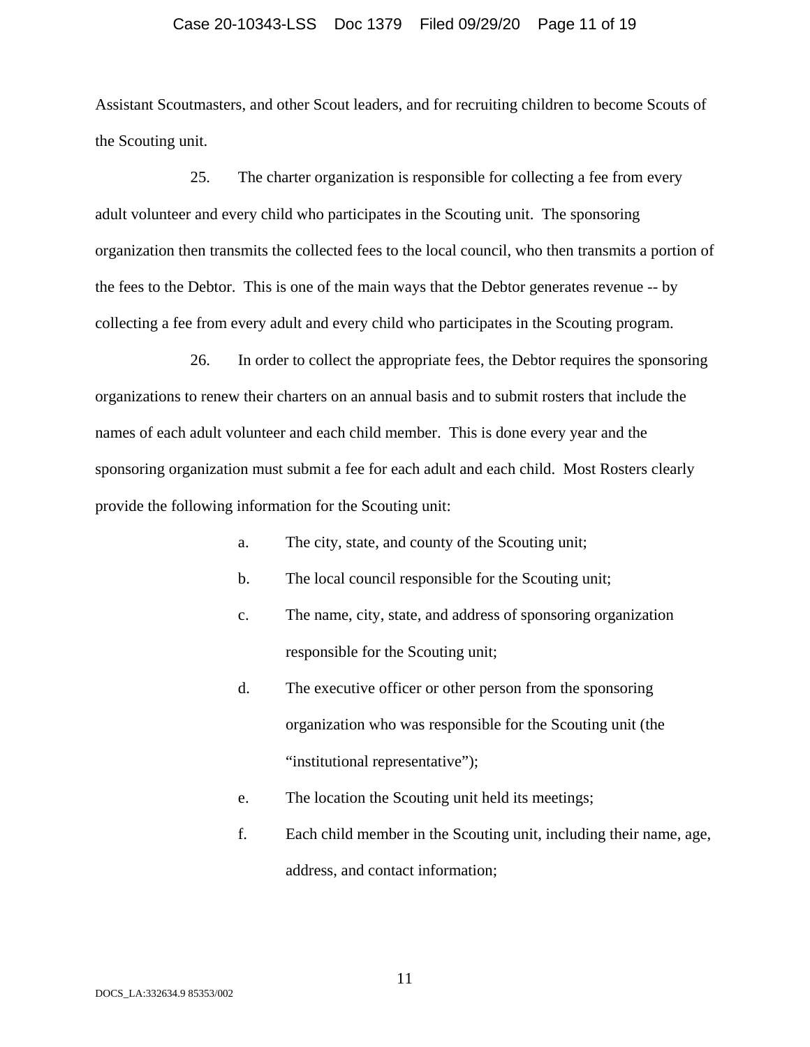Assistant Scoutmasters, and other Scout leaders, and for recruiting children to become Scouts of the Scouting unit.

25. The charter organization is responsible for collecting a fee from every adult volunteer and every child who participates in the Scouting unit. The sponsoring organization then transmits the collected fees to the local council, who then transmits a portion of the fees to the Debtor. This is one of the main ways that the Debtor generates revenue -- by collecting a fee from every adult and every child who participates in the Scouting program.

26. In order to collect the appropriate fees, the Debtor requires the sponsoring organizations to renew their charters on an annual basis and to submit rosters that include the names of each adult volunteer and each child member. This is done every year and the sponsoring organization must submit a fee for each adult and each child. Most Rosters clearly provide the following information for the Scouting unit:

a. The city, state, and county of the Scouting unit;

b. The local council responsible for the Scouting unit;

c. The name, city, state, and address of sponsoring organization responsible for the Scouting unit;

d. The executive officer or other person from the sponsoring organization who was responsible for the Scouting unit (the "institutional representative");

e. The location the Scouting unit held its meetings;

f. Each child member in the Scouting unit, including their name, age, address, and contact information;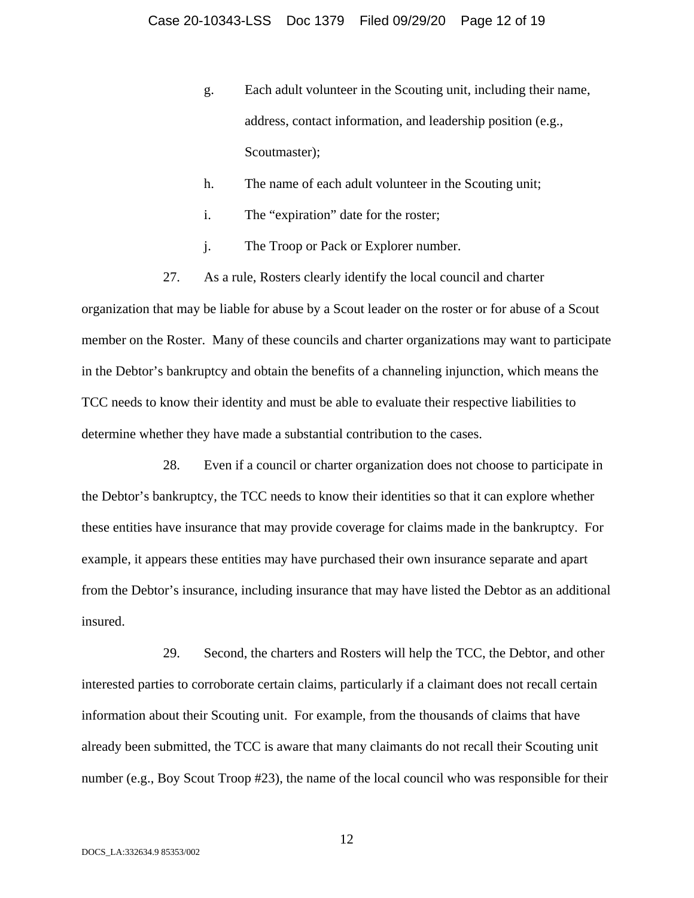g. Each adult volunteer in the Scouting unit, including their name, address, contact information, and leadership position (e.g., Scoutmaster);

h. The name of each adult volunteer in the Scouting unit;

i. The "expiration" date for the roster;

j. The Troop or Pack or Explorer number.

27. As a rule, Rosters clearly identify the local council and charter organization that may be liable for abuse by a Scout leader on the roster or for abuse of a Scout member on the Roster. Many of these councils and charter organizations may want to participate in the Debtor's bankruptcy and obtain the benefits of a channeling injunction, which means the TCC needs to know their identity and must be able to evaluate their respective liabilities to determine whether they have made a substantial contribution to the cases.

28. Even if a council or charter organization does not choose to participate in the Debtor's bankruptcy, the TCC needs to know their identities so that it can explore whether these entities have insurance that may provide coverage for claims made in the bankruptcy. For example, it appears these entities may have purchased their own insurance separate and apart from the Debtor's insurance, including insurance that may have listed the Debtor as an additional insured.

29. Second, the charters and Rosters will help the TCC, the Debtor, and other interested parties to corroborate certain claims, particularly if a claimant does not recall certain information about their Scouting unit. For example, from the thousands of claims that have already been submitted, the TCC is aware that many claimants do not recall their Scouting unit number (e.g., Boy Scout Troop #23), the name of the local council who was responsible for their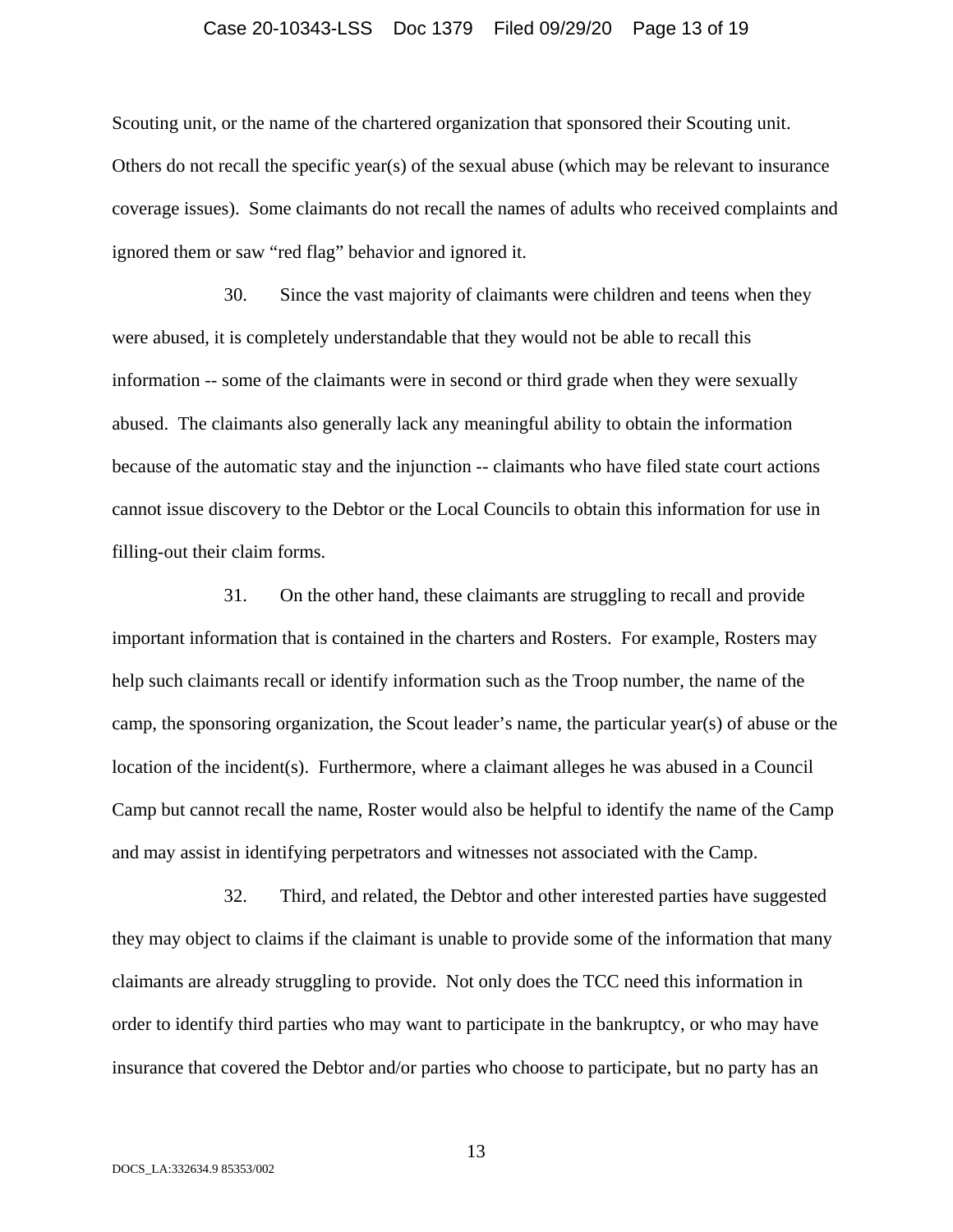Scouting unit, or the name of the chartered organization that sponsored their Scouting unit. Others do not recall the specific year(s) of the sexual abuse (which may be relevant to insurance coverage issues). Some claimants do not recall the names of adults who received complaints and ignored them or saw "red flag" behavior and ignored it.

30. Since the vast majority of claimants were children and teens when they were abused, it is completely understandable that they would not be able to recall this information -- some of the claimants were in second or third grade when they were sexually abused. The claimants also generally lack any meaningful ability to obtain the information because of the automatic stay and the injunction -- claimants who have filed state court actions cannot issue discovery to the Debtor or the Local Councils to obtain this information for use in filling-out their claim forms.

31. On the other hand, these claimants are struggling to recall and provide important information that is contained in the charters and Rosters. For example, Rosters may help such claimants recall or identify information such as the Troop number, the name of the camp, the sponsoring organization, the Scout leader's name, the particular year(s) of abuse or the location of the incident(s). Furthermore, where a claimant alleges he was abused in a Council Camp but cannot recall the name, Roster would also be helpful to identify the name of the Camp and may assist in identifying perpetrators and witnesses not associated with the Camp.

32. Third, and related, the Debtor and other interested parties have suggested they may object to claims if the claimant is unable to provide some of the information that many claimants are already struggling to provide. Not only does the TCC need this information in order to identify third parties who may want to participate in the bankruptcy, or who may have insurance that covered the Debtor and/or parties who choose to participate, but no party has an

DOCS_LA:332634.9 85353/002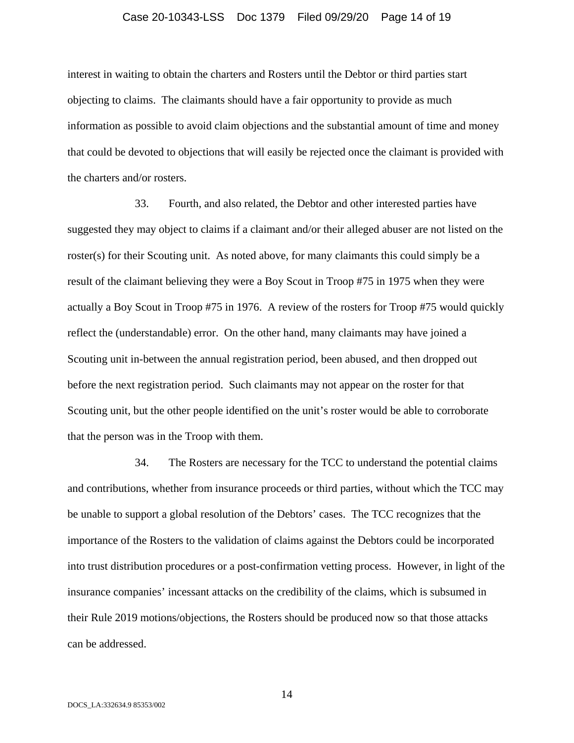interest in waiting to obtain the charters and Rosters until the Debtor or third parties start objecting to claims. The claimants should have a fair opportunity to provide as much information as possible to avoid claim objections and the substantial amount of time and money that could be devoted to objections that will easily be rejected once the claimant is provided with the charters and/or rosters.

33. Fourth, and also related, the Debtor and other interested parties have suggested they may object to claims if a claimant and/or their alleged abuser are not listed on the roster(s) for their Scouting unit. As noted above, for many claimants this could simply be a result of the claimant believing they were a Boy Scout in Troop #75 in 1975 when they were actually a Boy Scout in Troop #75 in 1976. A review of the rosters for Troop #75 would quickly reflect the (understandable) error. On the other hand, many claimants may have joined a Scouting unit in-between the annual registration period, been abused, and then dropped out before the next registration period. Such claimants may not appear on the roster for that Scouting unit, but the other people identified on the unit's roster would be able to corroborate that the person was in the Troop with them.

34. The Rosters are necessary for the TCC to understand the potential claims and contributions, whether from insurance proceeds or third parties, without which the TCC may be unable to support a global resolution of the Debtors' cases. The TCC recognizes that the importance of the Rosters to the validation of claims against the Debtors could be incorporated into trust distribution procedures or a post-confirmation vetting process. However, in light of the insurance companies' incessant attacks on the credibility of the claims, which is subsumed in their Rule 2019 motions/objections, the Rosters should be produced now so that those attacks can be addressed.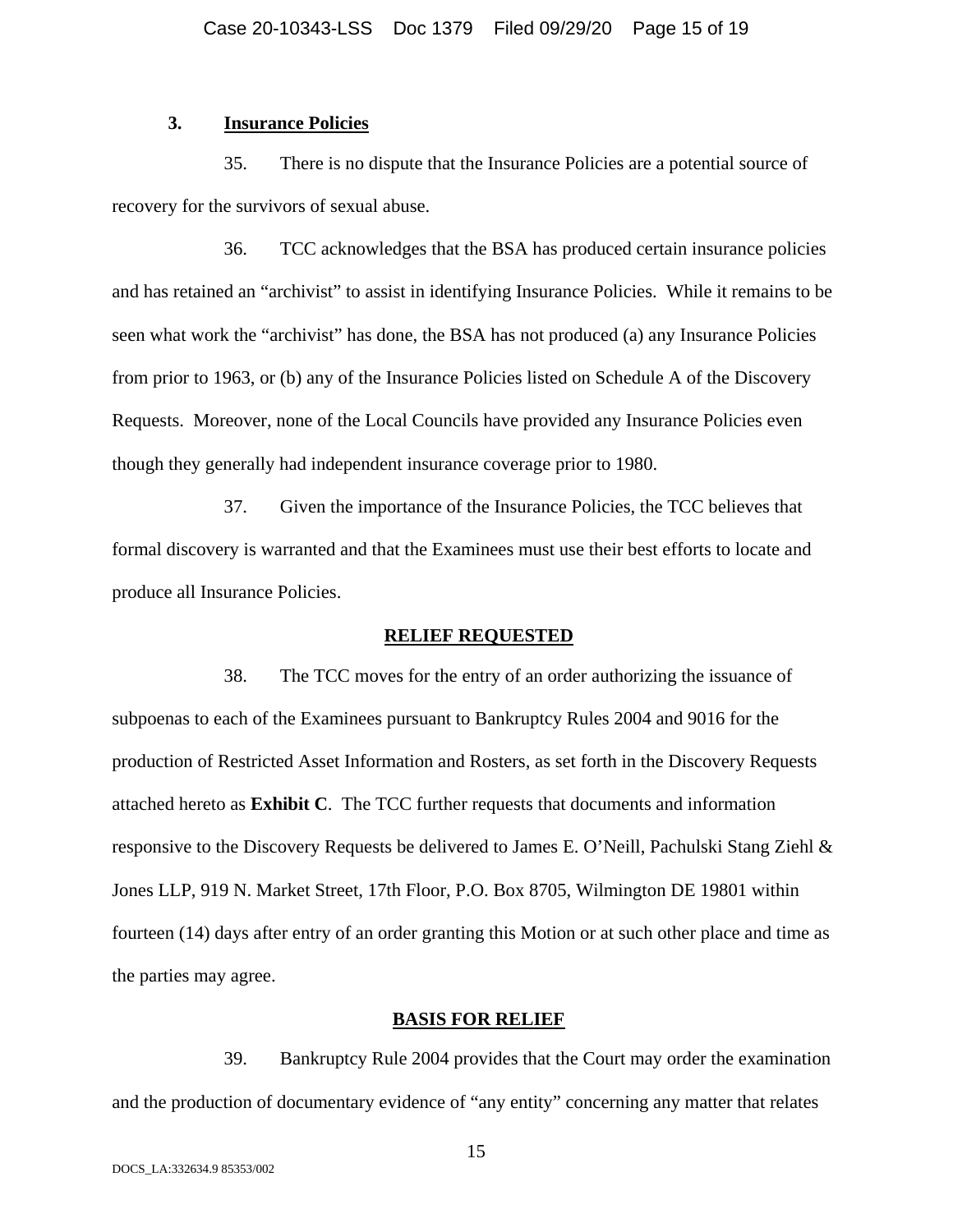### 3. Insurance Policies

35. There is no dispute that the Insurance Policies are a potential source of recovery for the survivors of sexual abuse.

36. TCC acknowledges that the BSA has produced certain insurance policies and has retained an "archivist" to assist in identifying Insurance Policies. While it remains to be seen what work the "archivist" has done, the BSA has not produced (a) any Insurance Policies from prior to 1963, or (b) any of the Insurance Policies listed on Schedule A of the Discovery Requests. Moreover, none of the Local Councils have provided any Insurance Policies even though they generally had independent insurance coverage prior to 1980.

37. Given the importance of the Insurance Policies, the TCC believes that formal discovery is warranted and that the Examinees must use their best efforts to locate and produce all Insurance Policies.

## RELIEF REQUESTED

38. The TCC moves for the entry of an order authorizing the issuance of subpoenas to each of the Examinees pursuant to Bankruptcy Rules 2004 and 9016 for the production of Restricted Asset Information and Rosters, as set forth in the Discovery Requests attached hereto as **Exhibit C**. The TCC further requests that documents and information responsive to the Discovery Requests be delivered to James E. O'Neill, Pachulski Stang Ziehl & Jones LLP, 919 N. Market Street, 17th Floor, P.O. Box 8705, Wilmington DE 19801 within fourteen (14) days after entry of an order granting this Motion or at such other place and time as the parties may agree.

## BASIS FOR RELIEF

39. Bankruptcy Rule 2004 provides that the Court may order the examination and the production of documentary evidence of "any entity" concerning any matter that relates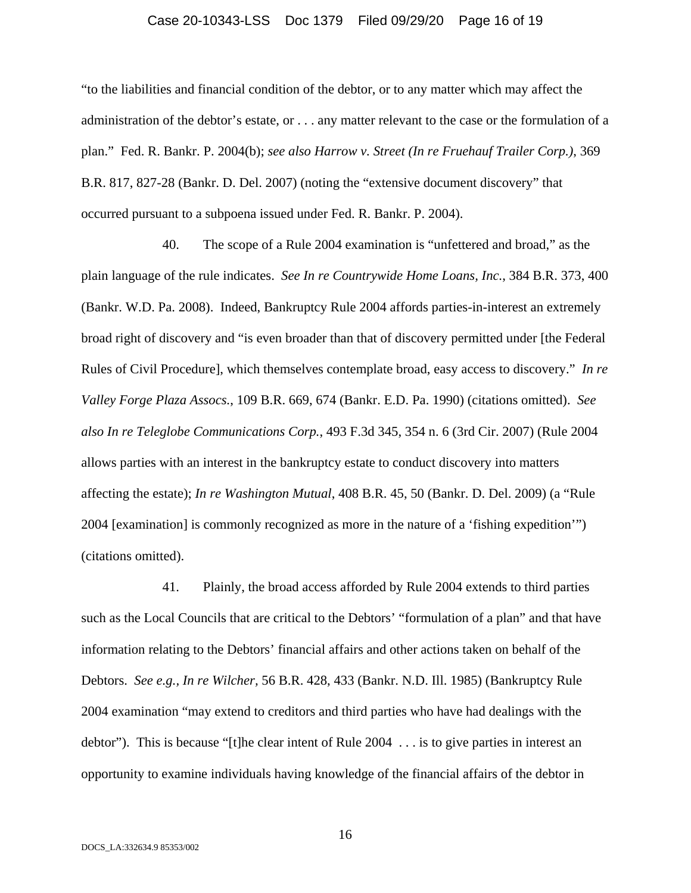"to the liabilities and financial condition of the debtor, or to any matter which may affect the administration of the debtor's estate, or . . . any matter relevant to the case or the formulation of a plan." Fed. R. Bankr. P. 2004(b); *see also Harrow v. Street (In re Fruehauf Trailer Corp.)*, 369 B.R. 817, 827-28 (Bankr. D. Del. 2007) (noting the "extensive document discovery" that occurred pursuant to a subpoena issued under Fed. R. Bankr. P. 2004).

40. The scope of a Rule 2004 examination is "unfettered and broad," as the plain language of the rule indicates. *See In re Countrywide Home Loans, Inc*., 384 B.R. 373, 400 (Bankr. W.D. Pa. 2008). Indeed, Bankruptcy Rule 2004 affords parties-in-interest an extremely broad right of discovery and "is even broader than that of discovery permitted under [the Federal Rules of Civil Procedure], which themselves contemplate broad, easy access to discovery." *In re Valley Forge Plaza Assocs.*, 109 B.R. 669, 674 (Bankr. E.D. Pa. 1990) (citations omitted). *See also In re Teleglobe Communications Corp.*, 493 F.3d 345, 354 n. 6 (3rd Cir. 2007) (Rule 2004 allows parties with an interest in the bankruptcy estate to conduct discovery into matters affecting the estate); *In re Washington Mutual*, 408 B.R. 45, 50 (Bankr. D. Del. 2009) (a "Rule 2004 [examination] is commonly recognized as more in the nature of a 'fishing expedition'") (citations omitted).

41. Plainly, the broad access afforded by Rule 2004 extends to third parties such as the Local Councils that are critical to the Debtors' "formulation of a plan" and that have information relating to the Debtors' financial affairs and other actions taken on behalf of the Debtors. *See e.g., In re Wilcher*, 56 B.R. 428, 433 (Bankr. N.D. Ill. 1985) (Bankruptcy Rule 2004 examination "may extend to creditors and third parties who have had dealings with the debtor"). This is because "[t]he clear intent of Rule 2004 . . . is to give parties in interest an opportunity to examine individuals having knowledge of the financial affairs of the debtor in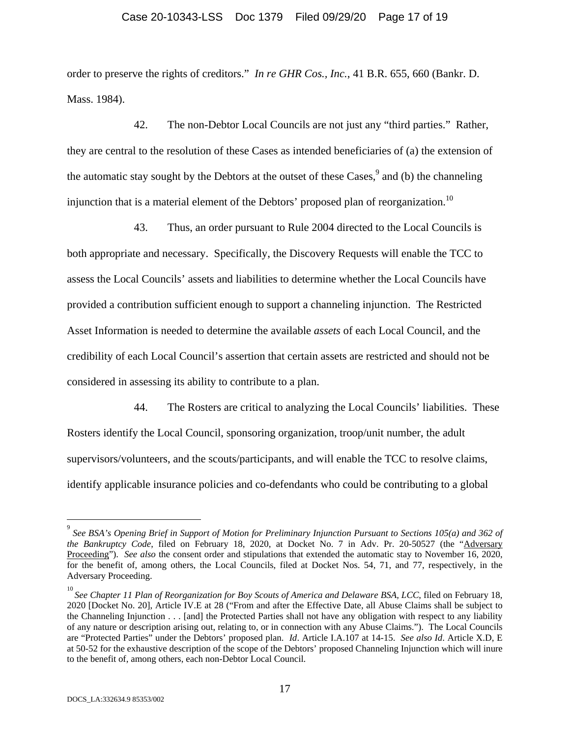order to preserve the rights of creditors." *In re GHR Cos., Inc.*, 41 B.R. 655, 660 (Bankr. D. Mass. 1984).

42. The non-Debtor Local Councils are not just any "third parties." Rather, they are central to the resolution of these Cases as intended beneficiaries of (a) the extension of the automatic stay sought by the Debtors at the outset of these Cases,[9] and (b) the channeling injunction that is a material element of the Debtors' proposed plan of reorganization.[10]

43. Thus, an order pursuant to Rule 2004 directed to the Local Councils is both appropriate and necessary. Specifically, the Discovery Requests will enable the TCC to assess the Local Councils' assets and liabilities to determine whether the Local Councils have provided a contribution sufficient enough to support a channeling injunction. The Restricted Asset Information is needed to determine the available *assets* of each Local Council, and the credibility of each Local Council's assertion that certain assets are restricted and should not be considered in assessing its ability to contribute to a plan.

44. The Rosters are critical to analyzing the Local Councils' liabilities. These Rosters identify the Local Council, sponsoring organization, troop/unit number, the adult supervisors/volunteers, and the scouts/participants, and will enable the TCC to resolve claims, identify applicable insurance policies and co-defendants who could be contributing to a global

---

[9] *See BSA's Opening Brief in Support of Motion for Preliminary Injunction Pursuant to Sections 105(a) and 362 of the Bankruptcy Code*, filed on February 18, 2020, at Docket No. 7 in Adv. Pr. 20-50527 (the "Adversary Proceeding"). *See also* the consent order and stipulations that extended the automatic stay to November 16, 2020, for the benefit of, among others, the Local Councils, filed at Docket Nos. 54, 71, and 77, respectively, in the Adversary Proceeding.

[10] *See Chapter 11 Plan of Reorganization for Boy Scouts of America and Delaware BSA, LCC*, filed on February 18, 2020 [Docket No. 20], Article IV.E at 28 ("From and after the Effective Date, all Abuse Claims shall be subject to the Channeling Injunction . . . [and] the Protected Parties shall not have any obligation with respect to any liability of any nature or description arising out, relating to, or in connection with any Abuse Claims."). The Local Councils are "Protected Parties" under the Debtors' proposed plan. *Id*. Article I.A.107 at 14-15. *See also Id*. Article X.D, E at 50-52 for the exhaustive description of the scope of the Debtors' proposed Channeling Injunction which will inure to the benefit of, among others, each non-Debtor Local Council.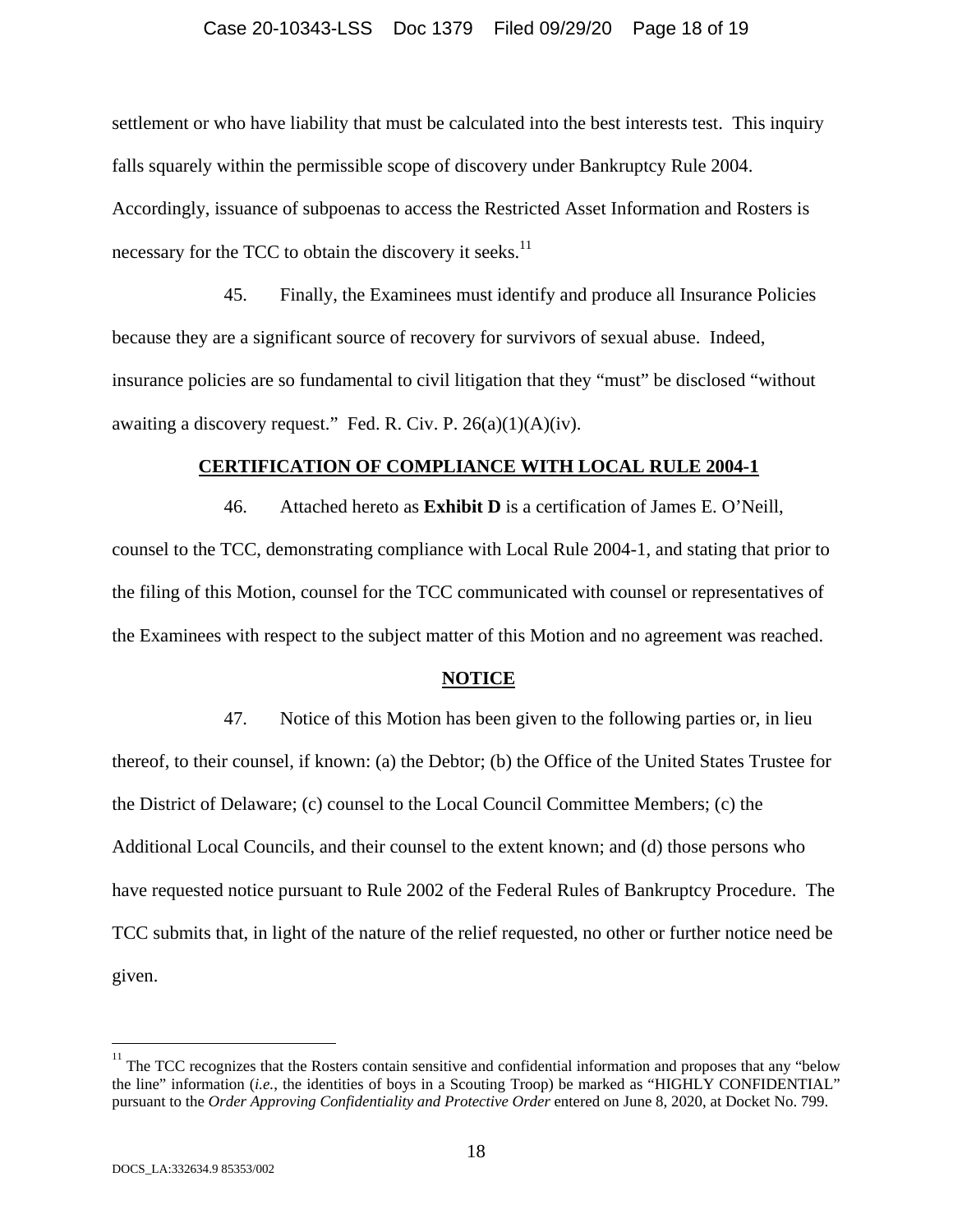settlement or who have liability that must be calculated into the best interests test. This inquiry falls squarely within the permissible scope of discovery under Bankruptcy Rule 2004. Accordingly, issuance of subpoenas to access the Restricted Asset Information and Rosters is necessary for the TCC to obtain the discovery it seeks.[11]

45. Finally, the Examinees must identify and produce all Insurance Policies because they are a significant source of recovery for survivors of sexual abuse. Indeed, insurance policies are so fundamental to civil litigation that they "must" be disclosed "without awaiting a discovery request." Fed. R. Civ. P. 26(a)(1)(A)(iv).

## CERTIFICATION OF COMPLIANCE WITH LOCAL RULE 2004-1

46. Attached hereto as **Exhibit D** is a certification of James E. O'Neill, counsel to the TCC, demonstrating compliance with Local Rule 2004-1, and stating that prior to the filing of this Motion, counsel for the TCC communicated with counsel or representatives of the Examinees with respect to the subject matter of this Motion and no agreement was reached.

## NOTICE

47. Notice of this Motion has been given to the following parties or, in lieu thereof, to their counsel, if known: (a) the Debtor; (b) the Office of the United States Trustee for the District of Delaware; (c) counsel to the Local Council Committee Members; (c) the Additional Local Councils, and their counsel to the extent known; and (d) those persons who have requested notice pursuant to Rule 2002 of the Federal Rules of Bankruptcy Procedure. The TCC submits that, in light of the nature of the relief requested, no other or further notice need be given.

---

[11] The TCC recognizes that the Rosters contain sensitive and confidential information and proposes that any "below the line" information (*i.e.*, the identities of boys in a Scouting Troop) be marked as "HIGHLY CONFIDENTIAL" pursuant to the *Order Approving Confidentiality and Protective Order* entered on June 8, 2020, at Docket No. 799.

DOCS_LA:332634.9 85353/002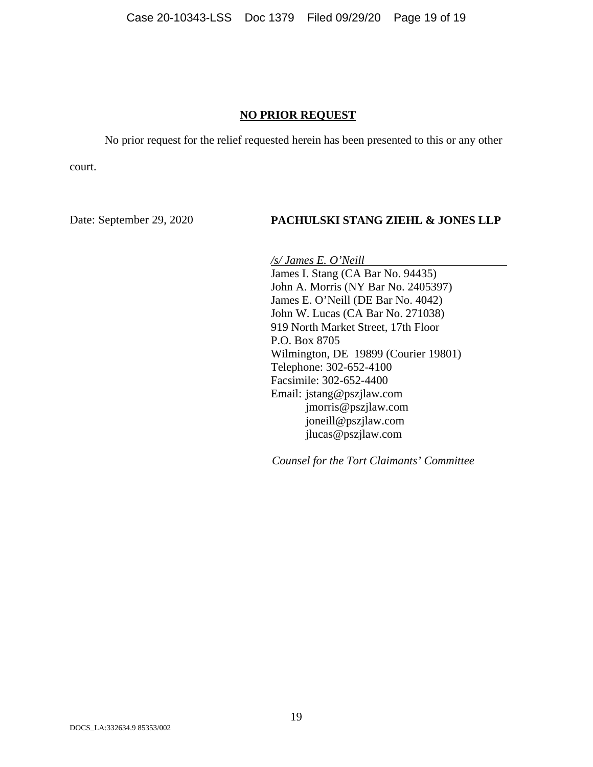## NO PRIOR REQUEST

No prior request for the relief requested herein has been presented to this or any other court.

Date: September 29, 2020

**PACHULSKI STANG ZIEHL & JONES LLP**

*/s/ James E. O'Neill*

James I. Stang (CA Bar No. 94435)
John A. Morris (NY Bar No. 2405397)
James E. O'Neill (DE Bar No. 4042)
John W. Lucas (CA Bar No. 271038)
919 North Market Street, 17th Floor
P.O. Box 8705
Wilmington, DE 19899 (Courier 19801)
Telephone: 302-652-4100
Facsimile: 302-652-4400
Email: jstang@pszjlaw.com
jmorris@pszjlaw.com
joneill@pszjlaw.com
jlucas@pszjlaw.com

*Counsel for the Tort Claimants' Committee*

DOCS_LA:332634.9 85353/002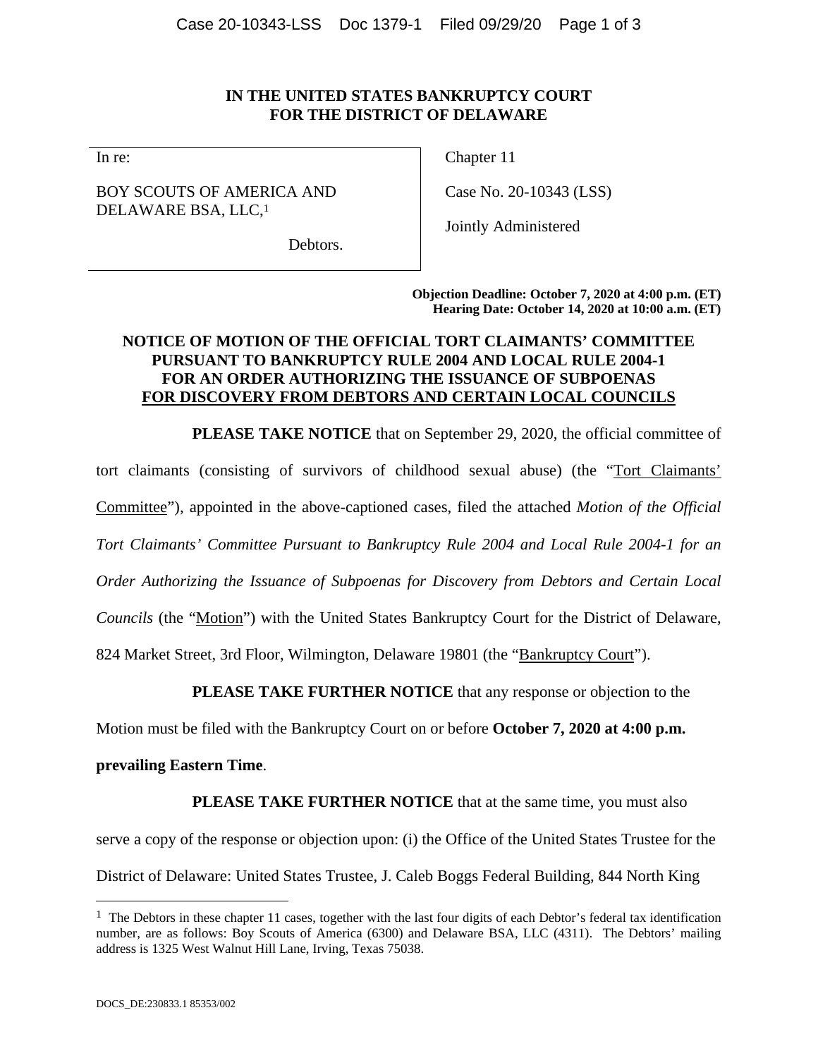**IN THE UNITED STATES BANKRUPTCY COURT**
**FOR THE DISTRICT OF DELAWARE**

| | |
|---|---|
| In re: | Chapter 11 |
| BOY SCOUTS OF AMERICA AND DELAWARE BSA, LLC,[1] | Case No. 20-10343 (LSS) |
| Debtors. | Jointly Administered |

**Objection Deadline: October 7, 2020 at 4:00 p.m. (ET)**
**Hearing Date: October 14, 2020 at 10:00 a.m. (ET)**

**NOTICE OF MOTION OF THE OFFICIAL TORT CLAIMANTS' COMMITTEE PURSUANT TO BANKRUPTCY RULE 2004 AND LOCAL RULE 2004-1 FOR AN ORDER AUTHORIZING THE ISSUANCE OF SUBPOENAS FOR DISCOVERY FROM DEBTORS AND CERTAIN LOCAL COUNCILS**

**PLEASE TAKE NOTICE** that on September 29, 2020, the official committee of tort claimants (consisting of survivors of childhood sexual abuse) (the "Tort Claimants' Committee"), appointed in the above-captioned cases, filed the attached *Motion of the Official Tort Claimants' Committee Pursuant to Bankruptcy Rule 2004 and Local Rule 2004-1 for an Order Authorizing the Issuance of Subpoenas for Discovery from Debtors and Certain Local Councils* (the "Motion") with the United States Bankruptcy Court for the District of Delaware, 824 Market Street, 3rd Floor, Wilmington, Delaware 19801 (the "Bankruptcy Court").

**PLEASE TAKE FURTHER NOTICE** that any response or objection to the Motion must be filed with the Bankruptcy Court on or before **October 7, 2020 at 4:00 p.m. prevailing Eastern Time**.

**PLEASE TAKE FURTHER NOTICE** that at the same time, you must also serve a copy of the response or objection upon: (i) the Office of the United States Trustee for the District of Delaware: United States Trustee, J. Caleb Boggs Federal Building, 844 North King

---

[1] The Debtors in these chapter 11 cases, together with the last four digits of each Debtor's federal tax identification number, are as follows: Boy Scouts of America (6300) and Delaware BSA, LLC (4311). The Debtors' mailing address is 1325 West Walnut Hill Lane, Irving, Texas 75038.

DOCS_DE:230833.1 85353/002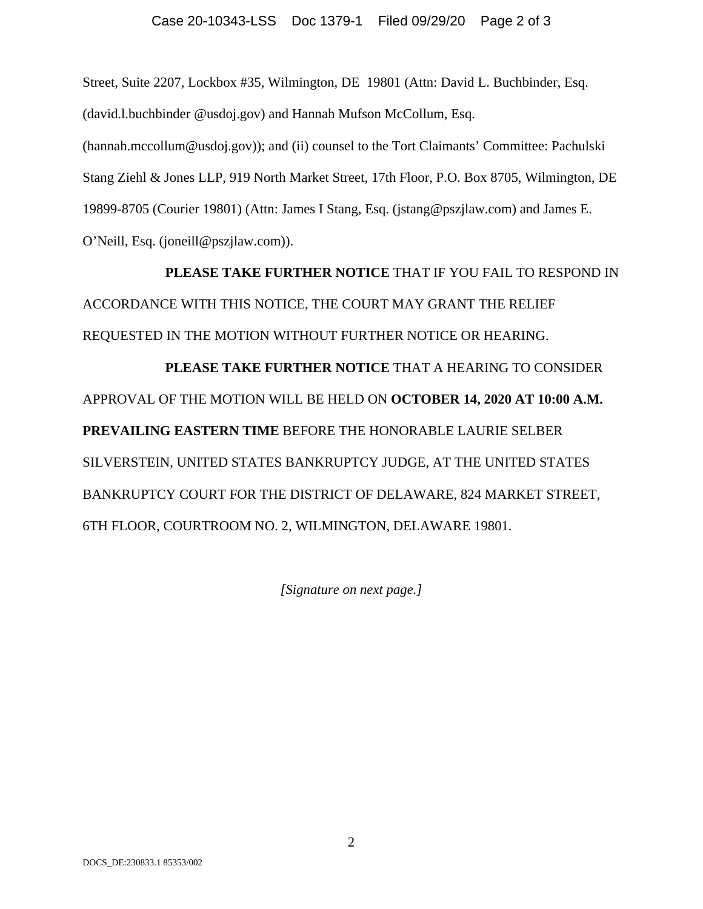Street, Suite 2207, Lockbox #35, Wilmington, DE 19801 (Attn: David L. Buchbinder, Esq. (david.l.buchbinder @usdoj.gov) and Hannah Mufson McCollum, Esq. (hannah.mccollum@usdoj.gov)); and (ii) counsel to the Tort Claimants' Committee: Pachulski Stang Ziehl & Jones LLP, 919 North Market Street, 17th Floor, P.O. Box 8705, Wilmington, DE 19899-8705 (Courier 19801) (Attn: James I Stang, Esq. (jstang@pszjlaw.com) and James E. O'Neill, Esq. (joneill@pszjlaw.com)).

**PLEASE TAKE FURTHER NOTICE** THAT IF YOU FAIL TO RESPOND IN ACCORDANCE WITH THIS NOTICE, THE COURT MAY GRANT THE RELIEF REQUESTED IN THE MOTION WITHOUT FURTHER NOTICE OR HEARING.

**PLEASE TAKE FURTHER NOTICE** THAT A HEARING TO CONSIDER APPROVAL OF THE MOTION WILL BE HELD ON **OCTOBER 14, 2020 AT 10:00 A.M. PREVAILING EASTERN TIME** BEFORE THE HONORABLE LAURIE SELBER SILVERSTEIN, UNITED STATES BANKRUPTCY JUDGE, AT THE UNITED STATES BANKRUPTCY COURT FOR THE DISTRICT OF DELAWARE, 824 MARKET STREET, 6TH FLOOR, COURTROOM NO. 2, WILMINGTON, DELAWARE 19801.

*[Signature on next page.]*

DOCS_DE:230833.1 85353/002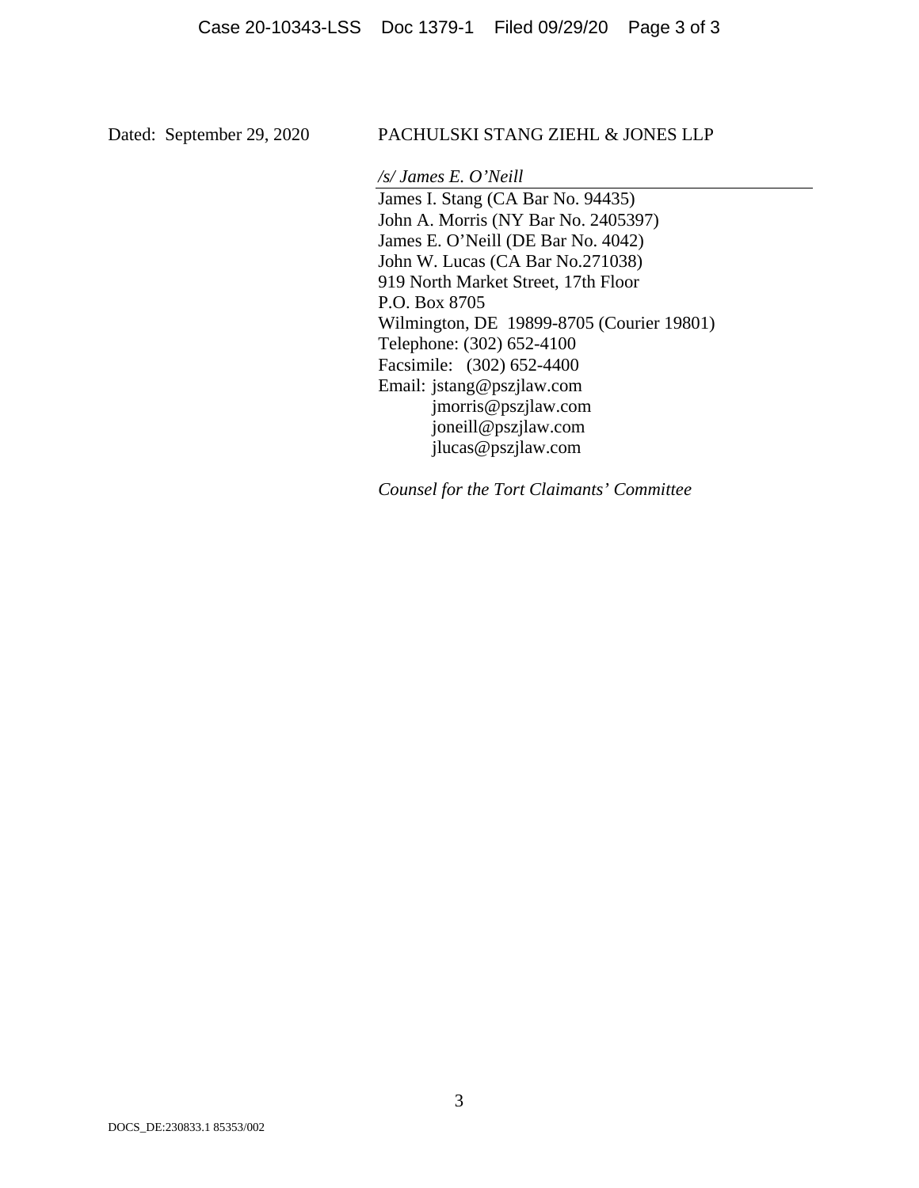Dated: September 29, 2020

PACHULSKI STANG ZIEHL & JONES LLP

*/s/ James E. O'Neill*

James I. Stang (CA Bar No. 94435)
John A. Morris (NY Bar No. 2405397)
James E. O'Neill (DE Bar No. 4042)
John W. Lucas (CA Bar No.271038)
919 North Market Street, 17th Floor
P.O. Box 8705
Wilmington, DE 19899-8705 (Courier 19801)
Telephone: (302) 652-4100
Facsimile: (302) 652-4400
Email: jstang@pszjlaw.com
jmorris@pszjlaw.com
joneill@pszjlaw.com
jlucas@pszjlaw.com

*Counsel for the Tort Claimants' Committee*

DOCS_DE:230833.1 85353/002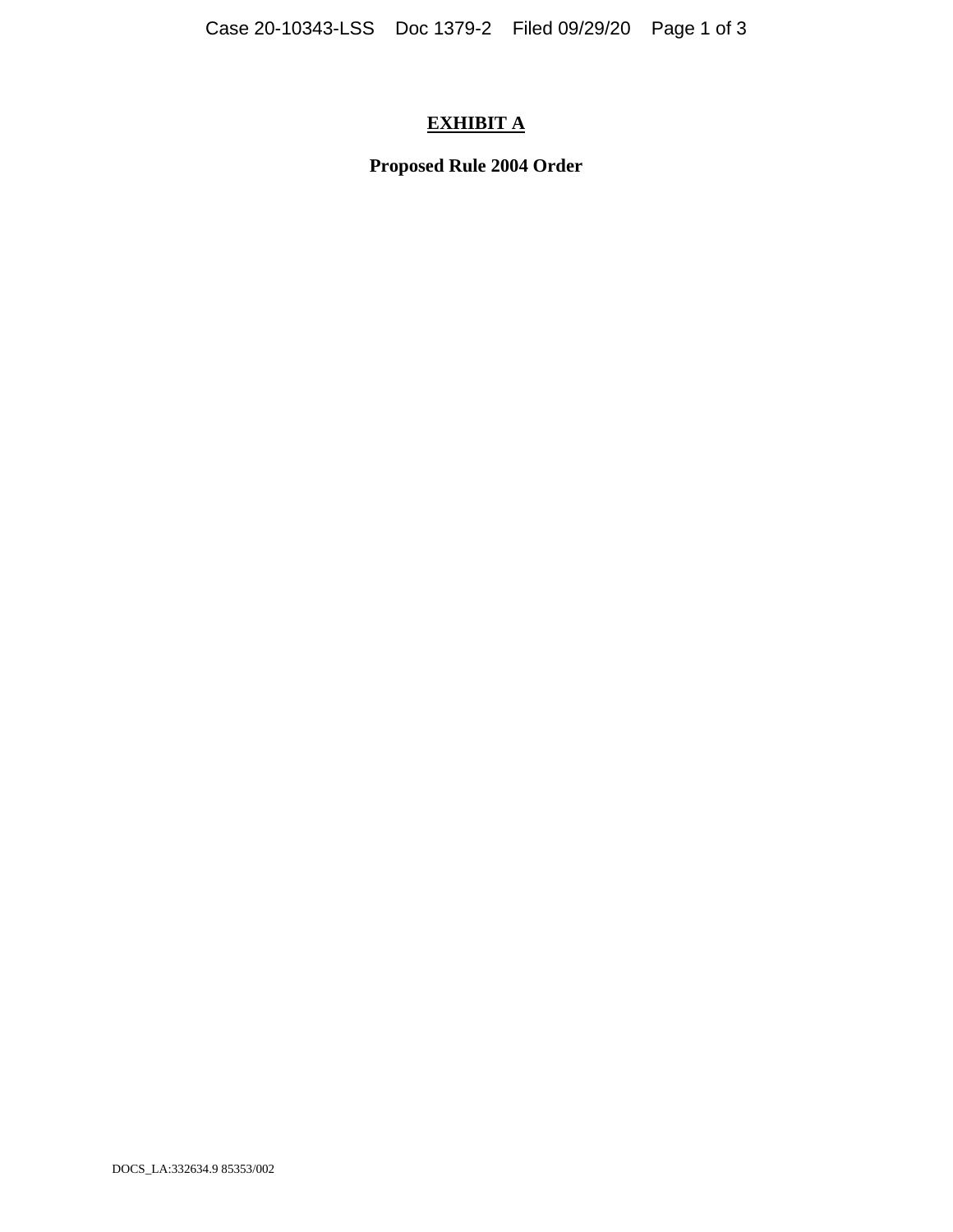**EXHIBIT A**

**Proposed Rule 2004 Order**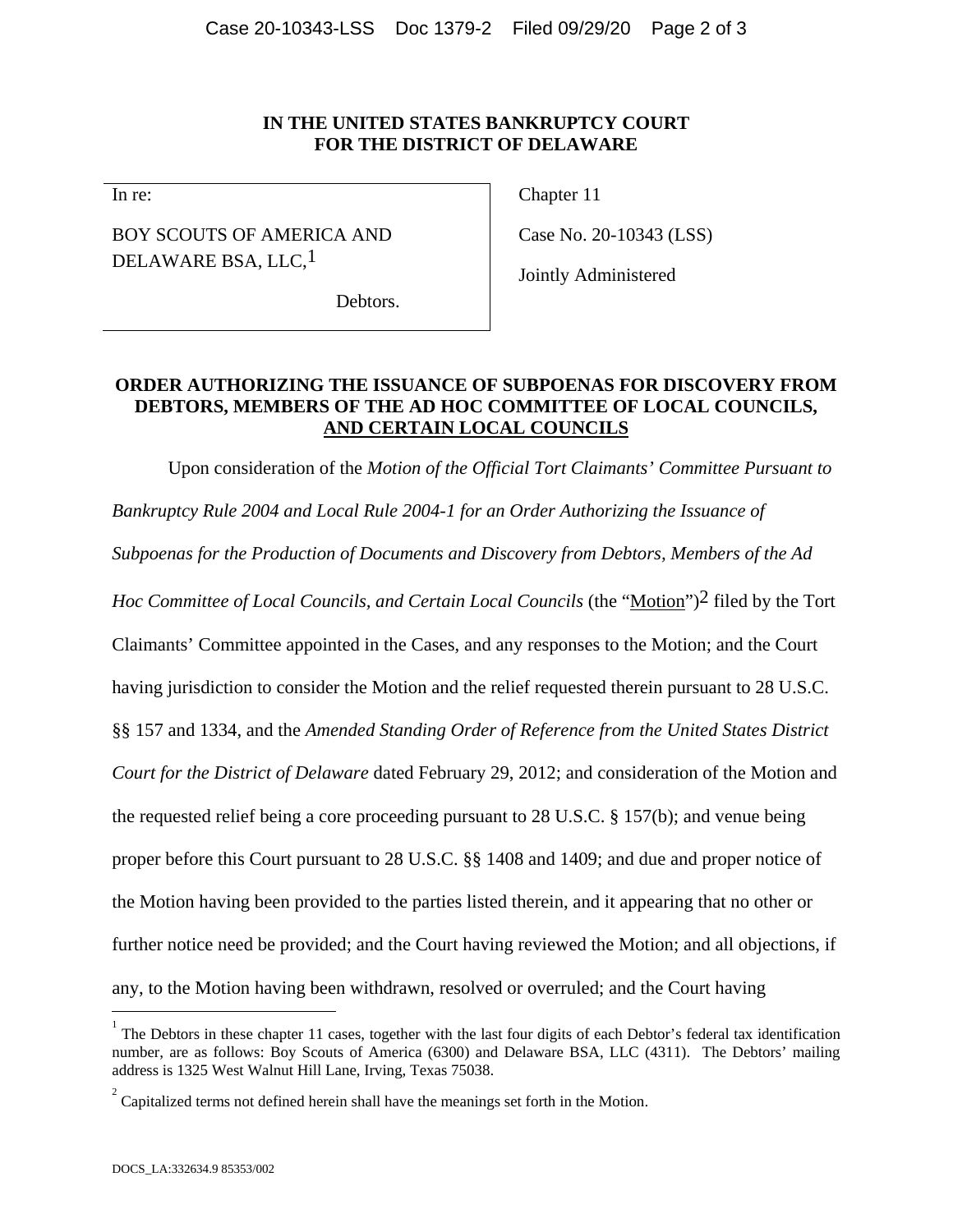**IN THE UNITED STATES BANKRUPTCY COURT**
**FOR THE DISTRICT OF DELAWARE**

| | |
|---|---|
| In re:<br><br>BOY SCOUTS OF AMERICA AND DELAWARE BSA, LLC,[1]<br><br>Debtors. | Chapter 11<br><br>Case No. 20-10343 (LSS)<br><br>Jointly Administered |

**ORDER AUTHORIZING THE ISSUANCE OF SUBPOENAS FOR DISCOVERY FROM DEBTORS, MEMBERS OF THE AD HOC COMMITTEE OF LOCAL COUNCILS, AND CERTAIN LOCAL COUNCILS**

Upon consideration of the *Motion of the Official Tort Claimants' Committee Pursuant to Bankruptcy Rule 2004 and Local Rule 2004-1 for an Order Authorizing the Issuance of Subpoenas for the Production of Documents and Discovery from Debtors, Members of the Ad Hoc Committee of Local Councils, and Certain Local Councils* (the "Motion")[2] filed by the Tort Claimants' Committee appointed in the Cases, and any responses to the Motion; and the Court having jurisdiction to consider the Motion and the relief requested therein pursuant to 28 U.S.C. §§ 157 and 1334, and the *Amended Standing Order of Reference from the United States District Court for the District of Delaware* dated February 29, 2012; and consideration of the Motion and the requested relief being a core proceeding pursuant to 28 U.S.C. § 157(b); and venue being proper before this Court pursuant to 28 U.S.C. §§ 1408 and 1409; and due and proper notice of the Motion having been provided to the parties listed therein, and it appearing that no other or further notice need be provided; and the Court having reviewed the Motion; and all objections, if any, to the Motion having been withdrawn, resolved or overruled; and the Court having

---

[1] The Debtors in these chapter 11 cases, together with the last four digits of each Debtor's federal tax identification number, are as follows: Boy Scouts of America (6300) and Delaware BSA, LLC (4311). The Debtors' mailing address is 1325 West Walnut Hill Lane, Irving, Texas 75038.

[2] Capitalized terms not defined herein shall have the meanings set forth in the Motion.

DOCS_LA:332634.9 85353/002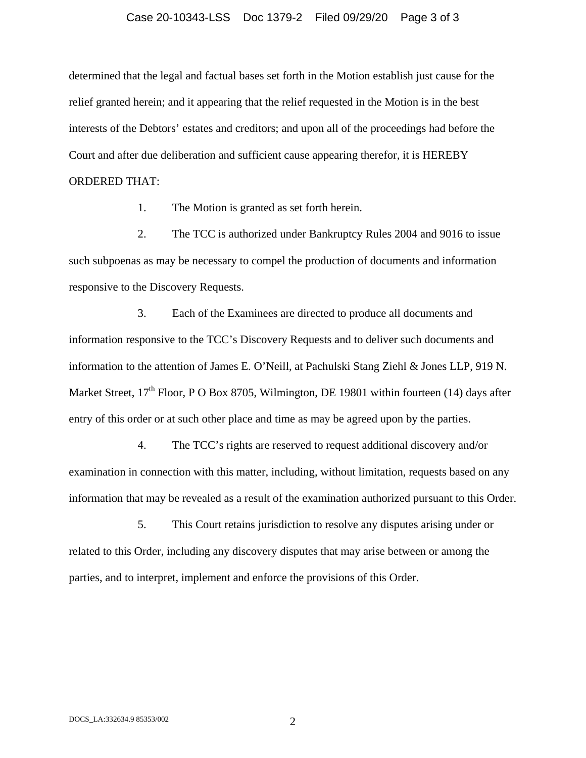determined that the legal and factual bases set forth in the Motion establish just cause for the relief granted herein; and it appearing that the relief requested in the Motion is in the best interests of the Debtors' estates and creditors; and upon all of the proceedings had before the Court and after due deliberation and sufficient cause appearing therefor, it is HEREBY ORDERED THAT:

1. The Motion is granted as set forth herein.

2. The TCC is authorized under Bankruptcy Rules 2004 and 9016 to issue such subpoenas as may be necessary to compel the production of documents and information responsive to the Discovery Requests.

3. Each of the Examinees are directed to produce all documents and information responsive to the TCC's Discovery Requests and to deliver such documents and information to the attention of James E. O'Neill, at Pachulski Stang Ziehl & Jones LLP, 919 N. Market Street, 17th Floor, P O Box 8705, Wilmington, DE 19801 within fourteen (14) days after entry of this order or at such other place and time as may be agreed upon by the parties.

4. The TCC's rights are reserved to request additional discovery and/or examination in connection with this matter, including, without limitation, requests based on any information that may be revealed as a result of the examination authorized pursuant to this Order.

5. This Court retains jurisdiction to resolve any disputes arising under or related to this Order, including any discovery disputes that may arise between or among the parties, and to interpret, implement and enforce the provisions of this Order.

DOCS_LA:332634.9 85353/002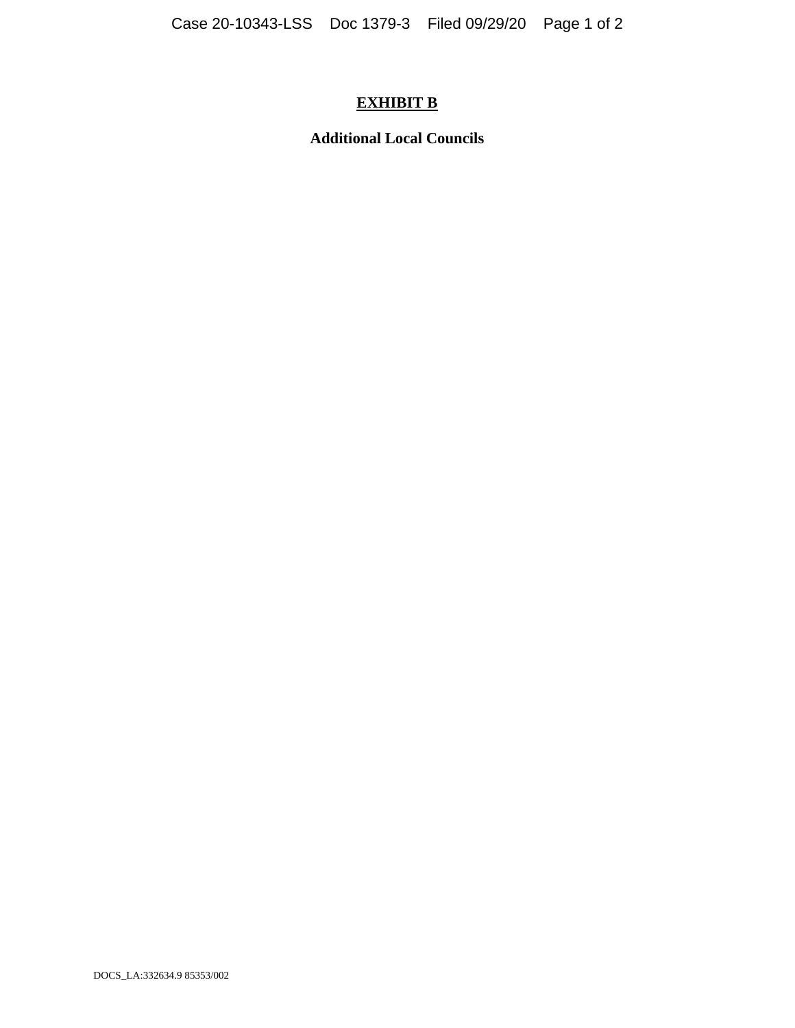# EXHIBIT B

**Additional Local Councils**

DOCS_LA:332634.9 85353/002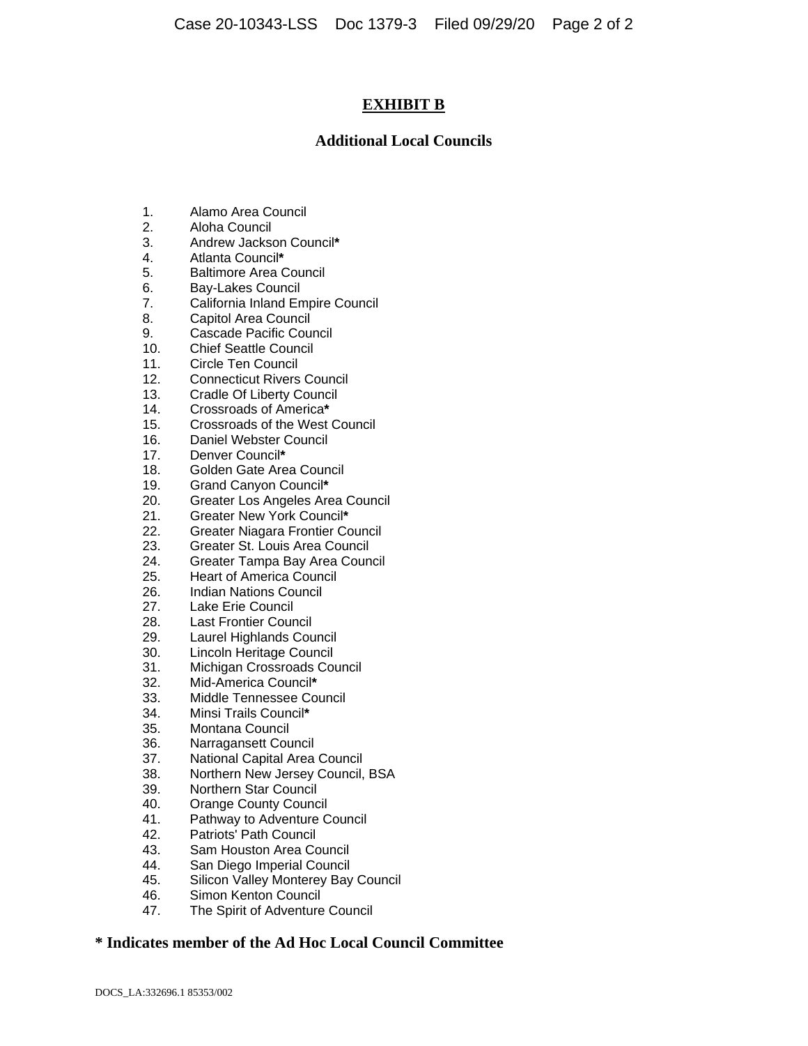# EXHIBIT B

## Additional Local Councils

1. Alamo Area Council
2. Aloha Council
3. Andrew Jackson Council*
4. Atlanta Council*
5. Baltimore Area Council
6. Bay-Lakes Council
7. California Inland Empire Council
8. Capitol Area Council
9. Cascade Pacific Council
10. Chief Seattle Council
11. Circle Ten Council
12. Connecticut Rivers Council
13. Cradle Of Liberty Council
14. Crossroads of America*
15. Crossroads of the West Council
16. Daniel Webster Council
17. Denver Council*
18. Golden Gate Area Council
19. Grand Canyon Council*
20. Greater Los Angeles Area Council
21. Greater New York Council*
22. Greater Niagara Frontier Council
23. Greater St. Louis Area Council
24. Greater Tampa Bay Area Council
25. Heart of America Council
26. Indian Nations Council
27. Lake Erie Council
28. Last Frontier Council
29. Laurel Highlands Council
30. Lincoln Heritage Council
31. Michigan Crossroads Council
32. Mid-America Council*
33. Middle Tennessee Council
34. Minsi Trails Council*
35. Montana Council
36. Narragansett Council
37. National Capital Area Council
38. Northern New Jersey Council, BSA
39. Northern Star Council
40. Orange County Council
41. Pathway to Adventure Council
42. Patriots' Path Council
43. Sam Houston Area Council
44. San Diego Imperial Council
45. Silicon Valley Monterey Bay Council
46. Simon Kenton Council
47. The Spirit of Adventure Council

**\* Indicates member of the Ad Hoc Local Council Committee**

DOCS_LA:332696.1 85353/002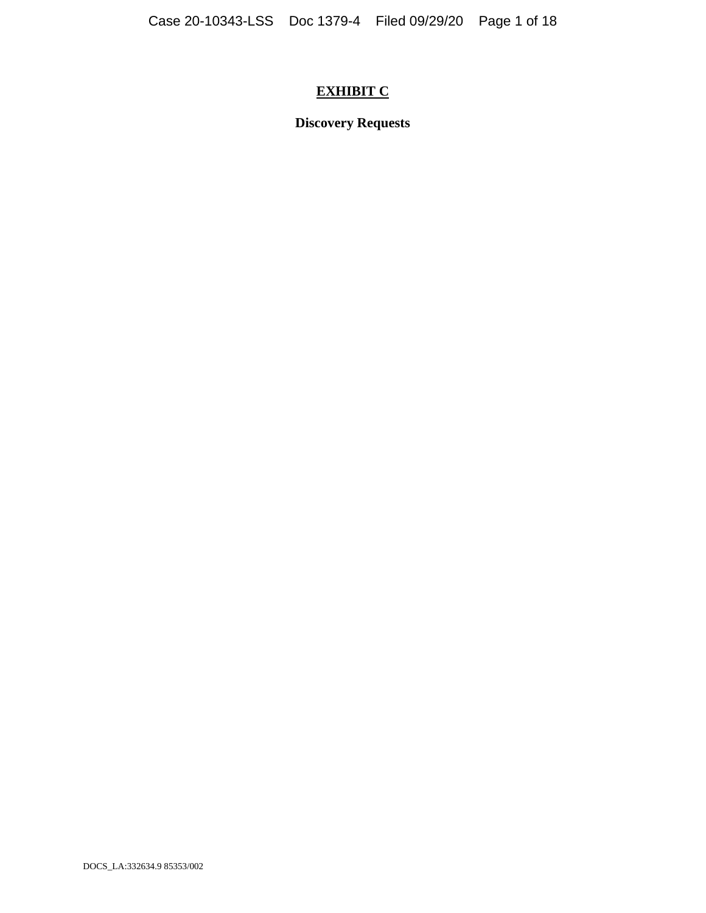# EXHIBIT C

**Discovery Requests**

DOCS_LA:332634.9 85353/002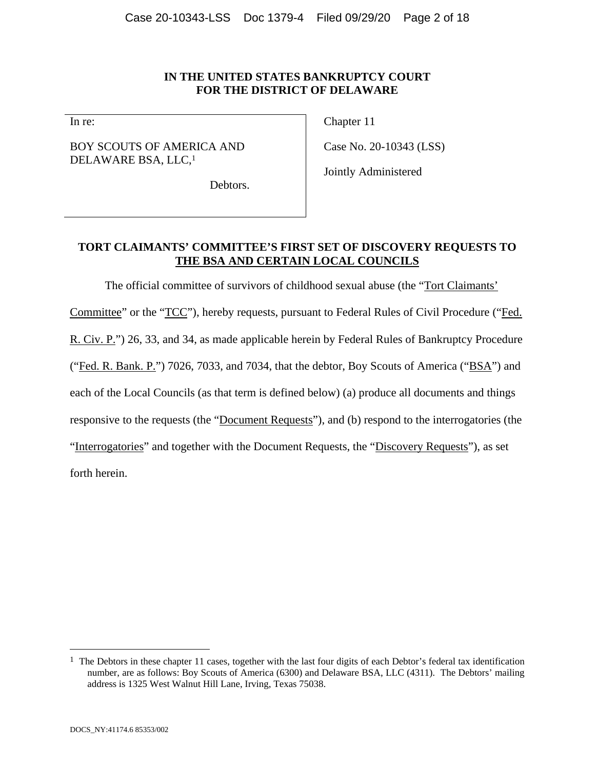**IN THE UNITED STATES BANKRUPTCY COURT**
**FOR THE DISTRICT OF DELAWARE**

| In re: | Chapter 11 |
|---|---|
| BOY SCOUTS OF AMERICA AND DELAWARE BSA, LLC,[1] | Case No. 20-10343 (LSS) |
| Debtors. | Jointly Administered |

**TORT CLAIMANTS' COMMITTEE'S FIRST SET OF DISCOVERY REQUESTS TO THE BSA AND CERTAIN LOCAL COUNCILS**

The official committee of survivors of childhood sexual abuse (the "Tort Claimants' Committee" or the "TCC"), hereby requests, pursuant to Federal Rules of Civil Procedure ("Fed. R. Civ. P.") 26, 33, and 34, as made applicable herein by Federal Rules of Bankruptcy Procedure ("Fed. R. Bank. P.") 7026, 7033, and 7034, that the debtor, Boy Scouts of America ("BSA") and each of the Local Councils (as that term is defined below) (a) produce all documents and things responsive to the requests (the "Document Requests"), and (b) respond to the interrogatories (the "Interrogatories" and together with the Document Requests, the "Discovery Requests"), as set forth herein.

[1] The Debtors in these chapter 11 cases, together with the last four digits of each Debtor's federal tax identification number, are as follows: Boy Scouts of America (6300) and Delaware BSA, LLC (4311). The Debtors' mailing address is 1325 West Walnut Hill Lane, Irving, Texas 75038.

DOCS_NY:41174.6 85353/002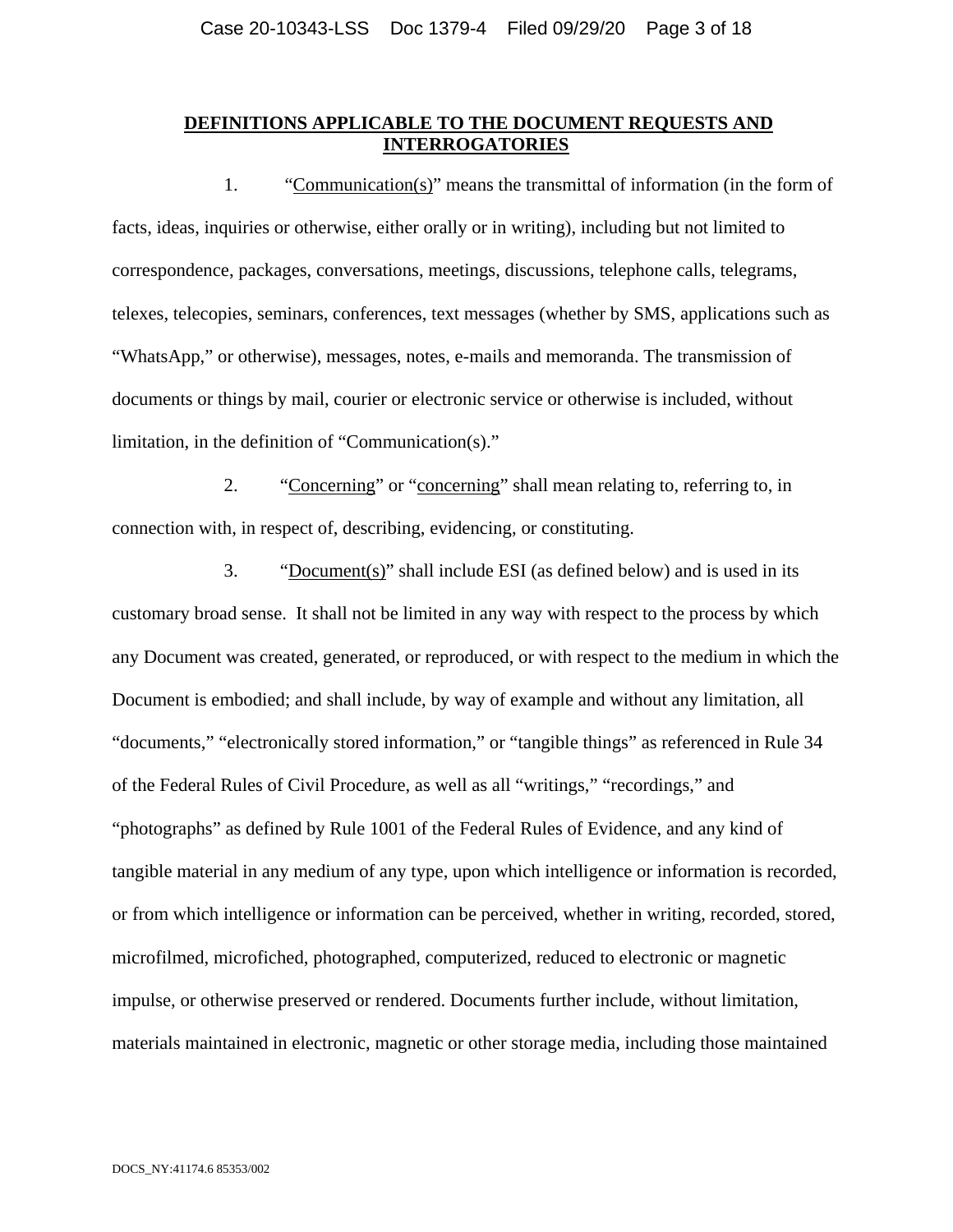## DEFINITIONS APPLICABLE TO THE DOCUMENT REQUESTS AND INTERROGATORIES

1. "Communication(s)" means the transmittal of information (in the form of facts, ideas, inquiries or otherwise, either orally or in writing), including but not limited to correspondence, packages, conversations, meetings, discussions, telephone calls, telegrams, telexes, telecopies, seminars, conferences, text messages (whether by SMS, applications such as "WhatsApp," or otherwise), messages, notes, e-mails and memoranda. The transmission of documents or things by mail, courier or electronic service or otherwise is included, without limitation, in the definition of "Communication(s)."

2. "Concerning" or "concerning" shall mean relating to, referring to, in connection with, in respect of, describing, evidencing, or constituting.

3. "Document(s)" shall include ESI (as defined below) and is used in its customary broad sense. It shall not be limited in any way with respect to the process by which any Document was created, generated, or reproduced, or with respect to the medium in which the Document is embodied; and shall include, by way of example and without any limitation, all "documents," "electronically stored information," or "tangible things" as referenced in Rule 34 of the Federal Rules of Civil Procedure, as well as all "writings," "recordings," and "photographs" as defined by Rule 1001 of the Federal Rules of Evidence, and any kind of tangible material in any medium of any type, upon which intelligence or information is recorded, or from which intelligence or information can be perceived, whether in writing, recorded, stored, microfilmed, microfiched, photographed, computerized, reduced to electronic or magnetic impulse, or otherwise preserved or rendered. Documents further include, without limitation, materials maintained in electronic, magnetic or other storage media, including those maintained

DOCS_NY:41174.6 85353/002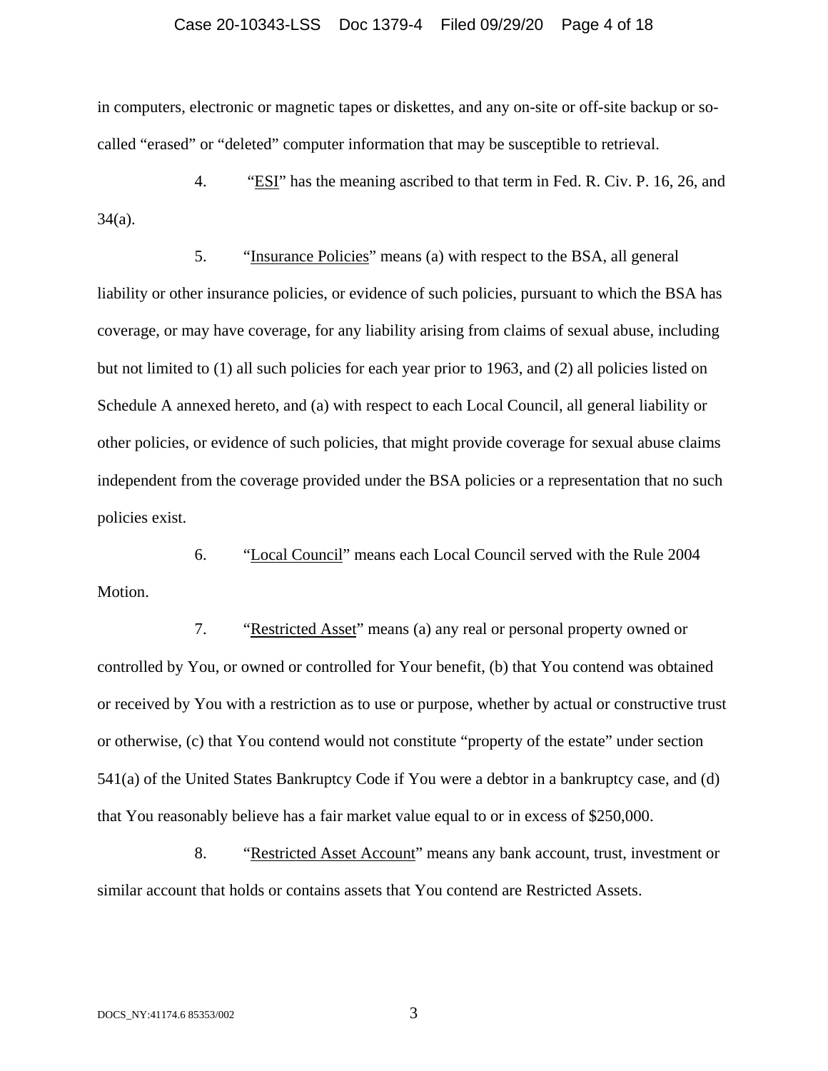in computers, electronic or magnetic tapes or diskettes, and any on-site or off-site backup or so-called "erased" or "deleted" computer information that may be susceptible to retrieval.

4. "ESI" has the meaning ascribed to that term in Fed. R. Civ. P. 16, 26, and 34(a).

5. "Insurance Policies" means (a) with respect to the BSA, all general liability or other insurance policies, or evidence of such policies, pursuant to which the BSA has coverage, or may have coverage, for any liability arising from claims of sexual abuse, including but not limited to (1) all such policies for each year prior to 1963, and (2) all policies listed on Schedule A annexed hereto, and (a) with respect to each Local Council, all general liability or other policies, or evidence of such policies, that might provide coverage for sexual abuse claims independent from the coverage provided under the BSA policies or a representation that no such policies exist.

6. "Local Council" means each Local Council served with the Rule 2004 Motion.

7. "Restricted Asset" means (a) any real or personal property owned or controlled by You, or owned or controlled for Your benefit, (b) that You contend was obtained or received by You with a restriction as to use or purpose, whether by actual or constructive trust or otherwise, (c) that You contend would not constitute "property of the estate" under section 541(a) of the United States Bankruptcy Code if You were a debtor in a bankruptcy case, and (d) that You reasonably believe has a fair market value equal to or in excess of $250,000.

8. "Restricted Asset Account" means any bank account, trust, investment or similar account that holds or contains assets that You contend are Restricted Assets.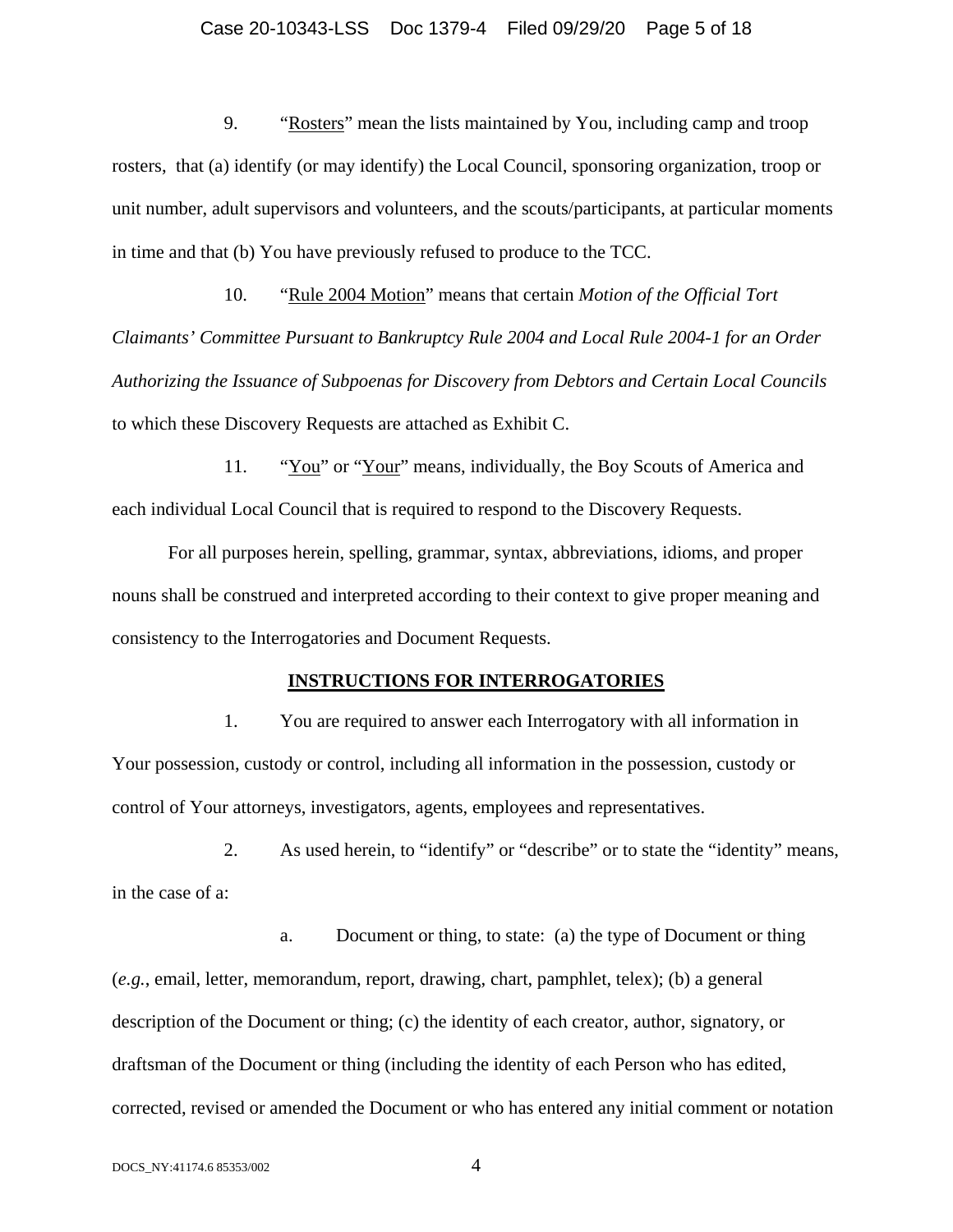9. "Rosters" mean the lists maintained by You, including camp and troop rosters, that (a) identify (or may identify) the Local Council, sponsoring organization, troop or unit number, adult supervisors and volunteers, and the scouts/participants, at particular moments in time and that (b) You have previously refused to produce to the TCC.

10. "Rule 2004 Motion" means that certain *Motion of the Official Tort Claimants' Committee Pursuant to Bankruptcy Rule 2004 and Local Rule 2004-1 for an Order Authorizing the Issuance of Subpoenas for Discovery from Debtors and Certain Local Councils* to which these Discovery Requests are attached as Exhibit C.

11. "You" or "Your" means, individually, the Boy Scouts of America and each individual Local Council that is required to respond to the Discovery Requests.

For all purposes herein, spelling, grammar, syntax, abbreviations, idioms, and proper nouns shall be construed and interpreted according to their context to give proper meaning and consistency to the Interrogatories and Document Requests.

## INSTRUCTIONS FOR INTERROGATORIES

1. You are required to answer each Interrogatory with all information in Your possession, custody or control, including all information in the possession, custody or control of Your attorneys, investigators, agents, employees and representatives.

2. As used herein, to "identify" or "describe" or to state the "identity" means, in the case of a:

a. Document or thing, to state: (a) the type of Document or thing (*e.g.*, email, letter, memorandum, report, drawing, chart, pamphlet, telex); (b) a general description of the Document or thing; (c) the identity of each creator, author, signatory, or draftsman of the Document or thing (including the identity of each Person who has edited, corrected, revised or amended the Document or who has entered any initial comment or notation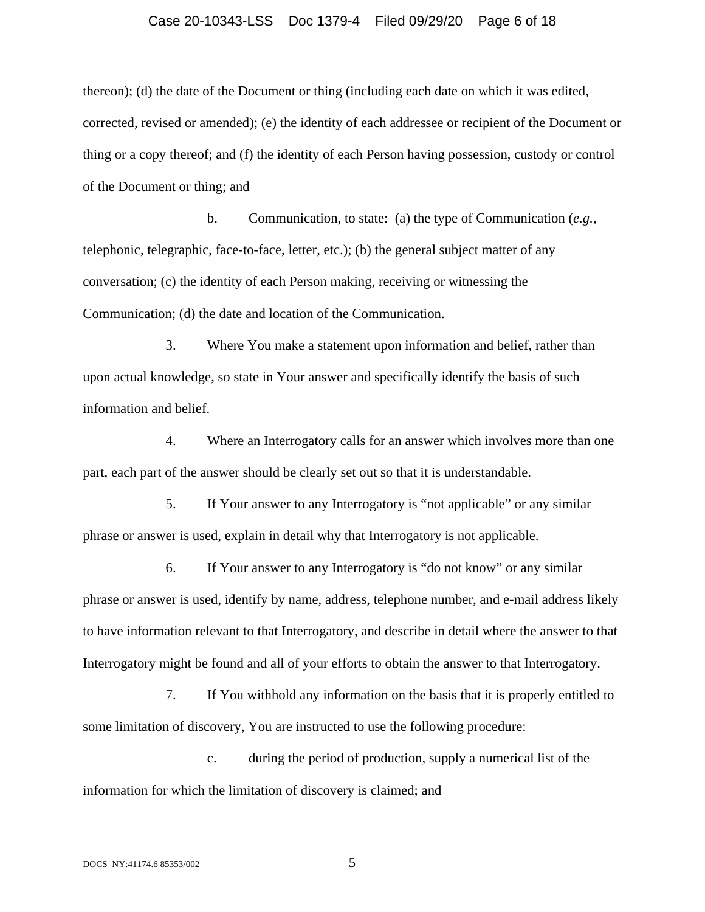thereon); (d) the date of the Document or thing (including each date on which it was edited, corrected, revised or amended); (e) the identity of each addressee or recipient of the Document or thing or a copy thereof; and (f) the identity of each Person having possession, custody or control of the Document or thing; and

b. Communication, to state: (a) the type of Communication (*e.g.*, telephonic, telegraphic, face-to-face, letter, etc.); (b) the general subject matter of any conversation; (c) the identity of each Person making, receiving or witnessing the Communication; (d) the date and location of the Communication.

3. Where You make a statement upon information and belief, rather than upon actual knowledge, so state in Your answer and specifically identify the basis of such information and belief.

4. Where an Interrogatory calls for an answer which involves more than one part, each part of the answer should be clearly set out so that it is understandable.

5. If Your answer to any Interrogatory is "not applicable" or any similar phrase or answer is used, explain in detail why that Interrogatory is not applicable.

6. If Your answer to any Interrogatory is "do not know" or any similar phrase or answer is used, identify by name, address, telephone number, and e-mail address likely to have information relevant to that Interrogatory, and describe in detail where the answer to that Interrogatory might be found and all of your efforts to obtain the answer to that Interrogatory.

7. If You withhold any information on the basis that it is properly entitled to some limitation of discovery, You are instructed to use the following procedure:

c. during the period of production, supply a numerical list of the information for which the limitation of discovery is claimed; and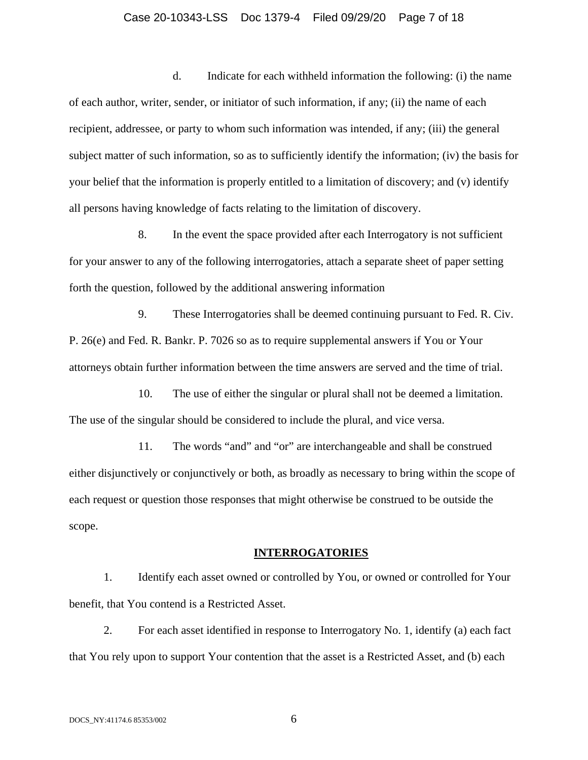d. Indicate for each withheld information the following: (i) the name of each author, writer, sender, or initiator of such information, if any; (ii) the name of each recipient, addressee, or party to whom such information was intended, if any; (iii) the general subject matter of such information, so as to sufficiently identify the information; (iv) the basis for your belief that the information is properly entitled to a limitation of discovery; and (v) identify all persons having knowledge of facts relating to the limitation of discovery.

8. In the event the space provided after each Interrogatory is not sufficient for your answer to any of the following interrogatories, attach a separate sheet of paper setting forth the question, followed by the additional answering information

9. These Interrogatories shall be deemed continuing pursuant to Fed. R. Civ. P. 26(e) and Fed. R. Bankr. P. 7026 so as to require supplemental answers if You or Your attorneys obtain further information between the time answers are served and the time of trial.

10. The use of either the singular or plural shall not be deemed a limitation. The use of the singular should be considered to include the plural, and vice versa.

11. The words "and" and "or" are interchangeable and shall be construed either disjunctively or conjunctively or both, as broadly as necessary to bring within the scope of each request or question those responses that might otherwise be construed to be outside the scope.

## INTERROGATORIES

1. Identify each asset owned or controlled by You, or owned or controlled for Your benefit, that You contend is a Restricted Asset.

2. For each asset identified in response to Interrogatory No. 1, identify (a) each fact that You rely upon to support Your contention that the asset is a Restricted Asset, and (b) each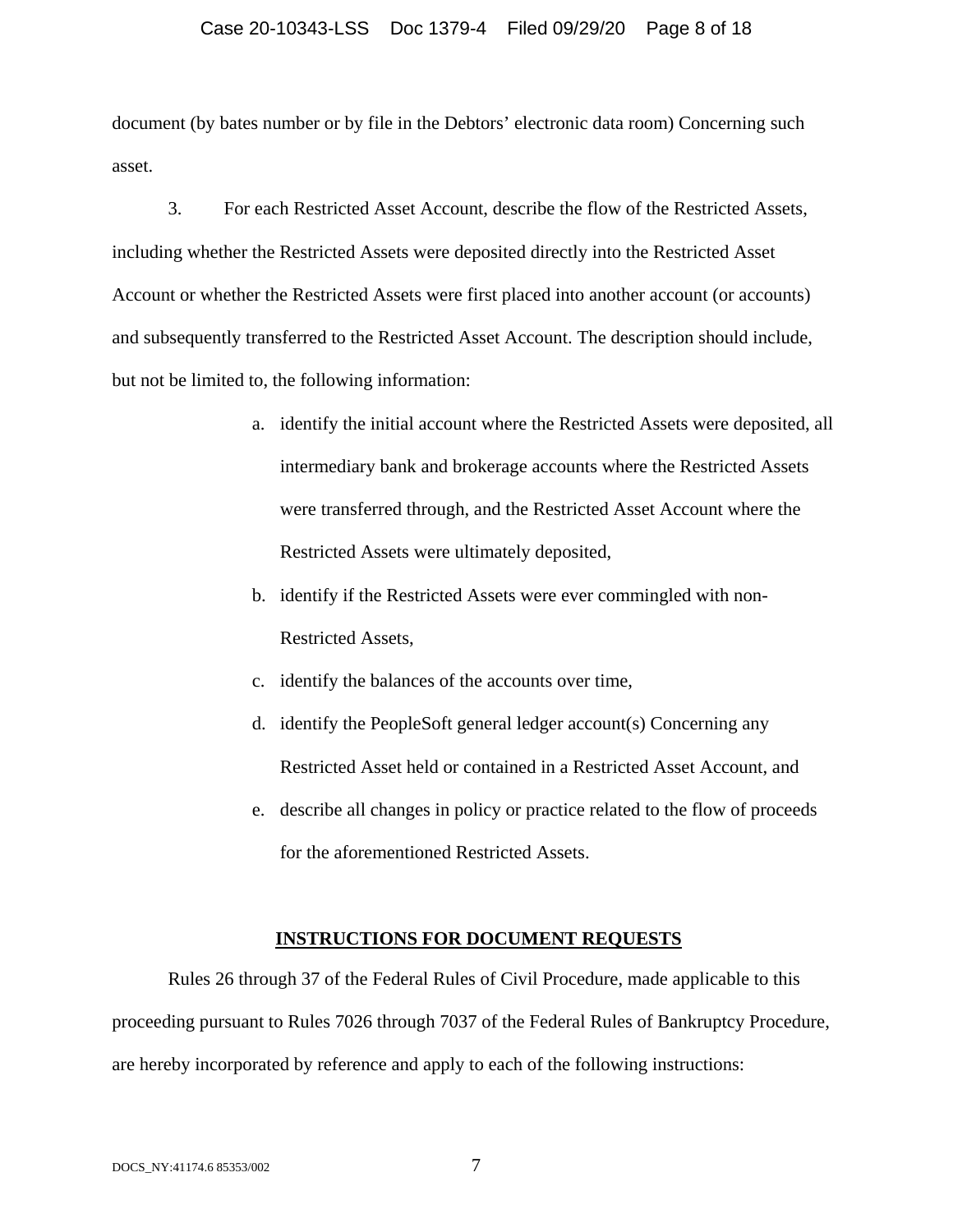document (by bates number or by file in the Debtors' electronic data room) Concerning such asset.

3. For each Restricted Asset Account, describe the flow of the Restricted Assets, including whether the Restricted Assets were deposited directly into the Restricted Asset Account or whether the Restricted Assets were first placed into another account (or accounts) and subsequently transferred to the Restricted Asset Account. The description should include, but not be limited to, the following information:

a. identify the initial account where the Restricted Assets were deposited, all intermediary bank and brokerage accounts where the Restricted Assets were transferred through, and the Restricted Asset Account where the Restricted Assets were ultimately deposited,

b. identify if the Restricted Assets were ever commingled with non-Restricted Assets,

c. identify the balances of the accounts over time,

d. identify the PeopleSoft general ledger account(s) Concerning any Restricted Asset held or contained in a Restricted Asset Account, and

e. describe all changes in policy or practice related to the flow of proceeds for the aforementioned Restricted Assets.

## INSTRUCTIONS FOR DOCUMENT REQUESTS

Rules 26 through 37 of the Federal Rules of Civil Procedure, made applicable to this proceeding pursuant to Rules 7026 through 7037 of the Federal Rules of Bankruptcy Procedure, are hereby incorporated by reference and apply to each of the following instructions: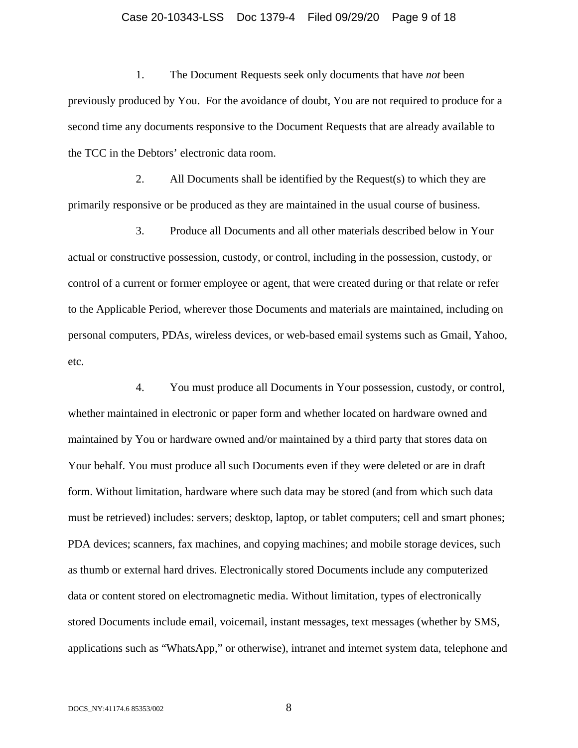1. The Document Requests seek only documents that have *not* been previously produced by You. For the avoidance of doubt, You are not required to produce for a second time any documents responsive to the Document Requests that are already available to the TCC in the Debtors' electronic data room.

2. All Documents shall be identified by the Request(s) to which they are primarily responsive or be produced as they are maintained in the usual course of business.

3. Produce all Documents and all other materials described below in Your actual or constructive possession, custody, or control, including in the possession, custody, or control of a current or former employee or agent, that were created during or that relate or refer to the Applicable Period, wherever those Documents and materials are maintained, including on personal computers, PDAs, wireless devices, or web-based email systems such as Gmail, Yahoo, etc.

4. You must produce all Documents in Your possession, custody, or control, whether maintained in electronic or paper form and whether located on hardware owned and maintained by You or hardware owned and/or maintained by a third party that stores data on Your behalf. You must produce all such Documents even if they were deleted or are in draft form. Without limitation, hardware where such data may be stored (and from which such data must be retrieved) includes: servers; desktop, laptop, or tablet computers; cell and smart phones; PDA devices; scanners, fax machines, and copying machines; and mobile storage devices, such as thumb or external hard drives. Electronically stored Documents include any computerized data or content stored on electromagnetic media. Without limitation, types of electronically stored Documents include email, voicemail, instant messages, text messages (whether by SMS, applications such as "WhatsApp," or otherwise), intranet and internet system data, telephone and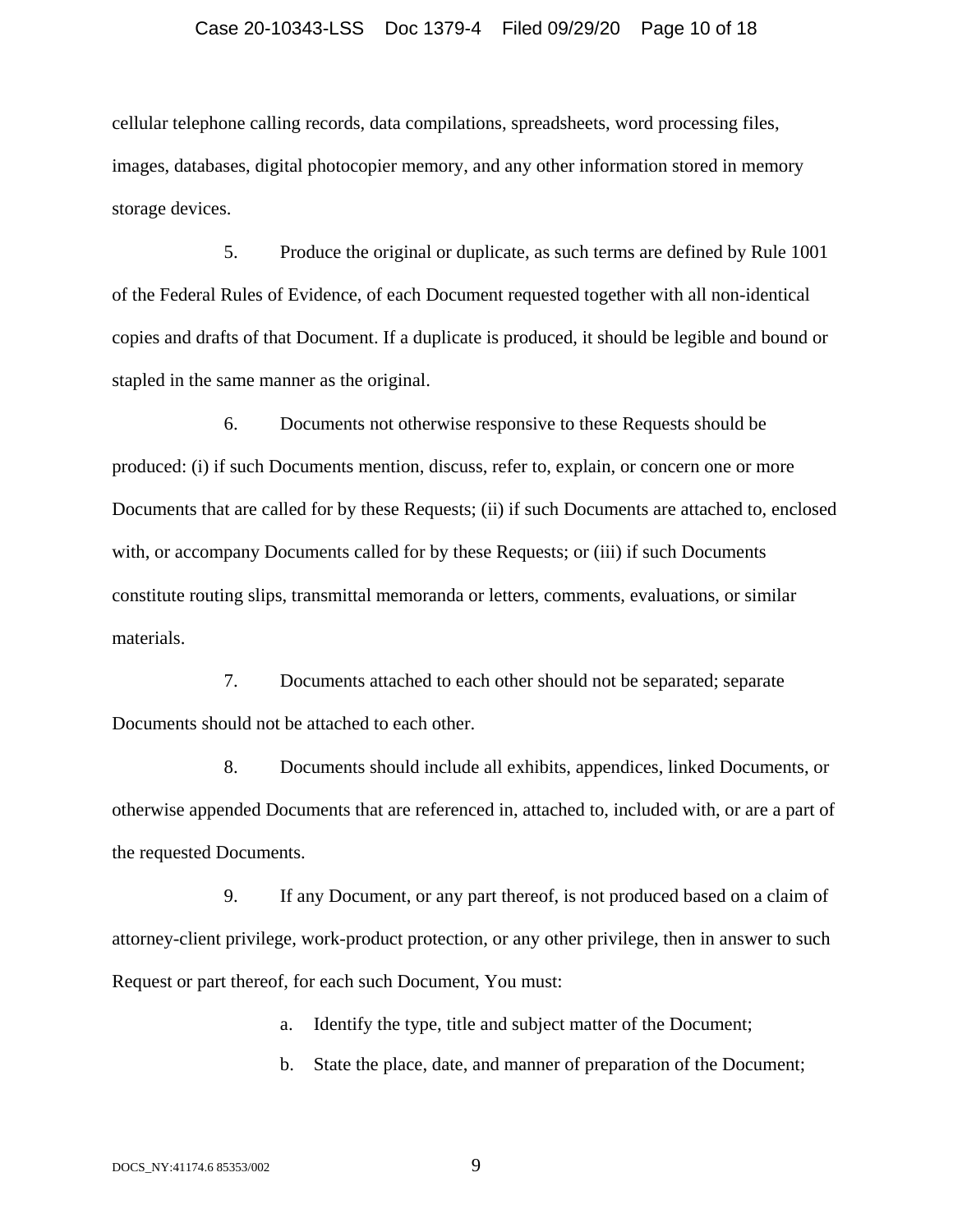cellular telephone calling records, data compilations, spreadsheets, word processing files, images, databases, digital photocopier memory, and any other information stored in memory storage devices.

5. Produce the original or duplicate, as such terms are defined by Rule 1001 of the Federal Rules of Evidence, of each Document requested together with all non-identical copies and drafts of that Document. If a duplicate is produced, it should be legible and bound or stapled in the same manner as the original.

6. Documents not otherwise responsive to these Requests should be produced: (i) if such Documents mention, discuss, refer to, explain, or concern one or more Documents that are called for by these Requests; (ii) if such Documents are attached to, enclosed with, or accompany Documents called for by these Requests; or (iii) if such Documents constitute routing slips, transmittal memoranda or letters, comments, evaluations, or similar materials.

7. Documents attached to each other should not be separated; separate Documents should not be attached to each other.

8. Documents should include all exhibits, appendices, linked Documents, or otherwise appended Documents that are referenced in, attached to, included with, or are a part of the requested Documents.

9. If any Document, or any part thereof, is not produced based on a claim of attorney-client privilege, work-product protection, or any other privilege, then in answer to such Request or part thereof, for each such Document, You must:

   a. Identify the type, title and subject matter of the Document;

   b. State the place, date, and manner of preparation of the Document;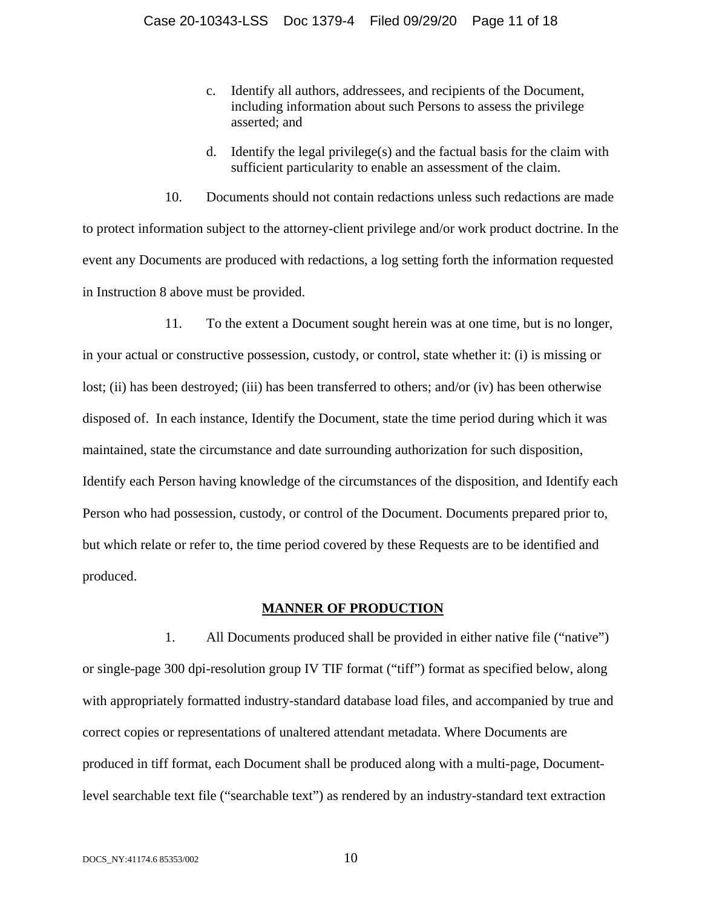c. Identify all authors, addressees, and recipients of the Document, including information about such Persons to assess the privilege asserted; and

d. Identify the legal privilege(s) and the factual basis for the claim with sufficient particularity to enable an assessment of the claim.

10. Documents should not contain redactions unless such redactions are made to protect information subject to the attorney-client privilege and/or work product doctrine. In the event any Documents are produced with redactions, a log setting forth the information requested in Instruction 8 above must be provided.

11. To the extent a Document sought herein was at one time, but is no longer, in your actual or constructive possession, custody, or control, state whether it: (i) is missing or lost; (ii) has been destroyed; (iii) has been transferred to others; and/or (iv) has been otherwise disposed of. In each instance, Identify the Document, state the time period during which it was maintained, state the circumstance and date surrounding authorization for such disposition, Identify each Person having knowledge of the circumstances of the disposition, and Identify each Person who had possession, custody, or control of the Document. Documents prepared prior to, but which relate or refer to, the time period covered by these Requests are to be identified and produced.

## MANNER OF PRODUCTION

1. All Documents produced shall be provided in either native file ("native") or single-page 300 dpi-resolution group IV TIF format ("tiff") format as specified below, along with appropriately formatted industry-standard database load files, and accompanied by true and correct copies or representations of unaltered attendant metadata. Where Documents are produced in tiff format, each Document shall be produced along with a multi-page, Document-level searchable text file ("searchable text") as rendered by an industry-standard text extraction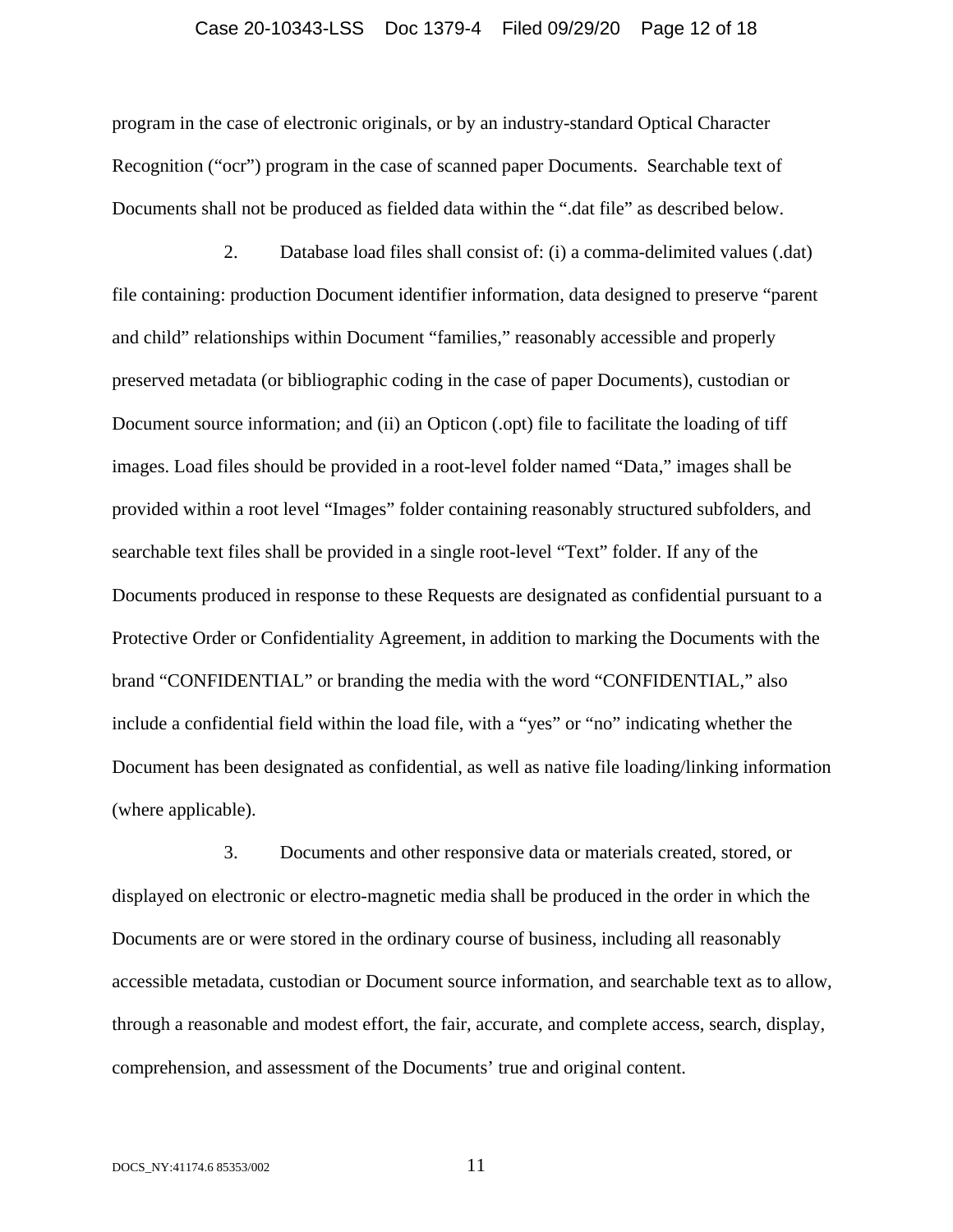program in the case of electronic originals, or by an industry-standard Optical Character Recognition ("ocr") program in the case of scanned paper Documents. Searchable text of Documents shall not be produced as fielded data within the ".dat file" as described below.

2. Database load files shall consist of: (i) a comma-delimited values (.dat) file containing: production Document identifier information, data designed to preserve "parent and child" relationships within Document "families," reasonably accessible and properly preserved metadata (or bibliographic coding in the case of paper Documents), custodian or Document source information; and (ii) an Opticon (.opt) file to facilitate the loading of tiff images. Load files should be provided in a root-level folder named "Data," images shall be provided within a root level "Images" folder containing reasonably structured subfolders, and searchable text files shall be provided in a single root-level "Text" folder. If any of the Documents produced in response to these Requests are designated as confidential pursuant to a Protective Order or Confidentiality Agreement, in addition to marking the Documents with the brand "CONFIDENTIAL" or branding the media with the word "CONFIDENTIAL," also include a confidential field within the load file, with a "yes" or "no" indicating whether the Document has been designated as confidential, as well as native file loading/linking information (where applicable).

3. Documents and other responsive data or materials created, stored, or displayed on electronic or electro-magnetic media shall be produced in the order in which the Documents are or were stored in the ordinary course of business, including all reasonably accessible metadata, custodian or Document source information, and searchable text as to allow, through a reasonable and modest effort, the fair, accurate, and complete access, search, display, comprehension, and assessment of the Documents' true and original content.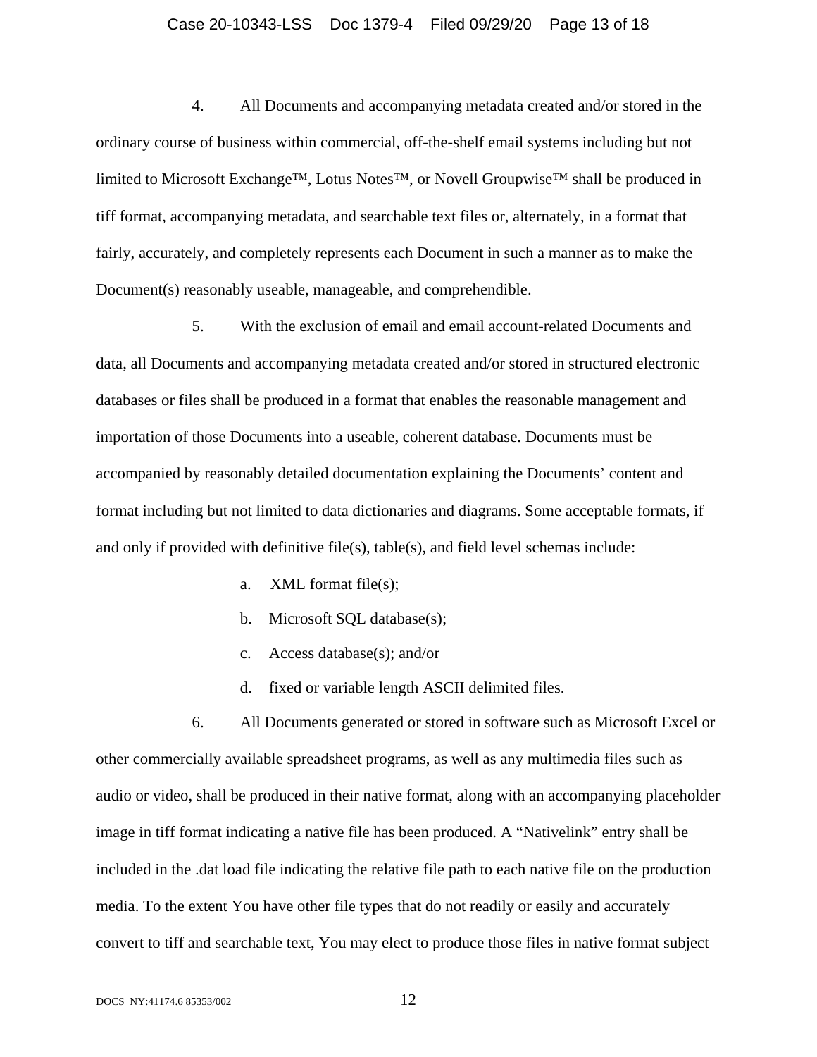4. All Documents and accompanying metadata created and/or stored in the ordinary course of business within commercial, off-the-shelf email systems including but not limited to Microsoft Exchange™, Lotus Notes™, or Novell Groupwise™ shall be produced in tiff format, accompanying metadata, and searchable text files or, alternately, in a format that fairly, accurately, and completely represents each Document in such a manner as to make the Document(s) reasonably useable, manageable, and comprehendible.

5. With the exclusion of email and email account-related Documents and data, all Documents and accompanying metadata created and/or stored in structured electronic databases or files shall be produced in a format that enables the reasonable management and importation of those Documents into a useable, coherent database. Documents must be accompanied by reasonably detailed documentation explaining the Documents' content and format including but not limited to data dictionaries and diagrams. Some acceptable formats, if and only if provided with definitive file(s), table(s), and field level schemas include:

   a. XML format file(s);

   b. Microsoft SQL database(s);

   c. Access database(s); and/or

   d. fixed or variable length ASCII delimited files.

6. All Documents generated or stored in software such as Microsoft Excel or other commercially available spreadsheet programs, as well as any multimedia files such as audio or video, shall be produced in their native format, along with an accompanying placeholder image in tiff format indicating a native file has been produced. A "Nativelink" entry shall be included in the .dat load file indicating the relative file path to each native file on the production media. To the extent You have other file types that do not readily or easily and accurately convert to tiff and searchable text, You may elect to produce those files in native format subject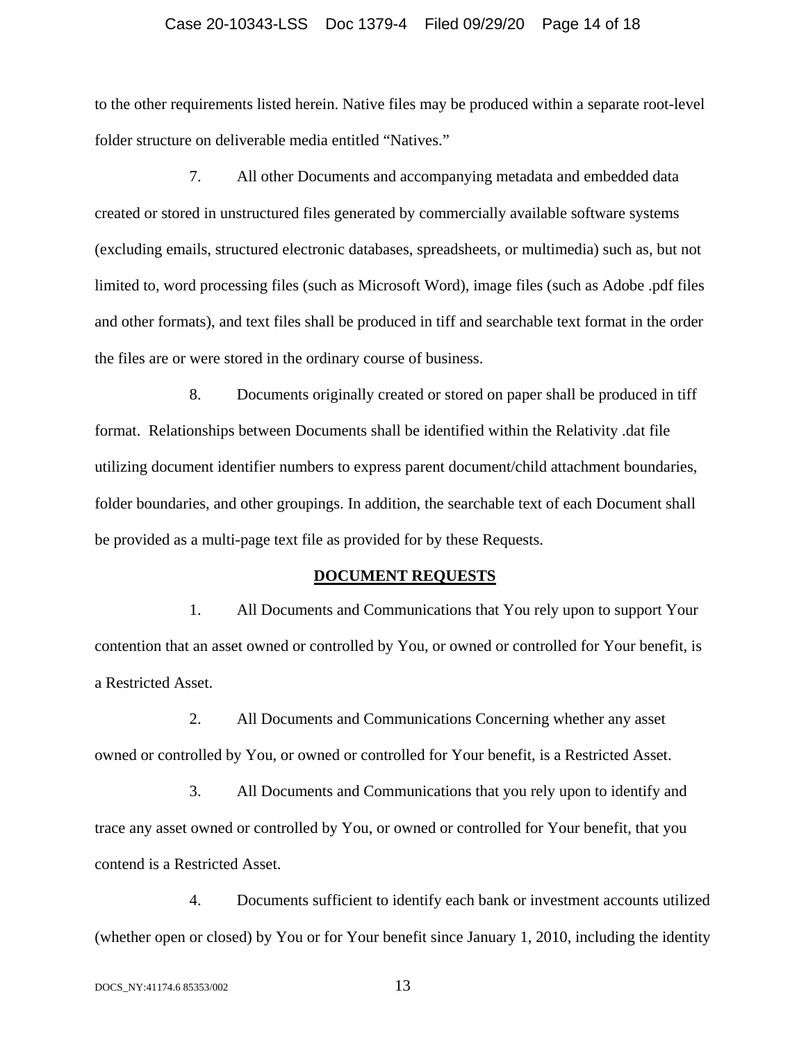to the other requirements listed herein. Native files may be produced within a separate root-level folder structure on deliverable media entitled "Natives."

7. All other Documents and accompanying metadata and embedded data created or stored in unstructured files generated by commercially available software systems (excluding emails, structured electronic databases, spreadsheets, or multimedia) such as, but not limited to, word processing files (such as Microsoft Word), image files (such as Adobe .pdf files and other formats), and text files shall be produced in tiff and searchable text format in the order the files are or were stored in the ordinary course of business.

8. Documents originally created or stored on paper shall be produced in tiff format. Relationships between Documents shall be identified within the Relativity .dat file utilizing document identifier numbers to express parent document/child attachment boundaries, folder boundaries, and other groupings. In addition, the searchable text of each Document shall be provided as a multi-page text file as provided for by these Requests.

**DOCUMENT REQUESTS**

1. All Documents and Communications that You rely upon to support Your contention that an asset owned or controlled by You, or owned or controlled for Your benefit, is a Restricted Asset.

2. All Documents and Communications Concerning whether any asset owned or controlled by You, or owned or controlled for Your benefit, is a Restricted Asset.

3. All Documents and Communications that you rely upon to identify and trace any asset owned or controlled by You, or owned or controlled for Your benefit, that you contend is a Restricted Asset.

4. Documents sufficient to identify each bank or investment accounts utilized (whether open or closed) by You or for Your benefit since January 1, 2010, including the identity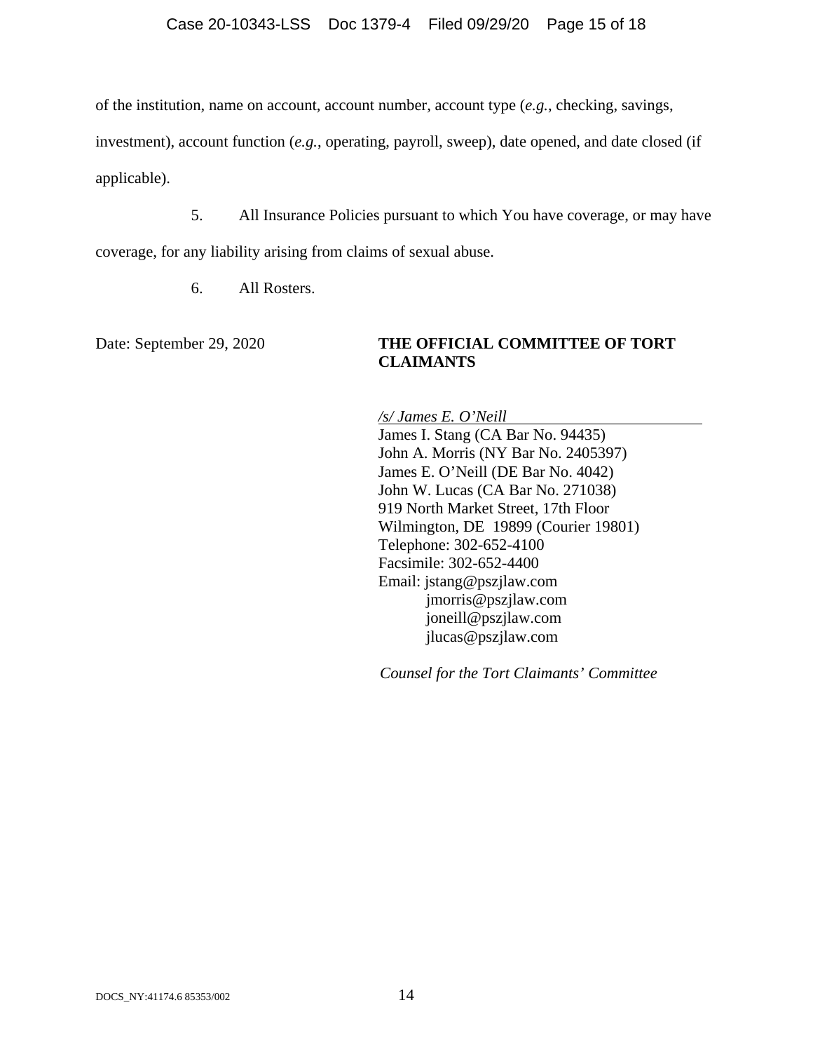of the institution, name on account, account number, account type (*e.g.*, checking, savings, investment), account function (*e.g.*, operating, payroll, sweep), date opened, and date closed (if applicable).

5. All Insurance Policies pursuant to which You have coverage, or may have coverage, for any liability arising from claims of sexual abuse.

6. All Rosters.

Date: September 29, 2020

**THE OFFICIAL COMMITTEE OF TORT CLAIMANTS**

*/s/ James E. O'Neill*
James I. Stang (CA Bar No. 94435)
John A. Morris (NY Bar No. 2405397)
James E. O'Neill (DE Bar No. 4042)
John W. Lucas (CA Bar No. 271038)
919 North Market Street, 17th Floor
Wilmington, DE 19899 (Courier 19801)
Telephone: 302-652-4100
Facsimile: 302-652-4400
Email: jstang@pszjlaw.com
jmorris@pszjlaw.com
joneill@pszjlaw.com
jlucas@pszjlaw.com

*Counsel for the Tort Claimants' Committee*

DOCS_NY:41174.6 85353/002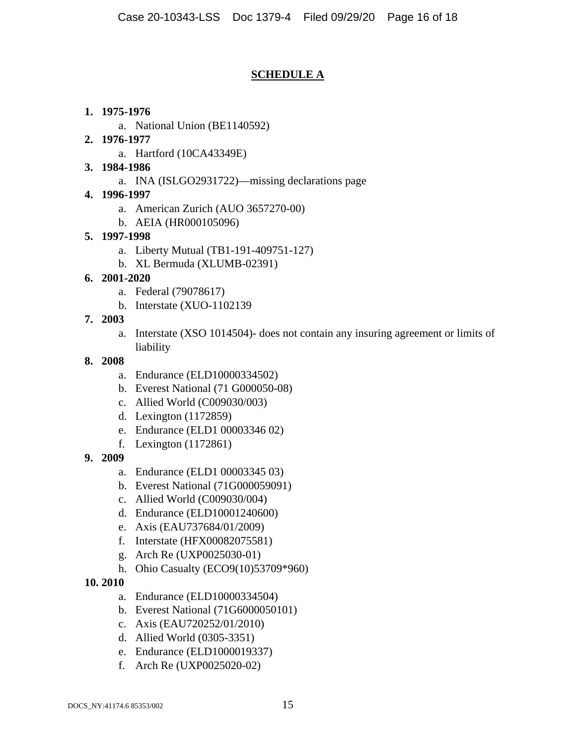## SCHEDULE A

1. **1975-1976**
    a. National Union (BE1140592)
2. **1976-1977**
    a. Hartford (10CA43349E)
3. **1984-1986**
    a. INA (ISLGO2931722)—missing declarations page
4. **1996-1997**
    a. American Zurich (AUO 3657270-00)
    b. AEIA (HR000105096)
5. **1997-1998**
    a. Liberty Mutual (TB1-191-409751-127)
    b. XL Bermuda (XLUMB-02391)
6. **2001-2020**
    a. Federal (79078617)
    b. Interstate (XUO-1102139
7. **2003**
    a. Interstate (XSO 1014504)- does not contain any insuring agreement or limits of liability
8. **2008**
    a. Endurance (ELD10000334502)
    b. Everest National (71 G000050-08)
    c. Allied World (C009030/003)
    d. Lexington (1172859)
    e. Endurance (ELD1 00003346 02)
    f. Lexington (1172861)
9. **2009**
    a. Endurance (ELD1 00003345 03)
    b. Everest National (71G000059091)
    c. Allied World (C009030/004)
    d. Endurance (ELD10001240600)
    e. Axis (EAU737684/01/2009)
    f. Interstate (HFX00082075581)
    g. Arch Re (UXP0025030-01)
    h. Ohio Casualty (ECO9(10)53709*960)
10. **2010**
    a. Endurance (ELD10000334504)
    b. Everest National (71G6000050101)
    c. Axis (EAU720252/01/2010)
    d. Allied World (0305-3351)
    e. Endurance (ELD1000019337)
    f. Arch Re (UXP0025020-02)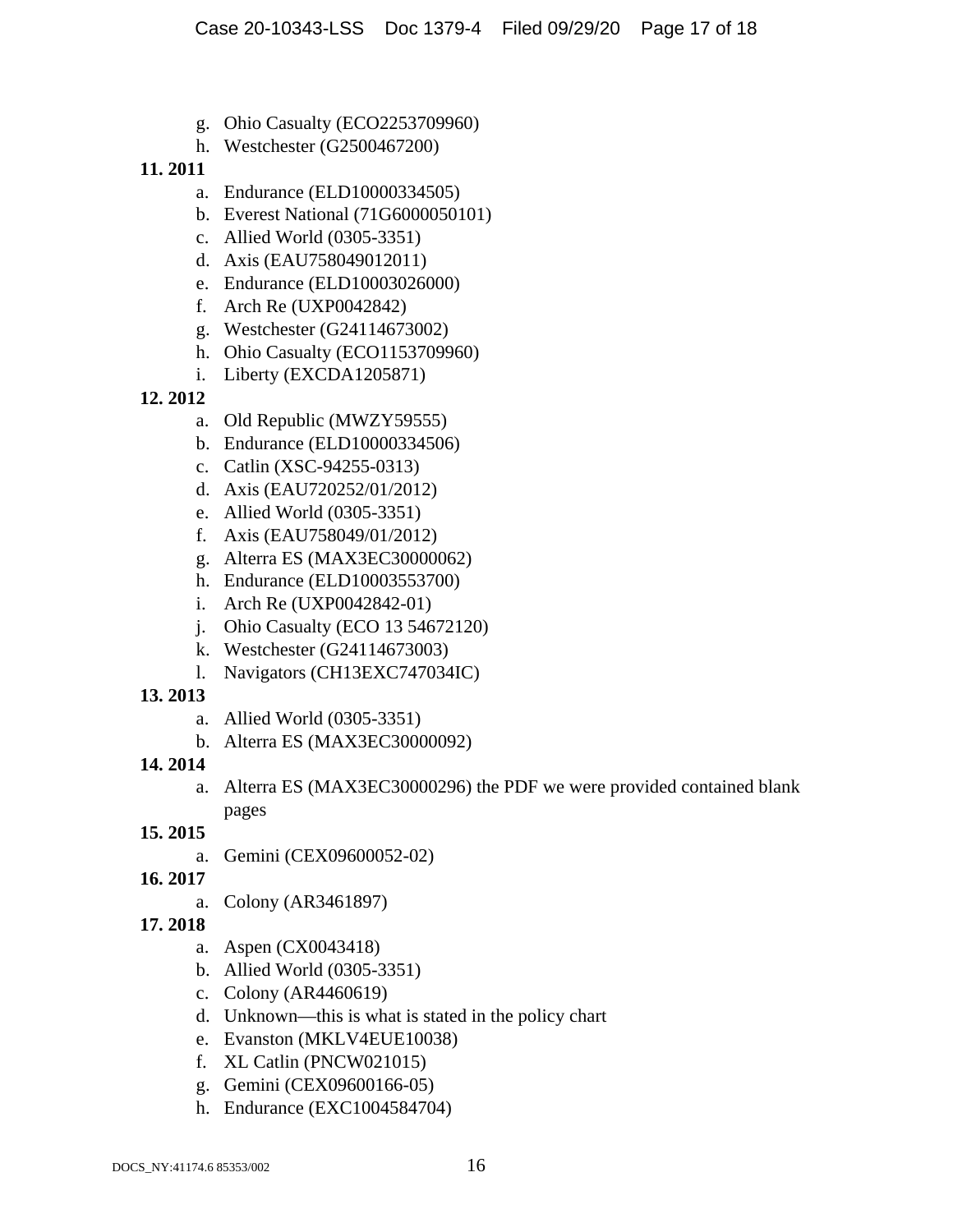g. Ohio Casualty (ECO2253709960)
h. Westchester (G2500467200)

**11. 2011**

a. Endurance (ELD10000334505)
b. Everest National (71G6000050101)
c. Allied World (0305-3351)
d. Axis (EAU758049012011)
e. Endurance (ELD10003026000)
f. Arch Re (UXP0042842)
g. Westchester (G24114673002)
h. Ohio Casualty (ECO1153709960)
i. Liberty (EXCDA1205871)

**12. 2012**

a. Old Republic (MWZY59555)
b. Endurance (ELD10000334506)
c. Catlin (XSC-94255-0313)
d. Axis (EAU720252/01/2012)
e. Allied World (0305-3351)
f. Axis (EAU758049/01/2012)
g. Alterra ES (MAX3EC30000062)
h. Endurance (ELD10003553700)
i. Arch Re (UXP0042842-01)
j. Ohio Casualty (ECO 13 54672120)
k. Westchester (G24114673003)
l. Navigators (CH13EXC747034IC)

**13. 2013**

a. Allied World (0305-3351)
b. Alterra ES (MAX3EC30000092)

**14. 2014**

a. Alterra ES (MAX3EC30000296) the PDF we were provided contained blank pages

**15. 2015**

a. Gemini (CEX09600052-02)

**16. 2017**

a. Colony (AR3461897)

**17. 2018**

a. Aspen (CX0043418)
b. Allied World (0305-3351)
c. Colony (AR4460619)
d. Unknown—this is what is stated in the policy chart
e. Evanston (MKLV4EUE10038)
f. XL Catlin (PNCW021015)
g. Gemini (CEX09600166-05)
h. Endurance (EXC1004584704)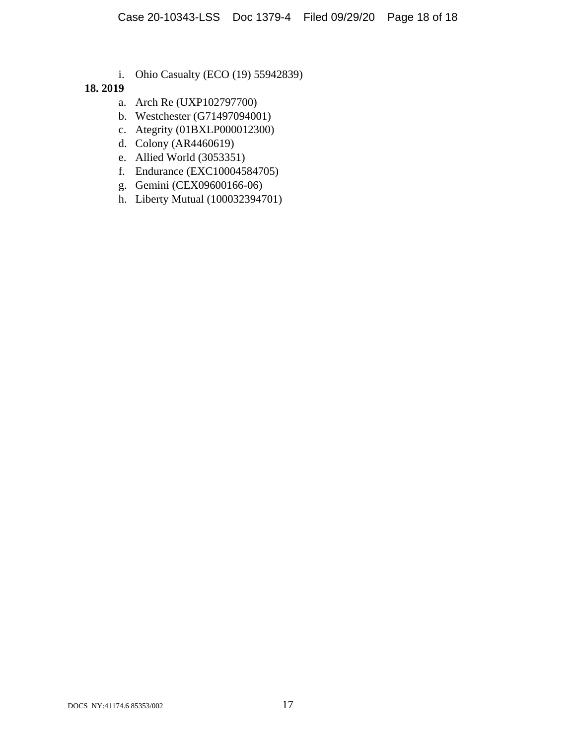i. Ohio Casualty (ECO (19) 55942839)

**18. 2019**

a. Arch Re (UXP102797700)
b. Westchester (G71497094001)
c. Ategrity (01BXLP000012300)
d. Colony (AR4460619)
e. Allied World (3053351)
f. Endurance (EXC10004584705)
g. Gemini (CEX09600166-06)
h. Liberty Mutual (100032394701)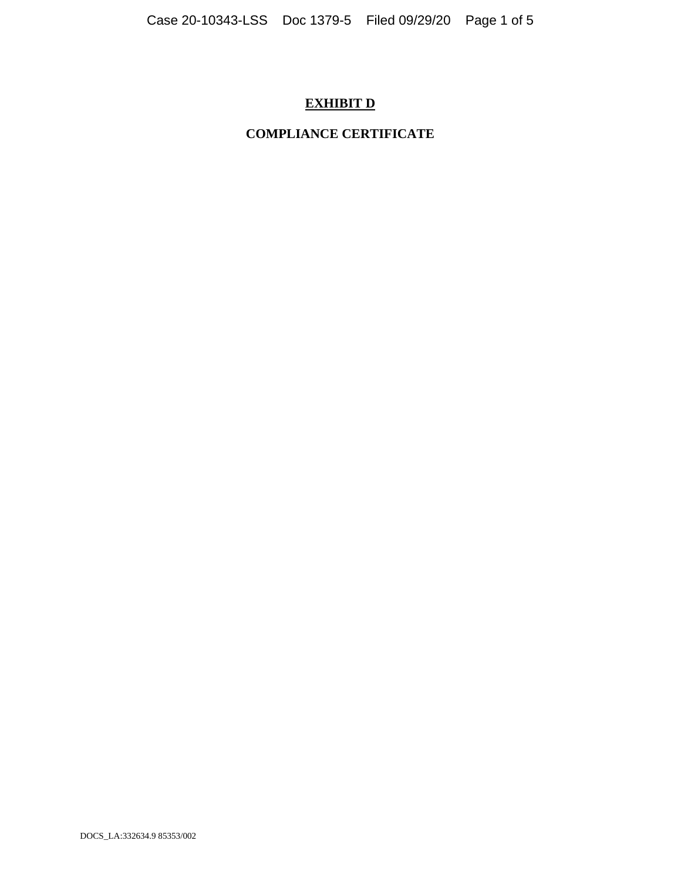# **EXHIBIT D**

## COMPLIANCE CERTIFICATE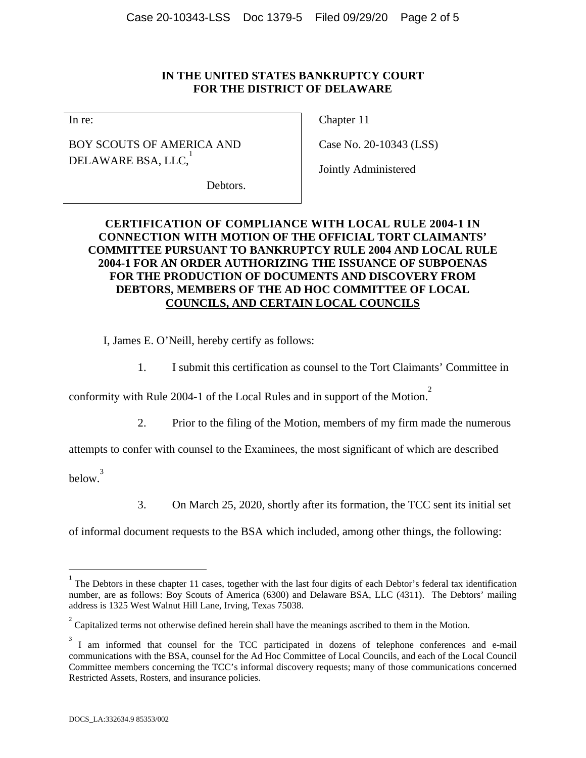**IN THE UNITED STATES BANKRUPTCY COURT**
**FOR THE DISTRICT OF DELAWARE**

| | |
|---|---|
| In re:<br><br>BOY SCOUTS OF AMERICA AND DELAWARE BSA, LLC,[1]<br><br>Debtors. | Chapter 11<br><br>Case No. 20-10343 (LSS)<br><br>Jointly Administered |

**CERTIFICATION OF COMPLIANCE WITH LOCAL RULE 2004-1 IN CONNECTION WITH MOTION OF THE OFFICIAL TORT CLAIMANTS' COMMITTEE PURSUANT TO BANKRUPTCY RULE 2004 AND LOCAL RULE 2004-1 FOR AN ORDER AUTHORIZING THE ISSUANCE OF SUBPOENAS FOR THE PRODUCTION OF DOCUMENTS AND DISCOVERY FROM DEBTORS, MEMBERS OF THE AD HOC COMMITTEE OF LOCAL COUNCILS, AND CERTAIN LOCAL COUNCILS**

I, James E. O'Neill, hereby certify as follows:

1. I submit this certification as counsel to the Tort Claimants' Committee in conformity with Rule 2004-1 of the Local Rules and in support of the Motion.[2]

2. Prior to the filing of the Motion, members of my firm made the numerous attempts to confer with counsel to the Examinees, the most significant of which are described below.[3]

3. On March 25, 2020, shortly after its formation, the TCC sent its initial set of informal document requests to the BSA which included, among other things, the following:

---

[1] The Debtors in these chapter 11 cases, together with the last four digits of each Debtor's federal tax identification number, are as follows: Boy Scouts of America (6300) and Delaware BSA, LLC (4311). The Debtors' mailing address is 1325 West Walnut Hill Lane, Irving, Texas 75038.

[2] Capitalized terms not otherwise defined herein shall have the meanings ascribed to them in the Motion.

[3] I am informed that counsel for the TCC participated in dozens of telephone conferences and e-mail communications with the BSA, counsel for the Ad Hoc Committee of Local Councils, and each of the Local Council Committee members concerning the TCC's informal discovery requests; many of those communications concerned Restricted Assets, Rosters, and insurance policies.

DOCS_LA:332634.9 85353/002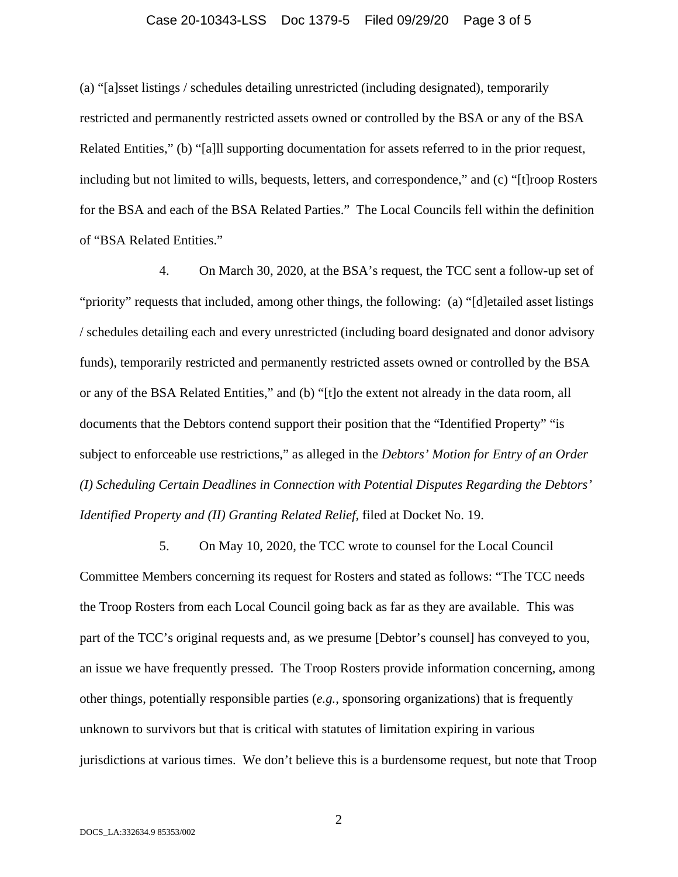(a) "[a]sset listings / schedules detailing unrestricted (including designated), temporarily restricted and permanently restricted assets owned or controlled by the BSA or any of the BSA Related Entities," (b) "[a]ll supporting documentation for assets referred to in the prior request, including but not limited to wills, bequests, letters, and correspondence," and (c) "[t]roop Rosters for the BSA and each of the BSA Related Parties." The Local Councils fell within the definition of "BSA Related Entities."

4. On March 30, 2020, at the BSA's request, the TCC sent a follow-up set of "priority" requests that included, among other things, the following: (a) "[d]etailed asset listings / schedules detailing each and every unrestricted (including board designated and donor advisory funds), temporarily restricted and permanently restricted assets owned or controlled by the BSA or any of the BSA Related Entities," and (b) "[t]o the extent not already in the data room, all documents that the Debtors contend support their position that the "Identified Property" "is subject to enforceable use restrictions," as alleged in the *Debtors' Motion for Entry of an Order (I) Scheduling Certain Deadlines in Connection with Potential Disputes Regarding the Debtors' Identified Property and (II) Granting Related Relief*, filed at Docket No. 19.

5. On May 10, 2020, the TCC wrote to counsel for the Local Council Committee Members concerning its request for Rosters and stated as follows: "The TCC needs the Troop Rosters from each Local Council going back as far as they are available. This was part of the TCC's original requests and, as we presume [Debtor's counsel] has conveyed to you, an issue we have frequently pressed. The Troop Rosters provide information concerning, among other things, potentially responsible parties (*e.g.*, sponsoring organizations) that is frequently unknown to survivors but that is critical with statutes of limitation expiring in various jurisdictions at various times. We don't believe this is a burdensome request, but note that Troop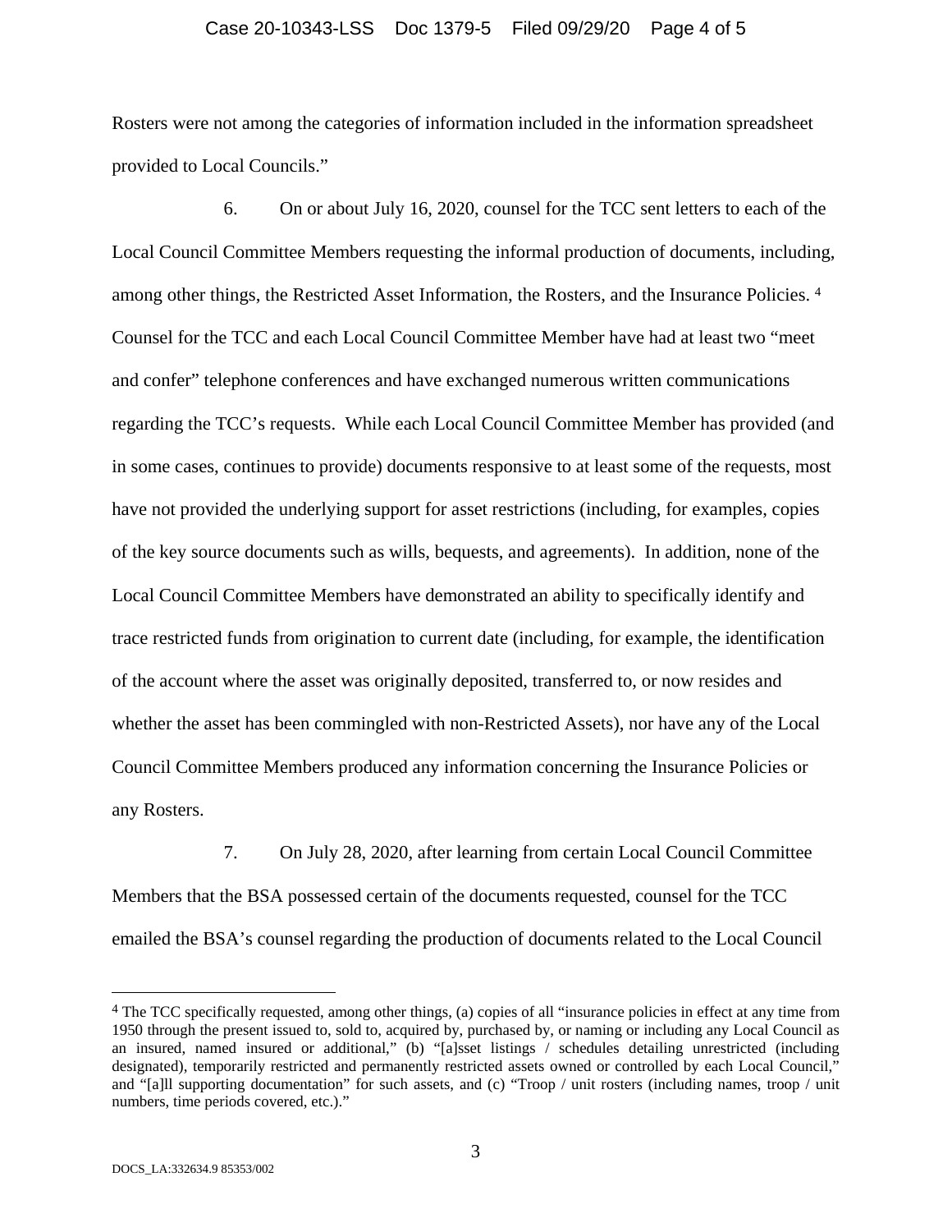Rosters were not among the categories of information included in the information spreadsheet provided to Local Councils."

6. On or about July 16, 2020, counsel for the TCC sent letters to each of the Local Council Committee Members requesting the informal production of documents, including, among other things, the Restricted Asset Information, the Rosters, and the Insurance Policies. [4] Counsel for the TCC and each Local Council Committee Member have had at least two "meet and confer" telephone conferences and have exchanged numerous written communications regarding the TCC's requests. While each Local Council Committee Member has provided (and in some cases, continues to provide) documents responsive to at least some of the requests, most have not provided the underlying support for asset restrictions (including, for examples, copies of the key source documents such as wills, bequests, and agreements). In addition, none of the Local Council Committee Members have demonstrated an ability to specifically identify and trace restricted funds from origination to current date (including, for example, the identification of the account where the asset was originally deposited, transferred to, or now resides and whether the asset has been commingled with non-Restricted Assets), nor have any of the Local Council Committee Members produced any information concerning the Insurance Policies or any Rosters.

7. On July 28, 2020, after learning from certain Local Council Committee Members that the BSA possessed certain of the documents requested, counsel for the TCC emailed the BSA's counsel regarding the production of documents related to the Local Council

---

[4] The TCC specifically requested, among other things, (a) copies of all "insurance policies in effect at any time from 1950 through the present issued to, sold to, acquired by, purchased by, or naming or including any Local Council as an insured, named insured or additional," (b) "[a]sset listings / schedules detailing unrestricted (including designated), temporarily restricted and permanently restricted assets owned or controlled by each Local Council," and "[a]ll supporting documentation" for such assets, and (c) "Troop / unit rosters (including names, troop / unit numbers, time periods covered, etc.)."

DOCS_LA:332634.9 85353/002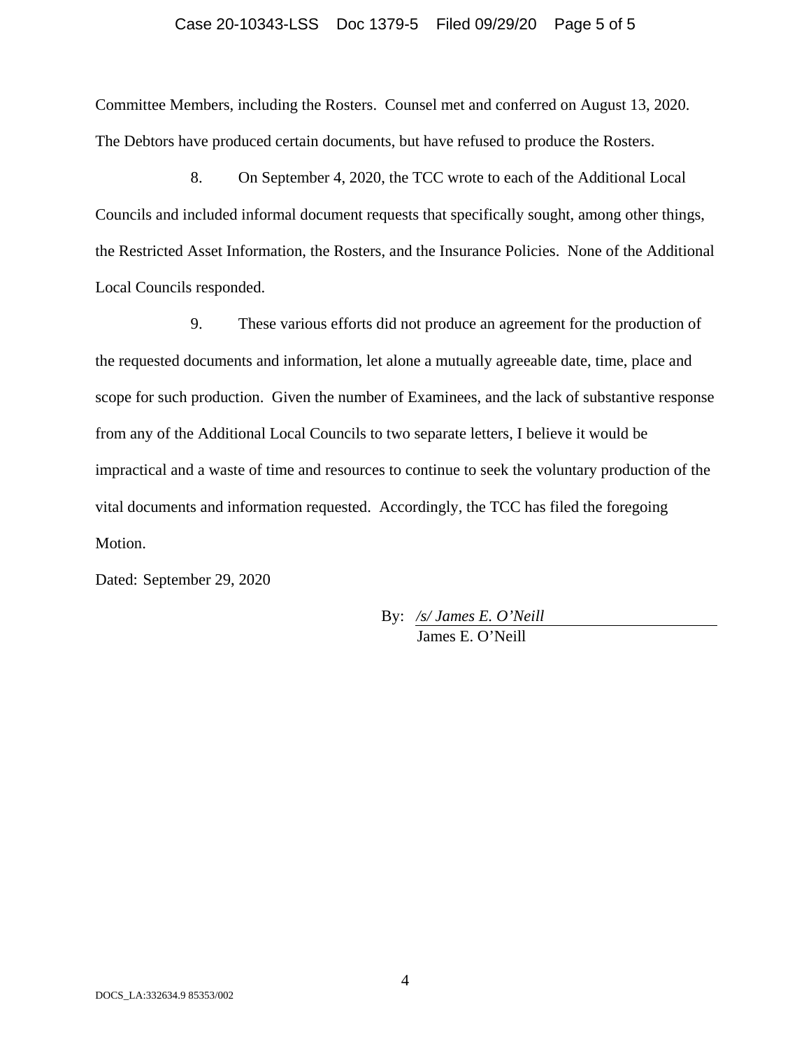Committee Members, including the Rosters. Counsel met and conferred on August 13, 2020. The Debtors have produced certain documents, but have refused to produce the Rosters.

8. On September 4, 2020, the TCC wrote to each of the Additional Local Councils and included informal document requests that specifically sought, among other things, the Restricted Asset Information, the Rosters, and the Insurance Policies. None of the Additional Local Councils responded.

9. These various efforts did not produce an agreement for the production of the requested documents and information, let alone a mutually agreeable date, time, place and scope for such production. Given the number of Examinees, and the lack of substantive response from any of the Additional Local Councils to two separate letters, I believe it would be impractical and a waste of time and resources to continue to seek the voluntary production of the vital documents and information requested. Accordingly, the TCC has filed the foregoing Motion.

Dated: September 29, 2020

By: */s/ James E. O'Neill*
James E. O'Neill

DOCS_LA:332634.9 85353/002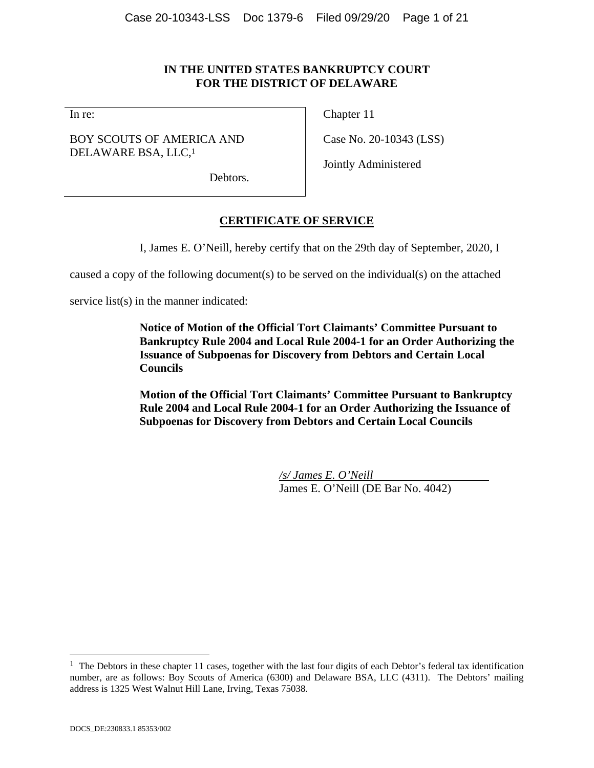**IN THE UNITED STATES BANKRUPTCY COURT**
**FOR THE DISTRICT OF DELAWARE**

| In re: | Chapter 11 |
| --- | --- |
| BOY SCOUTS OF AMERICA AND DELAWARE BSA, LLC,[1] | Case No. 20-10343 (LSS) |
| Debtors. | Jointly Administered |

## CERTIFICATE OF SERVICE

I, James E. O'Neill, hereby certify that on the 29th day of September, 2020, I caused a copy of the following document(s) to be served on the individual(s) on the attached service list(s) in the manner indicated:

> **Notice of Motion of the Official Tort Claimants' Committee Pursuant to Bankruptcy Rule 2004 and Local Rule 2004-1 for an Order Authorizing the Issuance of Subpoenas for Discovery from Debtors and Certain Local Councils**
>
> **Motion of the Official Tort Claimants' Committee Pursuant to Bankruptcy Rule 2004 and Local Rule 2004-1 for an Order Authorizing the Issuance of Subpoenas for Discovery from Debtors and Certain Local Councils**

*/s/ James E. O'Neill*
James E. O'Neill (DE Bar No. 4042)

[1] The Debtors in these chapter 11 cases, together with the last four digits of each Debtor's federal tax identification number, are as follows: Boy Scouts of America (6300) and Delaware BSA, LLC (4311). The Debtors' mailing address is 1325 West Walnut Hill Lane, Irving, Texas 75038.

DOCS_DE:230833.1 85353/002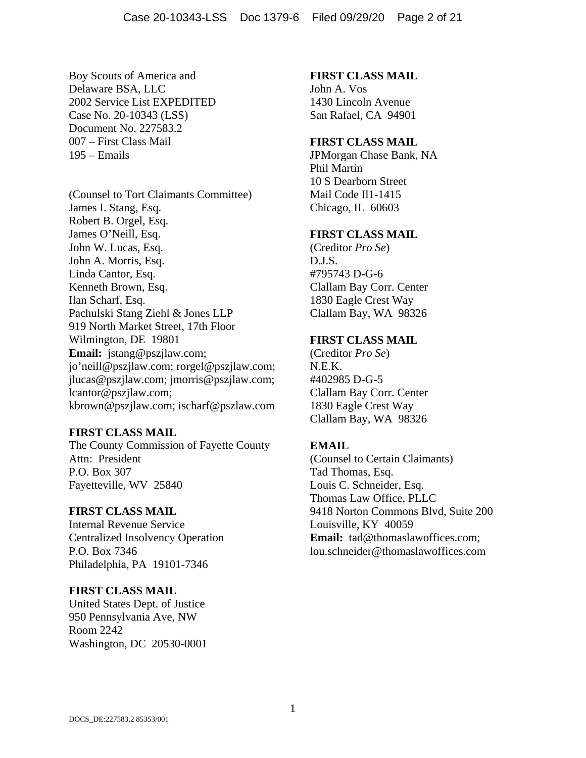Boy Scouts of America and
Delaware BSA, LLC
2002 Service List EXPEDITED
Case No. 20-10343 (LSS)
Document No. 227583.2
007 – First Class Mail
195 – Emails

(Counsel to Tort Claimants Committee)
James I. Stang, Esq.
Robert B. Orgel, Esq.
James O'Neill, Esq.
John W. Lucas, Esq.
John A. Morris, Esq.
Linda Cantor, Esq.
Kenneth Brown, Esq.
Ilan Scharf, Esq.
Pachulski Stang Ziehl & Jones LLP
919 North Market Street, 17th Floor
Wilmington, DE 19801
**Email:** jstang@pszjlaw.com; jo'neill@pszjlaw.com; rorgel@pszjlaw.com; jlucas@pszjlaw.com; jmorris@pszjlaw.com; lcantor@pszjlaw.com; kbrown@pszjlaw.com; ischarf@pszlaw.com

**FIRST CLASS MAIL**
The County Commission of Fayette County
Attn: President
P.O. Box 307
Fayetteville, WV 25840

**FIRST CLASS MAIL**
Internal Revenue Service
Centralized Insolvency Operation
P.O. Box 7346
Philadelphia, PA 19101-7346

**FIRST CLASS MAIL**
United States Dept. of Justice
950 Pennsylvania Ave, NW
Room 2242
Washington, DC 20530-0001

**FIRST CLASS MAIL**
John A. Vos
1430 Lincoln Avenue
San Rafael, CA 94901

**FIRST CLASS MAIL**
JPMorgan Chase Bank, NA
Phil Martin
10 S Dearborn Street
Mail Code Il1-1415
Chicago, IL 60603

**FIRST CLASS MAIL**
(Creditor *Pro Se*)
D.J.S.
#795743 D-G-6
Clallam Bay Corr. Center
1830 Eagle Crest Way
Clallam Bay, WA 98326

**FIRST CLASS MAIL**
(Creditor *Pro Se*)
N.E.K.
#402985 D-G-5
Clallam Bay Corr. Center
1830 Eagle Crest Way
Clallam Bay, WA 98326

**EMAIL**
(Counsel to Certain Claimants)
Tad Thomas, Esq.
Louis C. Schneider, Esq.
Thomas Law Office, PLLC
9418 Norton Commons Blvd, Suite 200
Louisville, KY 40059
**Email:** tad@thomaslawoffices.com; lou.schneider@thomaslawoffices.com

DOCS_DE:227583.2 85353/001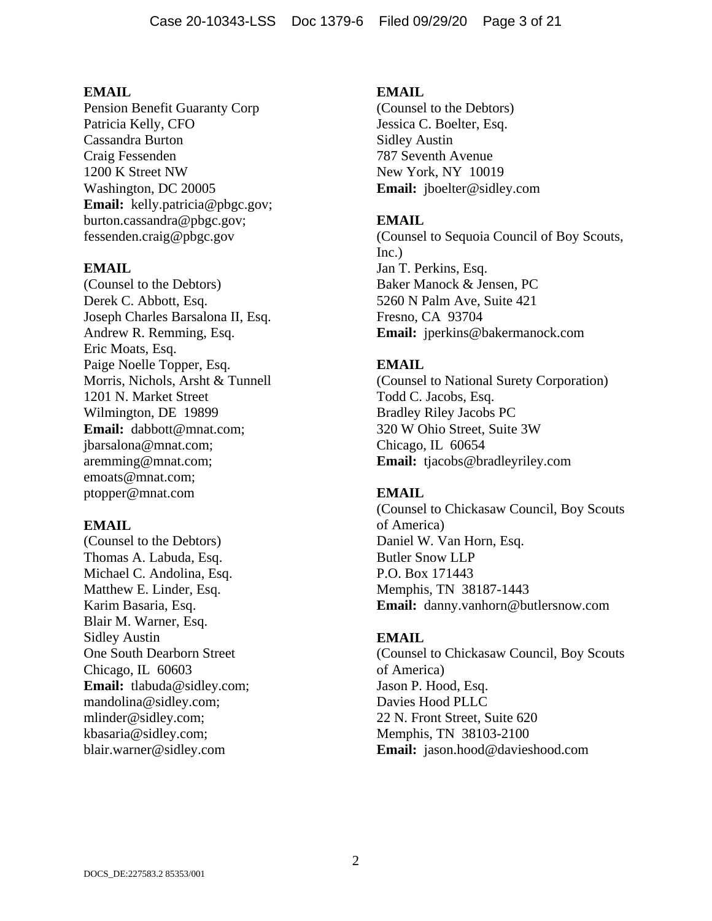**EMAIL**
Pension Benefit Guaranty Corp
Patricia Kelly, CFO
Cassandra Burton
Craig Fessenden
1200 K Street NW
Washington, DC 20005
**Email:** kelly.patricia@pbgc.gov; burton.cassandra@pbgc.gov; fessenden.craig@pbgc.gov

**EMAIL**
(Counsel to the Debtors)
Derek C. Abbott, Esq.
Joseph Charles Barsalona II, Esq.
Andrew R. Remming, Esq.
Eric Moats, Esq.
Paige Noelle Topper, Esq.
Morris, Nichols, Arsht & Tunnell
1201 N. Market Street
Wilmington, DE 19899
**Email:** dabbott@mnat.com; jbarsalona@mnat.com; aremming@mnat.com; emoats@mnat.com; ptopper@mnat.com

**EMAIL**
(Counsel to the Debtors)
Thomas A. Labuda, Esq.
Michael C. Andolina, Esq.
Matthew E. Linder, Esq.
Karim Basaria, Esq.
Blair M. Warner, Esq.
Sidley Austin
One South Dearborn Street
Chicago, IL 60603
**Email:** tlabuda@sidley.com; mandolina@sidley.com; mlinder@sidley.com; kbasaria@sidley.com; blair.warner@sidley.com

**EMAIL**
(Counsel to the Debtors)
Jessica C. Boelter, Esq.
Sidley Austin
787 Seventh Avenue
New York, NY 10019
**Email:** jboelter@sidley.com

**EMAIL**
(Counsel to Sequoia Council of Boy Scouts, Inc.)
Jan T. Perkins, Esq.
Baker Manock & Jensen, PC
5260 N Palm Ave, Suite 421
Fresno, CA 93704
**Email:** jperkins@bakermanock.com

**EMAIL**
(Counsel to National Surety Corporation)
Todd C. Jacobs, Esq.
Bradley Riley Jacobs PC
320 W Ohio Street, Suite 3W
Chicago, IL 60654
**Email:** tjacobs@bradleyriley.com

**EMAIL**
(Counsel to Chickasaw Council, Boy Scouts of America)
Daniel W. Van Horn, Esq.
Butler Snow LLP
P.O. Box 171443
Memphis, TN 38187-1443
**Email:** danny.vanhorn@butlersnow.com

**EMAIL**
(Counsel to Chickasaw Council, Boy Scouts of America)
Jason P. Hood, Esq.
Davies Hood PLLC
22 N. Front Street, Suite 620
Memphis, TN 38103-2100
**Email:** jason.hood@davieshood.com

DOCS_DE:227583.2 85353/001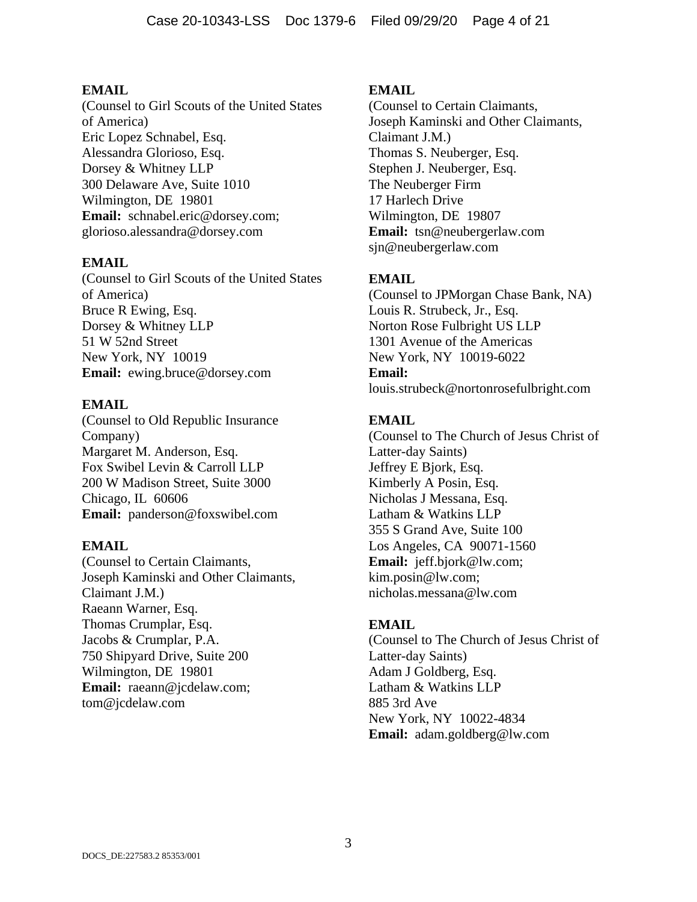**EMAIL**
(Counsel to Girl Scouts of the United States of America)
Eric Lopez Schnabel, Esq.
Alessandra Glorioso, Esq.
Dorsey & Whitney LLP
300 Delaware Ave, Suite 1010
Wilmington, DE 19801
**Email:** schnabel.eric@dorsey.com; glorioso.alessandra@dorsey.com

**EMAIL**
(Counsel to Girl Scouts of the United States of America)
Bruce R Ewing, Esq.
Dorsey & Whitney LLP
51 W 52nd Street
New York, NY 10019
**Email:** ewing.bruce@dorsey.com

**EMAIL**
(Counsel to Old Republic Insurance Company)
Margaret M. Anderson, Esq.
Fox Swibel Levin & Carroll LLP
200 W Madison Street, Suite 3000
Chicago, IL 60606
**Email:** panderson@foxswibel.com

**EMAIL**
(Counsel to Certain Claimants, Joseph Kaminski and Other Claimants, Claimant J.M.)
Raeann Warner, Esq.
Thomas Crumplar, Esq.
Jacobs & Crumplar, P.A.
750 Shipyard Drive, Suite 200
Wilmington, DE 19801
**Email:** raeann@jcdelaw.com; tom@jcdelaw.com

**EMAIL**
(Counsel to Certain Claimants, Joseph Kaminski and Other Claimants, Claimant J.M.)
Thomas S. Neuberger, Esq.
Stephen J. Neuberger, Esq.
The Neuberger Firm
17 Harlech Drive
Wilmington, DE 19807
**Email:** tsn@neubergerlaw.com
sjn@neubergerlaw.com

**EMAIL**
(Counsel to JPMorgan Chase Bank, NA)
Louis R. Strubeck, Jr., Esq.
Norton Rose Fulbright US LLP
1301 Avenue of the Americas
New York, NY 10019-6022
**Email:**
louis.strubeck@nortonrosefulbright.com

**EMAIL**
(Counsel to The Church of Jesus Christ of Latter-day Saints)
Jeffrey E Bjork, Esq.
Kimberly A Posin, Esq.
Nicholas J Messana, Esq.
Latham & Watkins LLP
355 S Grand Ave, Suite 100
Los Angeles, CA 90071-1560
**Email:** jeff.bjork@lw.com; kim.posin@lw.com; nicholas.messana@lw.com

**EMAIL**
(Counsel to The Church of Jesus Christ of Latter-day Saints)
Adam J Goldberg, Esq.
Latham & Watkins LLP
885 3rd Ave
New York, NY 10022-4834
**Email:** adam.goldberg@lw.com

DOCS_DE:227583.2 85353/001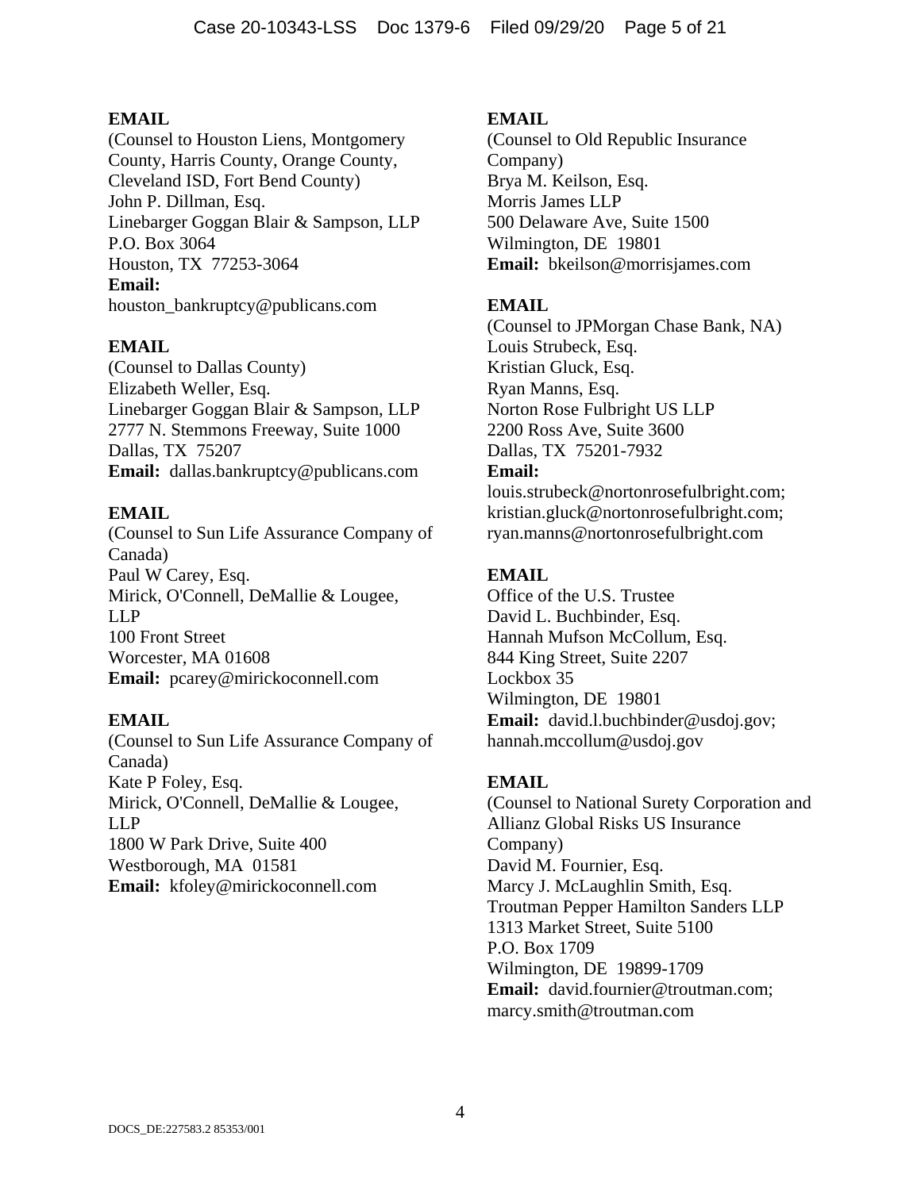**EMAIL**
(Counsel to Houston Liens, Montgomery County, Harris County, Orange County, Cleveland ISD, Fort Bend County)
John P. Dillman, Esq.
Linebarger Goggan Blair & Sampson, LLP
P.O. Box 3064
Houston, TX 77253-3064
**Email:**
houston_bankruptcy@publicans.com

**EMAIL**
(Counsel to Dallas County)
Elizabeth Weller, Esq.
Linebarger Goggan Blair & Sampson, LLP
2777 N. Stemmons Freeway, Suite 1000
Dallas, TX 75207
**Email:** dallas.bankruptcy@publicans.com

**EMAIL**
(Counsel to Sun Life Assurance Company of Canada)
Paul W Carey, Esq.
Mirick, O'Connell, DeMallie & Lougee, LLP
100 Front Street
Worcester, MA 01608
**Email:** pcarey@mirickoconnell.com

**EMAIL**
(Counsel to Sun Life Assurance Company of Canada)
Kate P Foley, Esq.
Mirick, O'Connell, DeMallie & Lougee, LLP
1800 W Park Drive, Suite 400
Westborough, MA 01581
**Email:** kfoley@mirickoconnell.com

**EMAIL**
(Counsel to Old Republic Insurance Company)
Brya M. Keilson, Esq.
Morris James LLP
500 Delaware Ave, Suite 1500
Wilmington, DE 19801
**Email:** bkeilson@morrisjames.com

**EMAIL**
(Counsel to JPMorgan Chase Bank, NA)
Louis Strubeck, Esq.
Kristian Gluck, Esq.
Ryan Manns, Esq.
Norton Rose Fulbright US LLP
2200 Ross Ave, Suite 3600
Dallas, TX 75201-7932
**Email:**
louis.strubeck@nortonrosefulbright.com;
kristian.gluck@nortonrosefulbright.com;
ryan.manns@nortonrosefulbright.com

**EMAIL**
Office of the U.S. Trustee
David L. Buchbinder, Esq.
Hannah Mufson McCollum, Esq.
844 King Street, Suite 2207
Lockbox 35
Wilmington, DE 19801
**Email:** david.l.buchbinder@usdoj.gov;
hannah.mccollum@usdoj.gov

**EMAIL**
(Counsel to National Surety Corporation and Allianz Global Risks US Insurance Company)
David M. Fournier, Esq.
Marcy J. McLaughlin Smith, Esq.
Troutman Pepper Hamilton Sanders LLP
1313 Market Street, Suite 5100
P.O. Box 1709
Wilmington, DE 19899-1709
**Email:** david.fournier@troutman.com;
marcy.smith@troutman.com

DOCS_DE:227583.2 85353/001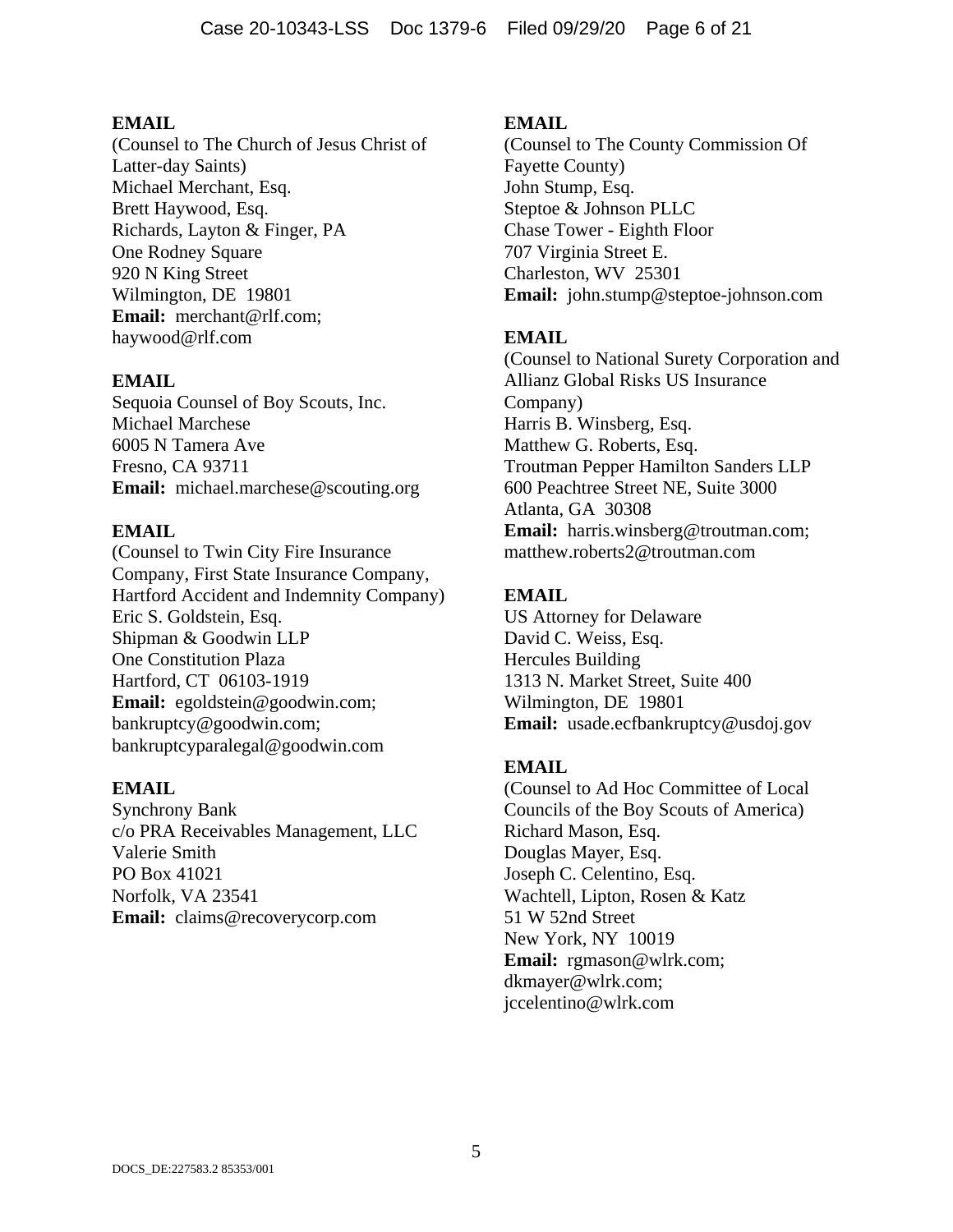**EMAIL**
(Counsel to The Church of Jesus Christ of Latter-day Saints)
Michael Merchant, Esq.
Brett Haywood, Esq.
Richards, Layton & Finger, PA
One Rodney Square
920 N King Street
Wilmington, DE 19801
**Email:** merchant@rlf.com; haywood@rlf.com

**EMAIL**
Sequoia Counsel of Boy Scouts, Inc.
Michael Marchese
6005 N Tamera Ave
Fresno, CA 93711
**Email:** michael.marchese@scouting.org

**EMAIL**
(Counsel to Twin City Fire Insurance Company, First State Insurance Company, Hartford Accident and Indemnity Company)
Eric S. Goldstein, Esq.
Shipman & Goodwin LLP
One Constitution Plaza
Hartford, CT 06103-1919
**Email:** egoldstein@goodwin.com; bankruptcy@goodwin.com; bankruptcyparalegal@goodwin.com

**EMAIL**
Synchrony Bank
c/o PRA Receivables Management, LLC
Valerie Smith
PO Box 41021
Norfolk, VA 23541
**Email:** claims@recoverycorp.com

**EMAIL**
(Counsel to The County Commission Of Fayette County)
John Stump, Esq.
Steptoe & Johnson PLLC
Chase Tower - Eighth Floor
707 Virginia Street E.
Charleston, WV 25301
**Email:** john.stump@steptoe-johnson.com

**EMAIL**
(Counsel to National Surety Corporation and Allianz Global Risks US Insurance Company)
Harris B. Winsberg, Esq.
Matthew G. Roberts, Esq.
Troutman Pepper Hamilton Sanders LLP
600 Peachtree Street NE, Suite 3000
Atlanta, GA 30308
**Email:** harris.winsberg@troutman.com; matthew.roberts2@troutman.com

**EMAIL**
US Attorney for Delaware
David C. Weiss, Esq.
Hercules Building
1313 N. Market Street, Suite 400
Wilmington, DE 19801
**Email:** usade.ecfbankruptcy@usdoj.gov

**EMAIL**
(Counsel to Ad Hoc Committee of Local Councils of the Boy Scouts of America)
Richard Mason, Esq.
Douglas Mayer, Esq.
Joseph C. Celentino, Esq.
Wachtell, Lipton, Rosen & Katz
51 W 52nd Street
New York, NY 10019
**Email:** rgmason@wlrk.com; dkmayer@wlrk.com; jccelentino@wlrk.com

DOCS_DE:227583.2 85353/001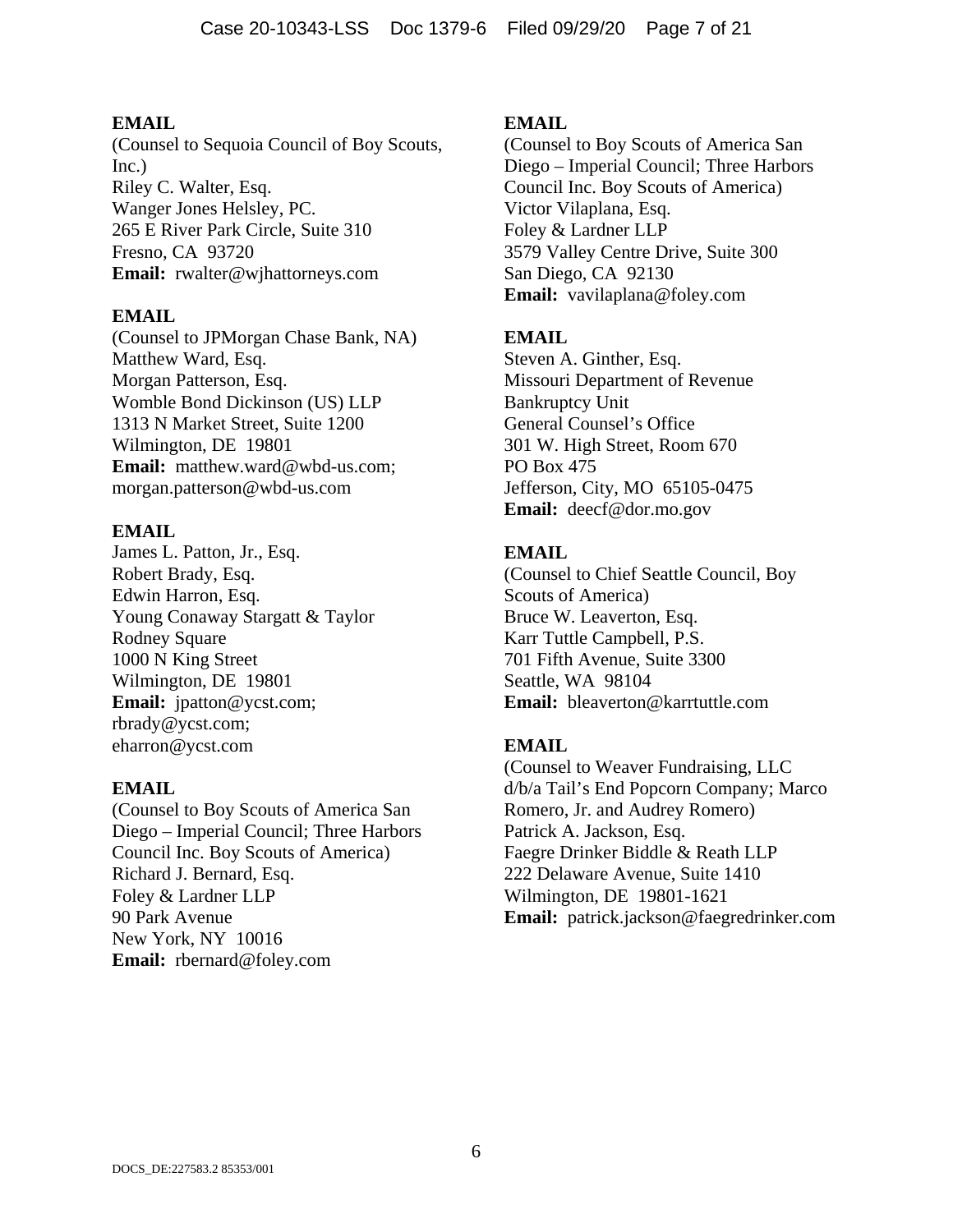**EMAIL**
(Counsel to Sequoia Council of Boy Scouts, Inc.)
Riley C. Walter, Esq.
Wanger Jones Helsley, PC.
265 E River Park Circle, Suite 310
Fresno, CA 93720
**Email:** rwalter@wjhattorneys.com

**EMAIL**
(Counsel to JPMorgan Chase Bank, NA)
Matthew Ward, Esq.
Morgan Patterson, Esq.
Womble Bond Dickinson (US) LLP
1313 N Market Street, Suite 1200
Wilmington, DE 19801
**Email:** matthew.ward@wbd-us.com; morgan.patterson@wbd-us.com

**EMAIL**
James L. Patton, Jr., Esq.
Robert Brady, Esq.
Edwin Harron, Esq.
Young Conaway Stargatt & Taylor
Rodney Square
1000 N King Street
Wilmington, DE 19801
**Email:** jpatton@ycst.com; rbrady@ycst.com; eharron@ycst.com

**EMAIL**
(Counsel to Boy Scouts of America San Diego – Imperial Council; Three Harbors Council Inc. Boy Scouts of America)
Richard J. Bernard, Esq.
Foley & Lardner LLP
90 Park Avenue
New York, NY 10016
**Email:** rbernard@foley.com

**EMAIL**
(Counsel to Boy Scouts of America San Diego – Imperial Council; Three Harbors Council Inc. Boy Scouts of America)
Victor Vilaplana, Esq.
Foley & Lardner LLP
3579 Valley Centre Drive, Suite 300
San Diego, CA 92130
**Email:** vavilaplana@foley.com

**EMAIL**
Steven A. Ginther, Esq.
Missouri Department of Revenue
Bankruptcy Unit
General Counsel's Office
301 W. High Street, Room 670
PO Box 475
Jefferson, City, MO 65105-0475
**Email:** deecf@dor.mo.gov

**EMAIL**
(Counsel to Chief Seattle Council, Boy Scouts of America)
Bruce W. Leaverton, Esq.
Karr Tuttle Campbell, P.S.
701 Fifth Avenue, Suite 3300
Seattle, WA 98104
**Email:** bleaverton@karrtuttle.com

**EMAIL**
(Counsel to Weaver Fundraising, LLC d/b/a Tail's End Popcorn Company; Marco Romero, Jr. and Audrey Romero)
Patrick A. Jackson, Esq.
Faegre Drinker Biddle & Reath LLP
222 Delaware Avenue, Suite 1410
Wilmington, DE 19801-1621
**Email:** patrick.jackson@faegredrinker.com

DOCS_DE:227583.2 85353/001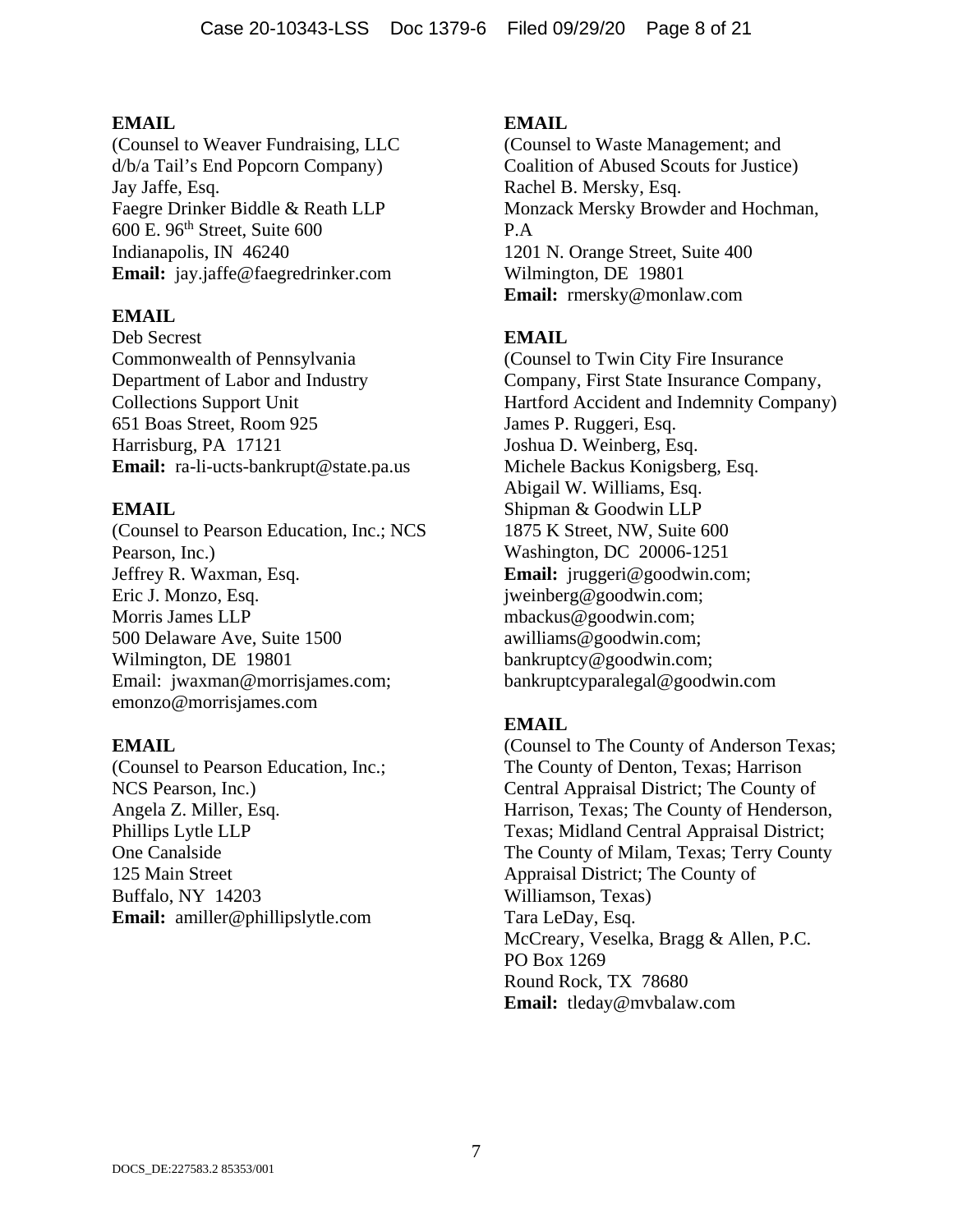**EMAIL**
(Counsel to Weaver Fundraising, LLC d/b/a Tail's End Popcorn Company)
Jay Jaffe, Esq.
Faegre Drinker Biddle & Reath LLP
600 E. 96th Street, Suite 600
Indianapolis, IN 46240
**Email:** jay.jaffe@faegredrinker.com

**EMAIL**
Deb Secrest
Commonwealth of Pennsylvania
Department of Labor and Industry
Collections Support Unit
651 Boas Street, Room 925
Harrisburg, PA 17121
**Email:** ra-li-ucts-bankrupt@state.pa.us

**EMAIL**
(Counsel to Pearson Education, Inc.; NCS Pearson, Inc.)
Jeffrey R. Waxman, Esq.
Eric J. Monzo, Esq.
Morris James LLP
500 Delaware Ave, Suite 1500
Wilmington, DE 19801
Email: jwaxman@morrisjames.com; emonzo@morrisjames.com

**EMAIL**
(Counsel to Pearson Education, Inc.; NCS Pearson, Inc.)
Angela Z. Miller, Esq.
Phillips Lytle LLP
One Canalside
125 Main Street
Buffalo, NY 14203
**Email:** amiller@phillipslytle.com

**EMAIL**
(Counsel to Waste Management; and Coalition of Abused Scouts for Justice)
Rachel B. Mersky, Esq.
Monzack Mersky Browder and Hochman, P.A
1201 N. Orange Street, Suite 400
Wilmington, DE 19801
**Email:** rmersky@monlaw.com

**EMAIL**
(Counsel to Twin City Fire Insurance Company, First State Insurance Company, Hartford Accident and Indemnity Company)
James P. Ruggeri, Esq.
Joshua D. Weinberg, Esq.
Michele Backus Konigsberg, Esq.
Abigail W. Williams, Esq.
Shipman & Goodwin LLP
1875 K Street, NW, Suite 600
Washington, DC 20006-1251
**Email:** jruggeri@goodwin.com; jweinberg@goodwin.com; mbackus@goodwin.com; awilliams@goodwin.com; bankruptcy@goodwin.com; bankruptcyparalegal@goodwin.com

**EMAIL**
(Counsel to The County of Anderson Texas; The County of Denton, Texas; Harrison Central Appraisal District; The County of Harrison, Texas; The County of Henderson, Texas; Midland Central Appraisal District; The County of Milam, Texas; Terry County Appraisal District; The County of Williamson, Texas)
Tara LeDay, Esq.
McCreary, Veselka, Bragg & Allen, P.C.
PO Box 1269
Round Rock, TX 78680
**Email:** tleday@mvbalaw.com

DOCS_DE:227583.2 85353/001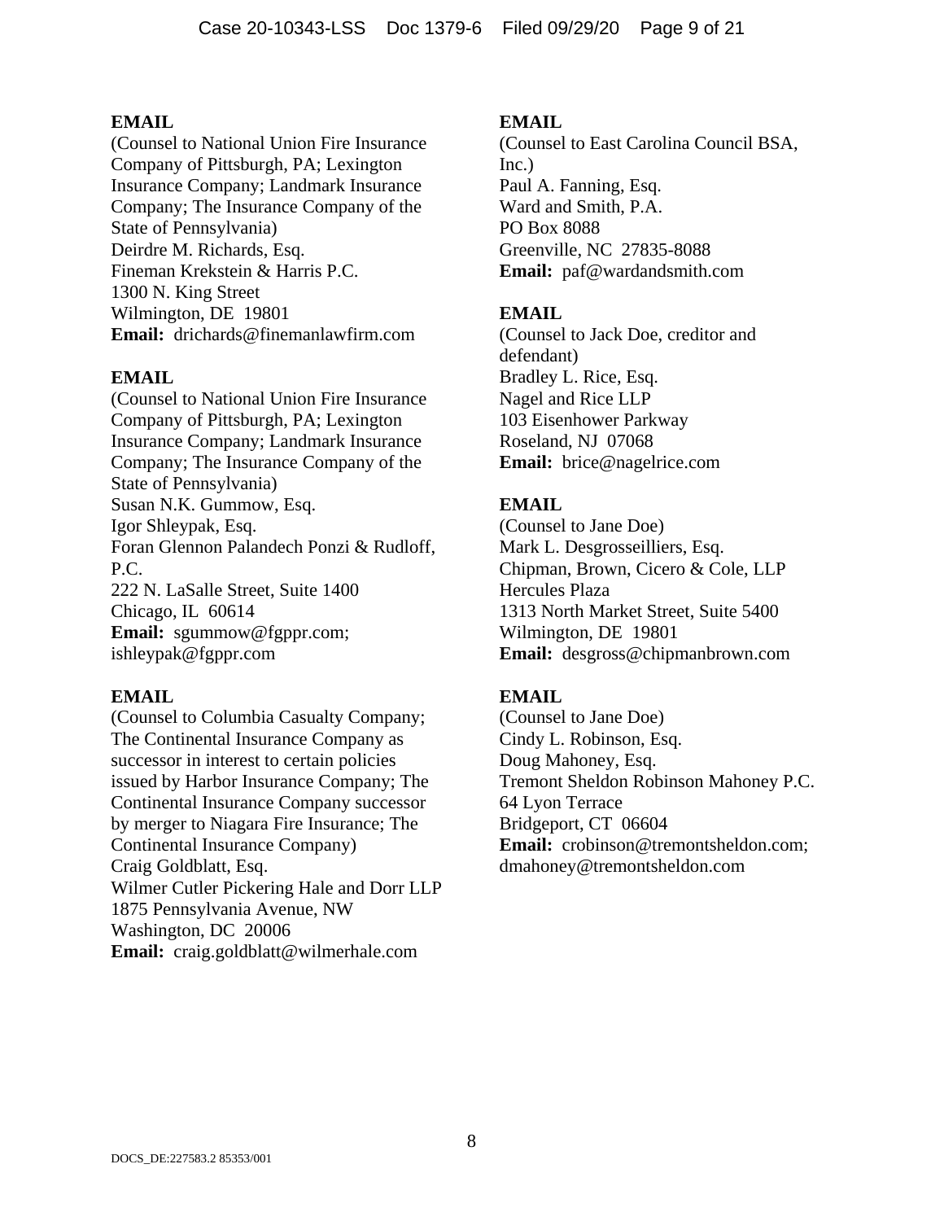**EMAIL**
(Counsel to National Union Fire Insurance Company of Pittsburgh, PA; Lexington Insurance Company; Landmark Insurance Company; The Insurance Company of the State of Pennsylvania)
Deirdre M. Richards, Esq.
Fineman Krekstein & Harris P.C.
1300 N. King Street
Wilmington, DE 19801
**Email:** drichards@finemanlawfirm.com

**EMAIL**
(Counsel to National Union Fire Insurance Company of Pittsburgh, PA; Lexington Insurance Company; Landmark Insurance Company; The Insurance Company of the State of Pennsylvania)
Susan N.K. Gummow, Esq.
Igor Shleypak, Esq.
Foran Glennon Palandech Ponzi & Rudloff, P.C.
222 N. LaSalle Street, Suite 1400
Chicago, IL 60614
**Email:** sgummow@fgppr.com; ishleypak@fgppr.com

**EMAIL**
(Counsel to Columbia Casualty Company; The Continental Insurance Company as successor in interest to certain policies issued by Harbor Insurance Company; The Continental Insurance Company successor by merger to Niagara Fire Insurance; The Continental Insurance Company)
Craig Goldblatt, Esq.
Wilmer Cutler Pickering Hale and Dorr LLP
1875 Pennsylvania Avenue, NW
Washington, DC 20006
**Email:** craig.goldblatt@wilmerhale.com

**EMAIL**
(Counsel to East Carolina Council BSA, Inc.)
Paul A. Fanning, Esq.
Ward and Smith, P.A.
PO Box 8088
Greenville, NC 27835-8088
**Email:** paf@wardandsmith.com

**EMAIL**
(Counsel to Jack Doe, creditor and defendant)
Bradley L. Rice, Esq.
Nagel and Rice LLP
103 Eisenhower Parkway
Roseland, NJ 07068
**Email:** brice@nagelrice.com

**EMAIL**
(Counsel to Jane Doe)
Mark L. Desgrosseilliers, Esq.
Chipman, Brown, Cicero & Cole, LLP
Hercules Plaza
1313 North Market Street, Suite 5400
Wilmington, DE 19801
**Email:** desgross@chipmanbrown.com

**EMAIL**
(Counsel to Jane Doe)
Cindy L. Robinson, Esq.
Doug Mahoney, Esq.
Tremont Sheldon Robinson Mahoney P.C.
64 Lyon Terrace
Bridgeport, CT 06604
**Email:** crobinson@tremontsheldon.com; dmahoney@tremontsheldon.com

DOCS_DE:227583.2 85353/001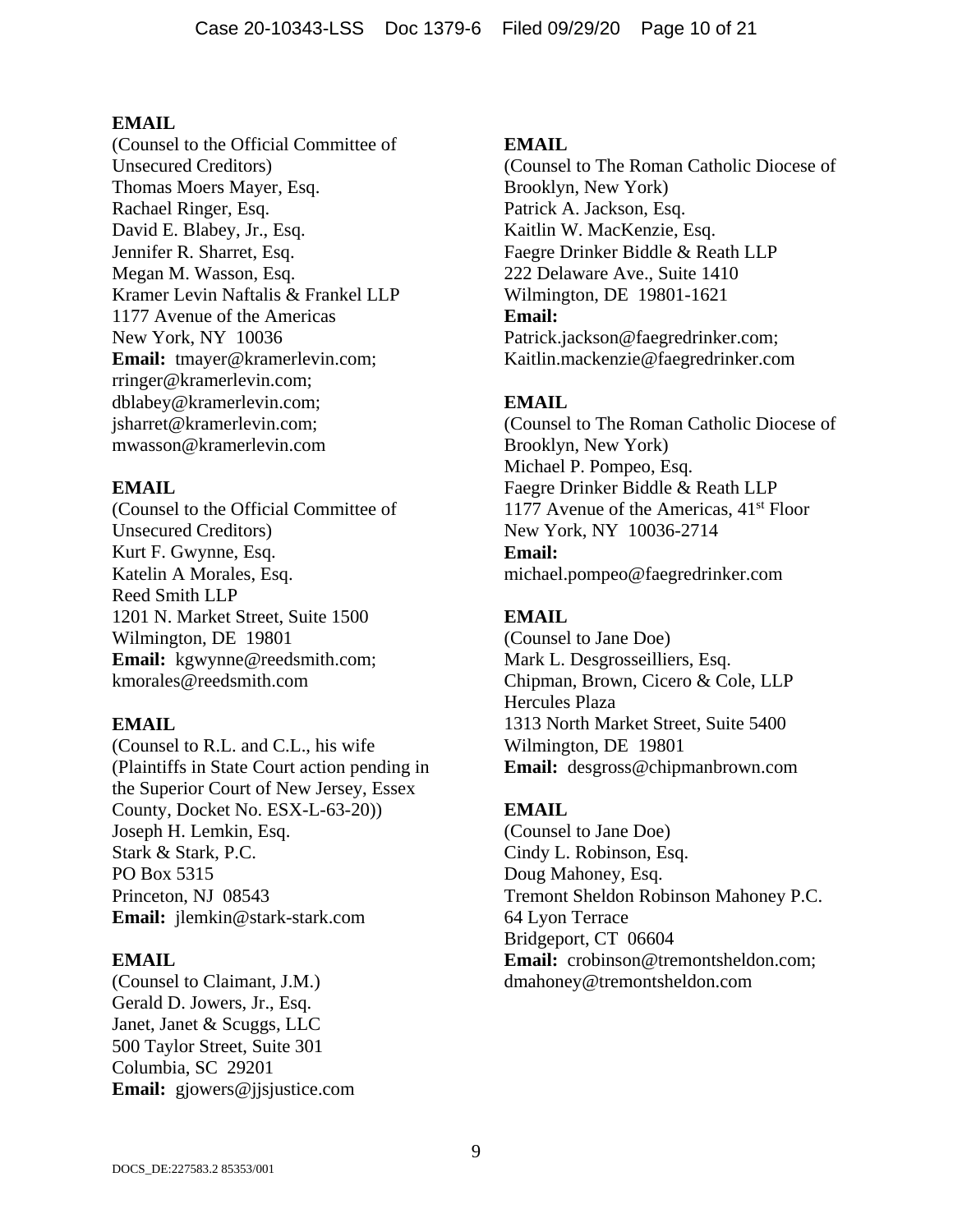**EMAIL**
(Counsel to the Official Committee of Unsecured Creditors)
Thomas Moers Mayer, Esq.
Rachael Ringer, Esq.
David E. Blabey, Jr., Esq.
Jennifer R. Sharret, Esq.
Megan M. Wasson, Esq.
Kramer Levin Naftalis & Frankel LLP
1177 Avenue of the Americas
New York, NY 10036
**Email:** tmayer@kramerlevin.com; rringer@kramerlevin.com; dblabey@kramerlevin.com; jsharret@kramerlevin.com; mwasson@kramerlevin.com

**EMAIL**
(Counsel to the Official Committee of Unsecured Creditors)
Kurt F. Gwynne, Esq.
Katelin A Morales, Esq.
Reed Smith LLP
1201 N. Market Street, Suite 1500
Wilmington, DE 19801
**Email:** kgwynne@reedsmith.com; kmorales@reedsmith.com

**EMAIL**
(Counsel to R.L. and C.L., his wife (Plaintiffs in State Court action pending in the Superior Court of New Jersey, Essex County, Docket No. ESX-L-63-20))
Joseph H. Lemkin, Esq.
Stark & Stark, P.C.
PO Box 5315
Princeton, NJ 08543
**Email:** jlemkin@stark-stark.com

**EMAIL**
(Counsel to Claimant, J.M.)
Gerald D. Jowers, Jr., Esq.
Janet, Janet & Scuggs, LLC
500 Taylor Street, Suite 301
Columbia, SC 29201
**Email:** gjowers@jjsjustice.com

**EMAIL**
(Counsel to The Roman Catholic Diocese of Brooklyn, New York)
Patrick A. Jackson, Esq.
Kaitlin W. MacKenzie, Esq.
Faegre Drinker Biddle & Reath LLP
222 Delaware Ave., Suite 1410
Wilmington, DE 19801-1621
**Email:**
Patrick.jackson@faegredrinker.com; Kaitlin.mackenzie@faegredrinker.com

**EMAIL**
(Counsel to The Roman Catholic Diocese of Brooklyn, New York)
Michael P. Pompeo, Esq.
Faegre Drinker Biddle & Reath LLP
1177 Avenue of the Americas, 41st Floor
New York, NY 10036-2714
**Email:**
michael.pompeo@faegredrinker.com

**EMAIL**
(Counsel to Jane Doe)
Mark L. Desgrosseilliers, Esq.
Chipman, Brown, Cicero & Cole, LLP
Hercules Plaza
1313 North Market Street, Suite 5400
Wilmington, DE 19801
**Email:** desgross@chipmanbrown.com

**EMAIL**
(Counsel to Jane Doe)
Cindy L. Robinson, Esq.
Doug Mahoney, Esq.
Tremont Sheldon Robinson Mahoney P.C.
64 Lyon Terrace
Bridgeport, CT 06604
**Email:** crobinson@tremontsheldon.com; dmahoney@tremontsheldon.com

DOCS_DE:227583.2 85353/001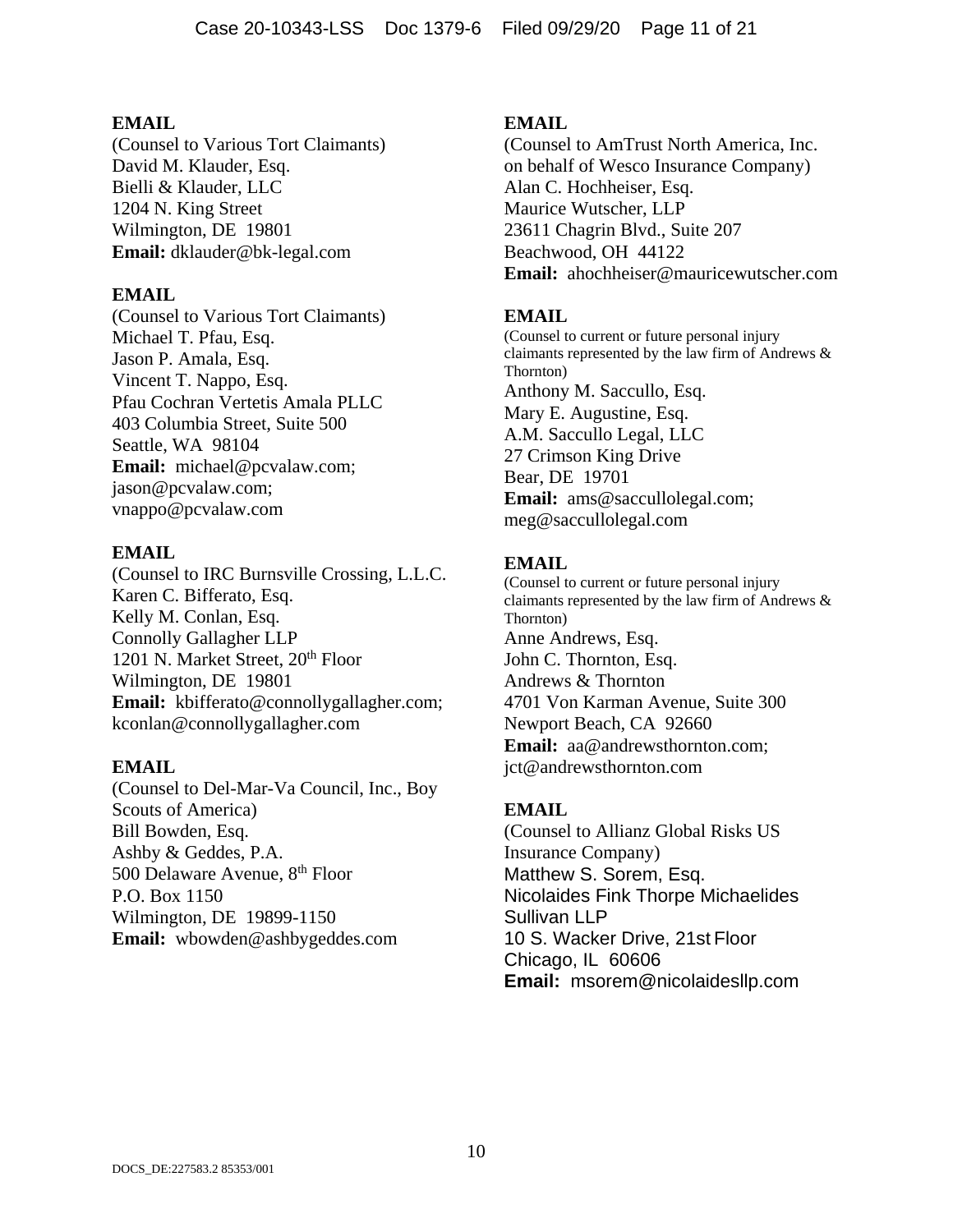**EMAIL**
(Counsel to Various Tort Claimants)
David M. Klauder, Esq.
Bielli & Klauder, LLC
1204 N. King Street
Wilmington, DE 19801
**Email:** dklauder@bk-legal.com

**EMAIL**
(Counsel to Various Tort Claimants)
Michael T. Pfau, Esq.
Jason P. Amala, Esq.
Vincent T. Nappo, Esq.
Pfau Cochran Vertetis Amala PLLC
403 Columbia Street, Suite 500
Seattle, WA 98104
**Email:** michael@pcvalaw.com;
jason@pcvalaw.com;
vnappo@pcvalaw.com

**EMAIL**
(Counsel to IRC Burnsville Crossing, L.L.C.
Karen C. Bifferato, Esq.
Kelly M. Conlan, Esq.
Connolly Gallagher LLP
1201 N. Market Street, 20th Floor
Wilmington, DE 19801
**Email:** kbifferato@connollygallagher.com;
kconlan@connollygallagher.com

**EMAIL**
(Counsel to Del-Mar-Va Council, Inc., Boy Scouts of America)
Bill Bowden, Esq.
Ashby & Geddes, P.A.
500 Delaware Avenue, 8th Floor
P.O. Box 1150
Wilmington, DE 19899-1150
**Email:** wbowden@ashbygeddes.com

**EMAIL**
(Counsel to AmTrust North America, Inc. on behalf of Wesco Insurance Company)
Alan C. Hochheiser, Esq.
Maurice Wutscher, LLP
23611 Chagrin Blvd., Suite 207
Beachwood, OH 44122
**Email:** ahochheiser@mauricewutscher.com

**EMAIL**
(Counsel to current or future personal injury claimants represented by the law firm of Andrews & Thornton)
Anthony M. Saccullo, Esq.
Mary E. Augustine, Esq.
A.M. Saccullo Legal, LLC
27 Crimson King Drive
Bear, DE 19701
**Email:** ams@saccullolegal.com;
meg@saccullolegal.com

**EMAIL**
(Counsel to current or future personal injury claimants represented by the law firm of Andrews & Thornton)
Anne Andrews, Esq.
John C. Thornton, Esq.
Andrews & Thornton
4701 Von Karman Avenue, Suite 300
Newport Beach, CA 92660
**Email:** aa@andrewsthornton.com;
jct@andrewsthornton.com

**EMAIL**
(Counsel to Allianz Global Risks US Insurance Company)
Matthew S. Sorem, Esq.
Nicolaides Fink Thorpe Michaelides Sullivan LLP
10 S. Wacker Drive, 21st Floor
Chicago, IL 60606
**Email:** msorem@nicolaidesllp.com

DOCS_DE:227583.2 85353/001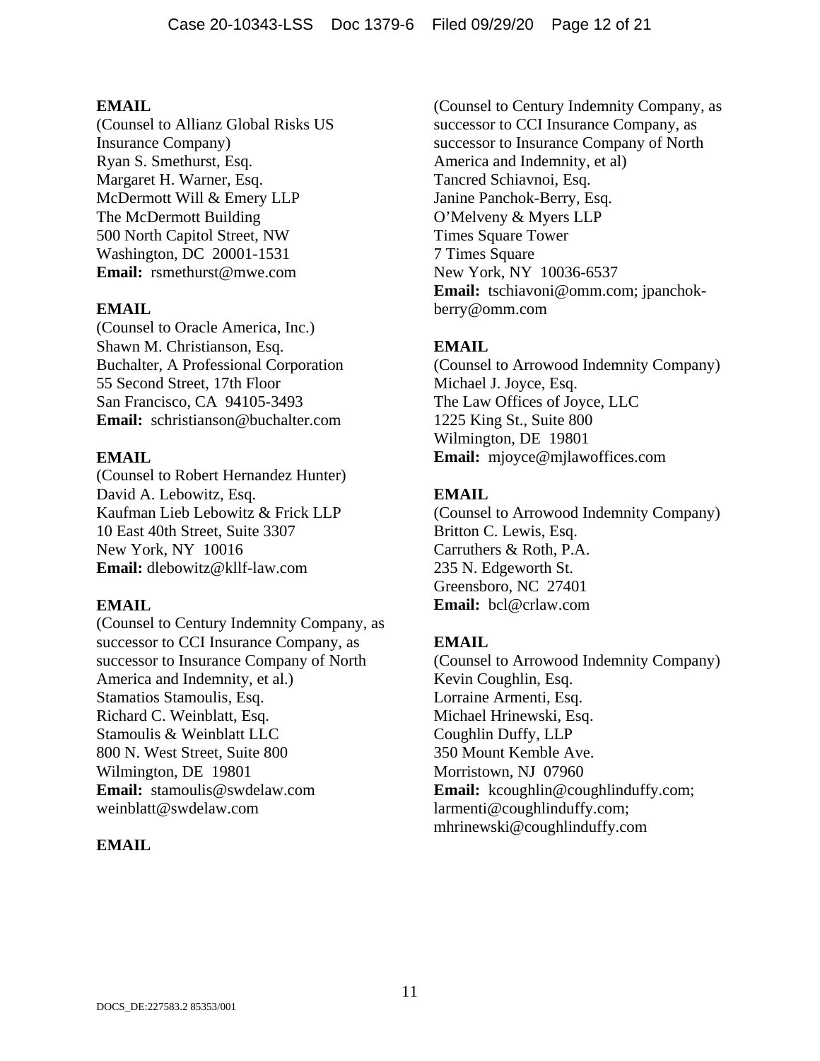**EMAIL**
(Counsel to Allianz Global Risks US Insurance Company)
Ryan S. Smethurst, Esq.
Margaret H. Warner, Esq.
McDermott Will & Emery LLP
The McDermott Building
500 North Capitol Street, NW
Washington, DC 20001-1531
**Email:** rsmethurst@mwe.com

**EMAIL**
(Counsel to Oracle America, Inc.)
Shawn M. Christianson, Esq.
Buchalter, A Professional Corporation
55 Second Street, 17th Floor
San Francisco, CA 94105-3493
**Email:** schristianson@buchalter.com

**EMAIL**
(Counsel to Robert Hernandez Hunter)
David A. Lebowitz, Esq.
Kaufman Lieb Lebowitz & Frick LLP
10 East 40th Street, Suite 3307
New York, NY 10016
**Email:** dlebowitz@kllf-law.com

**EMAIL**
(Counsel to Century Indemnity Company, as successor to CCI Insurance Company, as successor to Insurance Company of North America and Indemnity, et al.)
Stamatios Stamoulis, Esq.
Richard C. Weinblatt, Esq.
Stamoulis & Weinblatt LLC
800 N. West Street, Suite 800
Wilmington, DE 19801
**Email:** stamoulis@swdelaw.com
weinblatt@swdelaw.com

**EMAIL**
(Counsel to Century Indemnity Company, as successor to CCI Insurance Company, as successor to Insurance Company of North America and Indemnity, et al)
Tancred Schiavnoi, Esq.
Janine Panchok-Berry, Esq.
O'Melveny & Myers LLP
Times Square Tower
7 Times Square
New York, NY 10036-6537
**Email:** tschiavoni@omm.com; jpanchok-berry@omm.com

**EMAIL**
(Counsel to Arrowood Indemnity Company)
Michael J. Joyce, Esq.
The Law Offices of Joyce, LLC
1225 King St., Suite 800
Wilmington, DE 19801
**Email:** mjoyce@mjlawoffices.com

**EMAIL**
(Counsel to Arrowood Indemnity Company)
Britton C. Lewis, Esq.
Carruthers & Roth, P.A.
235 N. Edgeworth St.
Greensboro, NC 27401
**Email:** bcl@crlaw.com

**EMAIL**
(Counsel to Arrowood Indemnity Company)
Kevin Coughlin, Esq.
Lorraine Armenti, Esq.
Michael Hrinewski, Esq.
Coughlin Duffy, LLP
350 Mount Kemble Ave.
Morristown, NJ 07960
**Email:** kcoughlin@coughlinduffy.com; larmenti@coughlinduffy.com; mhrinewski@coughlinduffy.com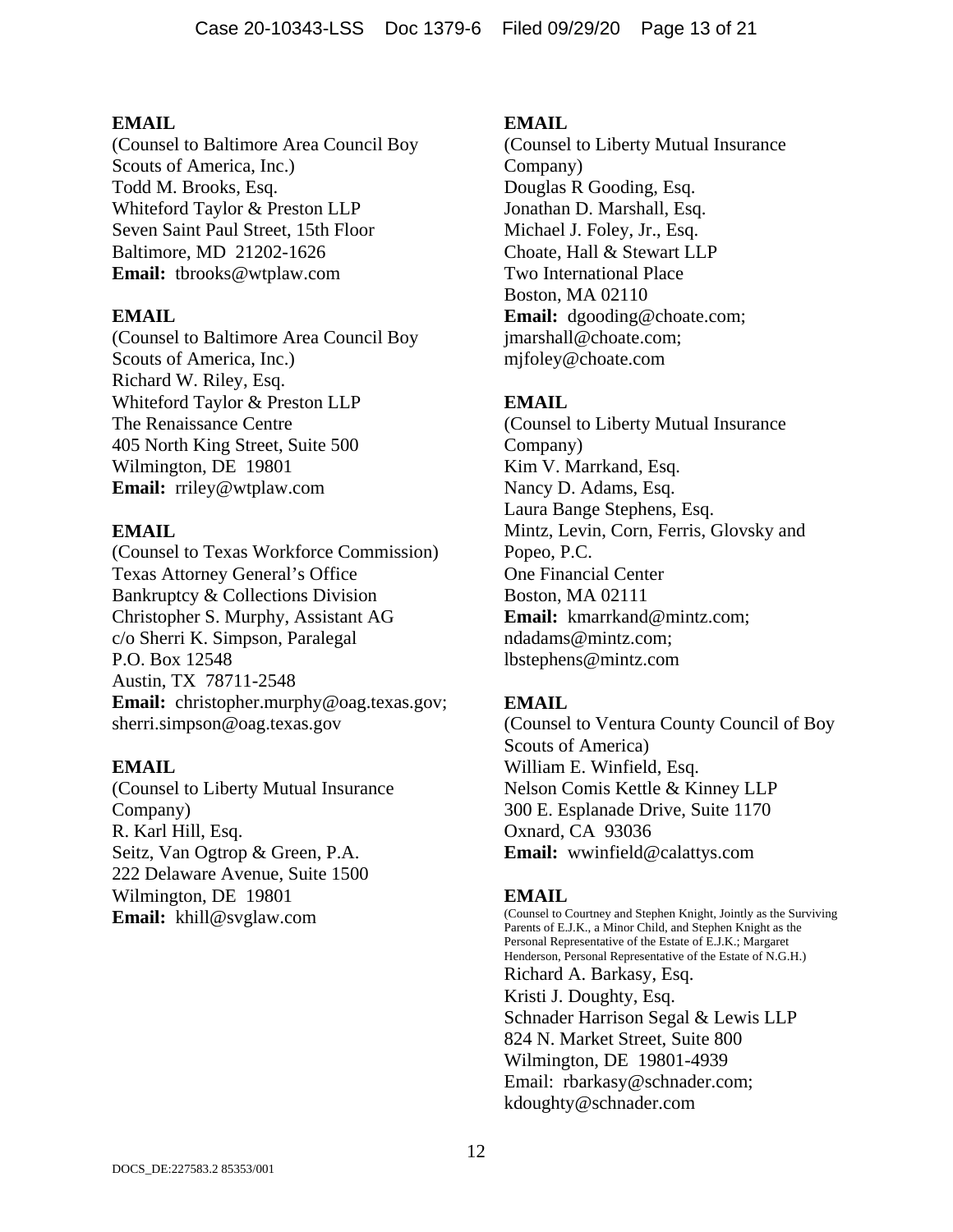**EMAIL**
(Counsel to Baltimore Area Council Boy Scouts of America, Inc.)
Todd M. Brooks, Esq.
Whiteford Taylor & Preston LLP
Seven Saint Paul Street, 15th Floor
Baltimore, MD 21202-1626
**Email:** tbrooks@wtplaw.com

**EMAIL**
(Counsel to Baltimore Area Council Boy Scouts of America, Inc.)
Richard W. Riley, Esq.
Whiteford Taylor & Preston LLP
The Renaissance Centre
405 North King Street, Suite 500
Wilmington, DE 19801
**Email:** rriley@wtplaw.com

**EMAIL**
(Counsel to Texas Workforce Commission)
Texas Attorney General's Office
Bankruptcy & Collections Division
Christopher S. Murphy, Assistant AG
c/o Sherri K. Simpson, Paralegal
P.O. Box 12548
Austin, TX 78711-2548
**Email:** christopher.murphy@oag.texas.gov; sherri.simpson@oag.texas.gov

**EMAIL**
(Counsel to Liberty Mutual Insurance Company)
R. Karl Hill, Esq.
Seitz, Van Ogtrop & Green, P.A.
222 Delaware Avenue, Suite 1500
Wilmington, DE 19801
**Email:** khill@svglaw.com

**EMAIL**
(Counsel to Liberty Mutual Insurance Company)
Douglas R Gooding, Esq.
Jonathan D. Marshall, Esq.
Michael J. Foley, Jr., Esq.
Choate, Hall & Stewart LLP
Two International Place
Boston, MA 02110
**Email:** dgooding@choate.com; jmarshall@choate.com; mjfoley@choate.com

**EMAIL**
(Counsel to Liberty Mutual Insurance Company)
Kim V. Marrkand, Esq.
Nancy D. Adams, Esq.
Laura Bange Stephens, Esq.
Mintz, Levin, Corn, Ferris, Glovsky and Popeo, P.C.
One Financial Center
Boston, MA 02111
**Email:** kmarrkand@mintz.com; ndadams@mintz.com; lbstephens@mintz.com

**EMAIL**
(Counsel to Ventura County Council of Boy Scouts of America)
William E. Winfield, Esq.
Nelson Comis Kettle & Kinney LLP
300 E. Esplanade Drive, Suite 1170
Oxnard, CA 93036
**Email:** wwinfield@calattys.com

**EMAIL**
(Counsel to Courtney and Stephen Knight, Jointly as the Surviving Parents of E.J.K., a Minor Child, and Stephen Knight as the Personal Representative of the Estate of E.J.K.; Margaret Henderson, Personal Representative of the Estate of N.G.H.)
Richard A. Barkasy, Esq.
Kristi J. Doughty, Esq.
Schnader Harrison Segal & Lewis LLP
824 N. Market Street, Suite 800
Wilmington, DE 19801-4939
Email: rbarkasy@schnader.com; kdoughty@schnader.com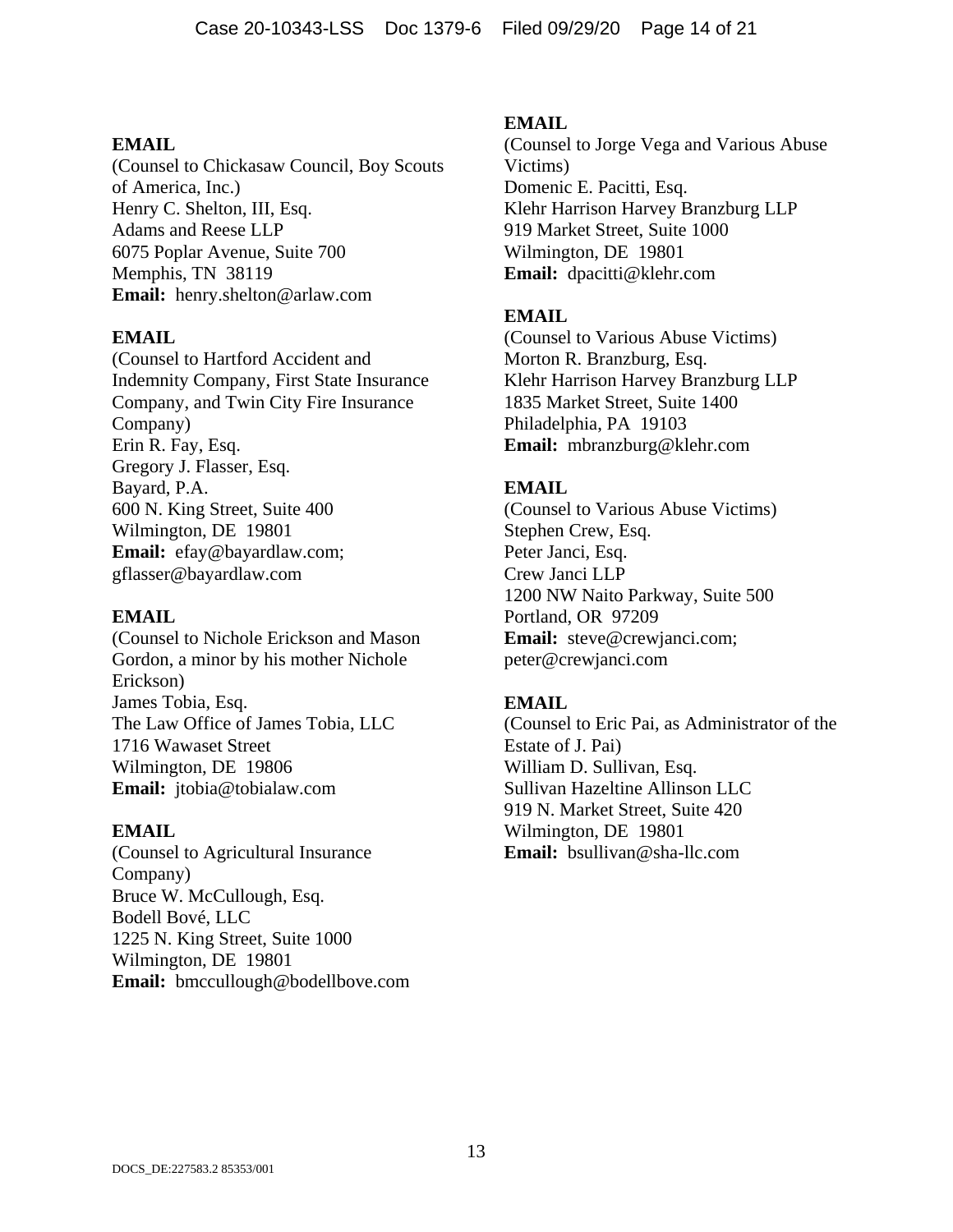**EMAIL**
(Counsel to Chickasaw Council, Boy Scouts of America, Inc.)
Henry C. Shelton, III, Esq.
Adams and Reese LLP
6075 Poplar Avenue, Suite 700
Memphis, TN 38119
**Email:** henry.shelton@arlaw.com

**EMAIL**
(Counsel to Hartford Accident and Indemnity Company, First State Insurance Company, and Twin City Fire Insurance Company)
Erin R. Fay, Esq.
Gregory J. Flasser, Esq.
Bayard, P.A.
600 N. King Street, Suite 400
Wilmington, DE 19801
**Email:** efay@bayardlaw.com; gflasser@bayardlaw.com

**EMAIL**
(Counsel to Nichole Erickson and Mason Gordon, a minor by his mother Nichole Erickson)
James Tobia, Esq.
The Law Office of James Tobia, LLC
1716 Wawaset Street
Wilmington, DE 19806
**Email:** jtobia@tobialaw.com

**EMAIL**
(Counsel to Agricultural Insurance Company)
Bruce W. McCullough, Esq.
Bodell Bové, LLC
1225 N. King Street, Suite 1000
Wilmington, DE 19801
**Email:** bmccullough@bodellbove.com

**EMAIL**
(Counsel to Jorge Vega and Various Abuse Victims)
Domenic E. Pacitti, Esq.
Klehr Harrison Harvey Branzburg LLP
919 Market Street, Suite 1000
Wilmington, DE 19801
**Email:** dpacitti@klehr.com

**EMAIL**
(Counsel to Various Abuse Victims)
Morton R. Branzburg, Esq.
Klehr Harrison Harvey Branzburg LLP
1835 Market Street, Suite 1400
Philadelphia, PA 19103
**Email:** mbranzburg@klehr.com

**EMAIL**
(Counsel to Various Abuse Victims)
Stephen Crew, Esq.
Peter Janci, Esq.
Crew Janci LLP
1200 NW Naito Parkway, Suite 500
Portland, OR 97209
**Email:** steve@crewjanci.com; peter@crewjanci.com

**EMAIL**
(Counsel to Eric Pai, as Administrator of the Estate of J. Pai)
William D. Sullivan, Esq.
Sullivan Hazeltine Allinson LLC
919 N. Market Street, Suite 420
Wilmington, DE 19801
**Email:** bsullivan@sha-llc.com

DOCS_DE:227583.2 85353/001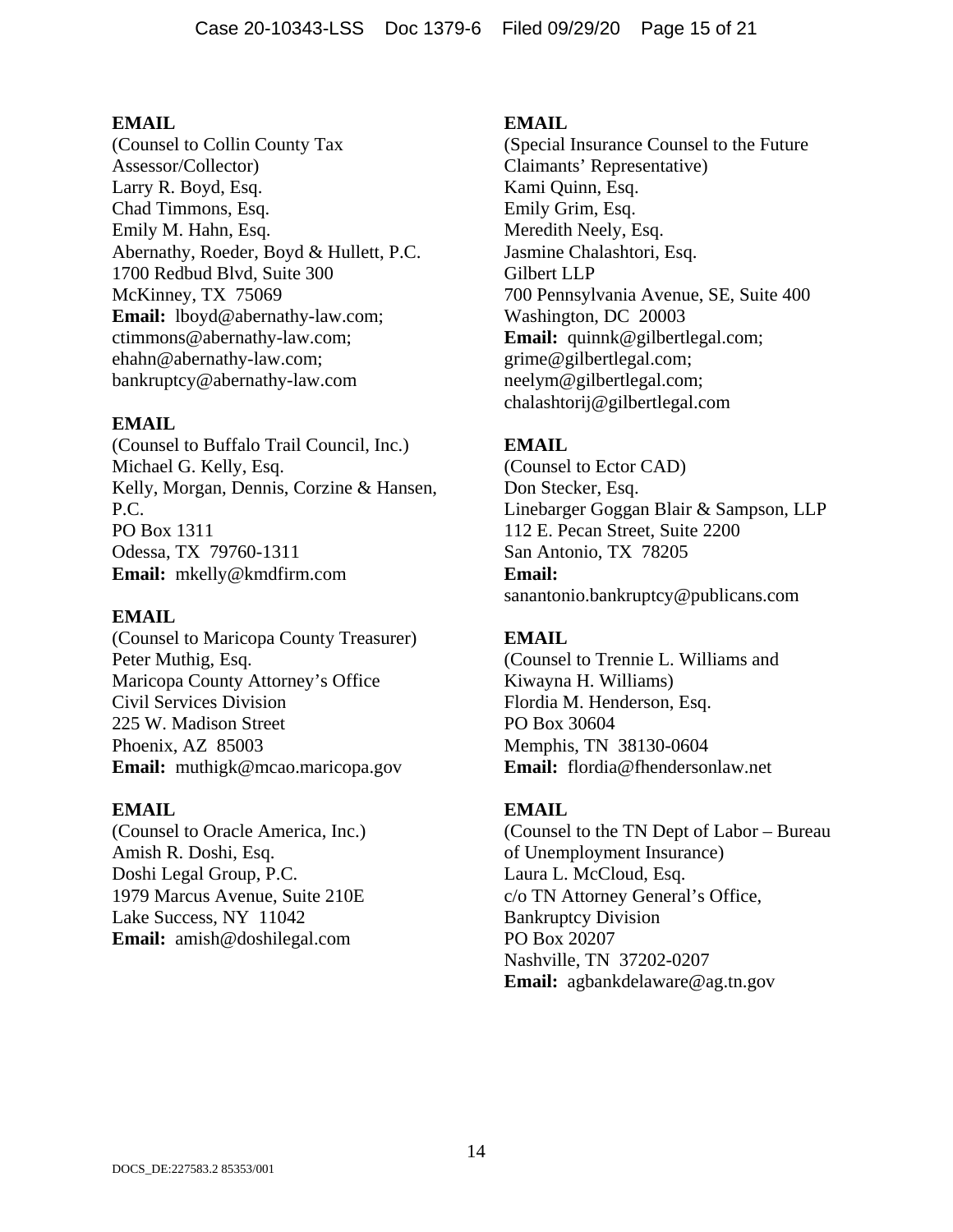**EMAIL**
(Counsel to Collin County Tax Assessor/Collector)
Larry R. Boyd, Esq.
Chad Timmons, Esq.
Emily M. Hahn, Esq.
Abernathy, Roeder, Boyd & Hullett, P.C.
1700 Redbud Blvd, Suite 300
McKinney, TX 75069
**Email:** lboyd@abernathy-law.com; ctimmons@abernathy-law.com; ehahn@abernathy-law.com; bankruptcy@abernathy-law.com

**EMAIL**
(Counsel to Buffalo Trail Council, Inc.)
Michael G. Kelly, Esq.
Kelly, Morgan, Dennis, Corzine & Hansen, P.C.
PO Box 1311
Odessa, TX 79760-1311
**Email:** mkelly@kmdfirm.com

**EMAIL**
(Counsel to Maricopa County Treasurer)
Peter Muthig, Esq.
Maricopa County Attorney's Office
Civil Services Division
225 W. Madison Street
Phoenix, AZ 85003
**Email:** muthigk@mcao.maricopa.gov

**EMAIL**
(Counsel to Oracle America, Inc.)
Amish R. Doshi, Esq.
Doshi Legal Group, P.C.
1979 Marcus Avenue, Suite 210E
Lake Success, NY 11042
**Email:** amish@doshilegal.com

**EMAIL**
(Special Insurance Counsel to the Future Claimants' Representative)
Kami Quinn, Esq.
Emily Grim, Esq.
Meredith Neely, Esq.
Jasmine Chalashtori, Esq.
Gilbert LLP
700 Pennsylvania Avenue, SE, Suite 400
Washington, DC 20003
**Email:** quinnk@gilbertlegal.com; grime@gilbertlegal.com; neelym@gilbertlegal.com; chalashtorij@gilbertlegal.com

**EMAIL**
(Counsel to Ector CAD)
Don Stecker, Esq.
Linebarger Goggan Blair & Sampson, LLP
112 E. Pecan Street, Suite 2200
San Antonio, TX 78205
**Email:** sanantonio.bankruptcy@publicans.com

**EMAIL**
(Counsel to Trennie L. Williams and Kiwayna H. Williams)
Flordia M. Henderson, Esq.
PO Box 30604
Memphis, TN 38130-0604
**Email:** flordia@fhendersonlaw.net

**EMAIL**
(Counsel to the TN Dept of Labor – Bureau of Unemployment Insurance)
Laura L. McCloud, Esq.
c/o TN Attorney General's Office, Bankruptcy Division
PO Box 20207
Nashville, TN 37202-0207
**Email:** agbankdelaware@ag.tn.gov

DOCS_DE:227583.2 85353/001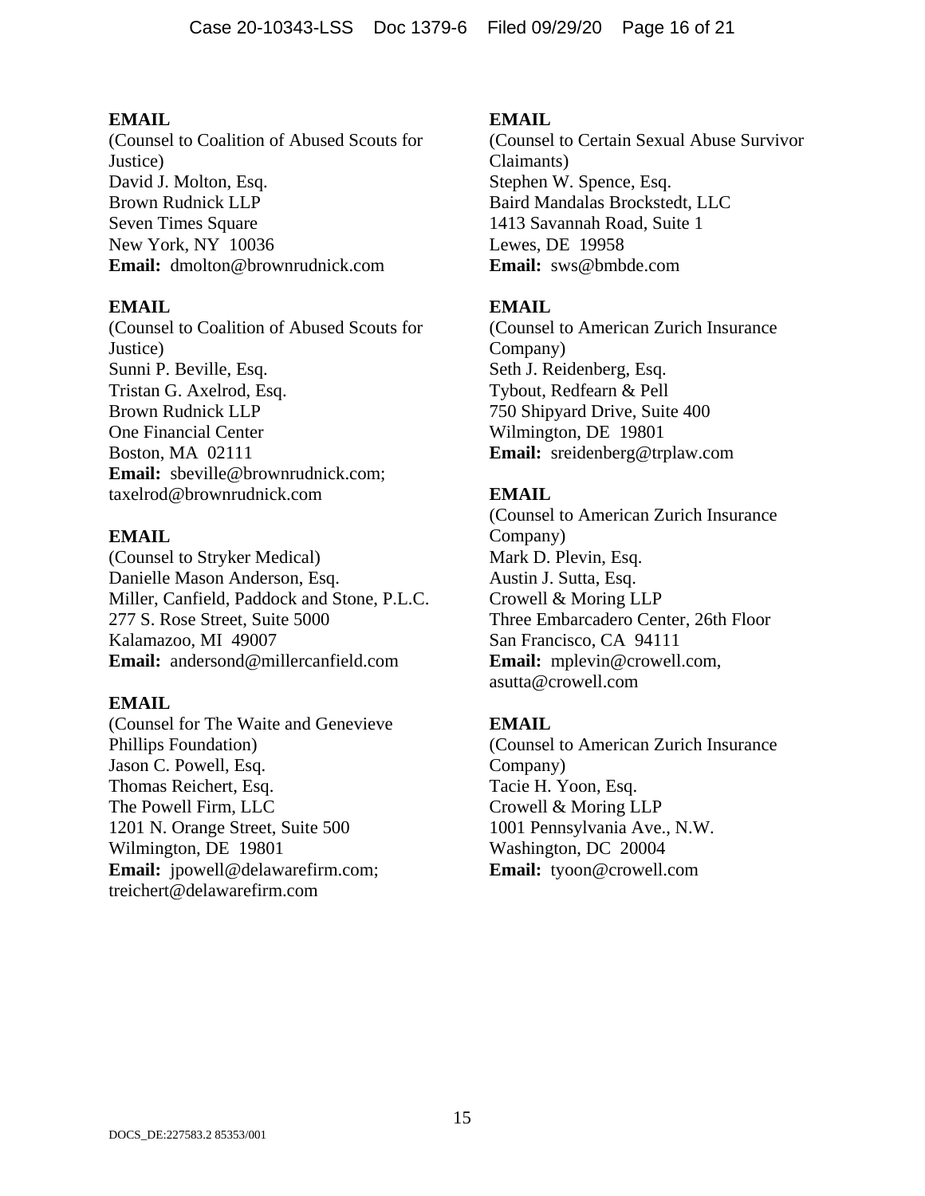**EMAIL**
(Counsel to Coalition of Abused Scouts for Justice)
David J. Molton, Esq.
Brown Rudnick LLP
Seven Times Square
New York, NY 10036
**Email:** dmolton@brownrudnick.com

**EMAIL**
(Counsel to Coalition of Abused Scouts for Justice)
Sunni P. Beville, Esq.
Tristan G. Axelrod, Esq.
Brown Rudnick LLP
One Financial Center
Boston, MA 02111
**Email:** sbeville@brownrudnick.com; taxelrod@brownrudnick.com

**EMAIL**
(Counsel to Stryker Medical)
Danielle Mason Anderson, Esq.
Miller, Canfield, Paddock and Stone, P.L.C.
277 S. Rose Street, Suite 5000
Kalamazoo, MI 49007
**Email:** andersond@millercanfield.com

**EMAIL**
(Counsel for The Waite and Genevieve Phillips Foundation)
Jason C. Powell, Esq.
Thomas Reichert, Esq.
The Powell Firm, LLC
1201 N. Orange Street, Suite 500
Wilmington, DE 19801
**Email:** jpowell@delawarefirm.com; treichert@delawarefirm.com

**EMAIL**
(Counsel to Certain Sexual Abuse Survivor Claimants)
Stephen W. Spence, Esq.
Baird Mandalas Brockstedt, LLC
1413 Savannah Road, Suite 1
Lewes, DE 19958
**Email:** sws@bmbde.com

**EMAIL**
(Counsel to American Zurich Insurance Company)
Seth J. Reidenberg, Esq.
Tybout, Redfearn & Pell
750 Shipyard Drive, Suite 400
Wilmington, DE 19801
**Email:** sreidenberg@trplaw.com

**EMAIL**
(Counsel to American Zurich Insurance Company)
Mark D. Plevin, Esq.
Austin J. Sutta, Esq.
Crowell & Moring LLP
Three Embarcadero Center, 26th Floor
San Francisco, CA 94111
**Email:** mplevin@crowell.com, asutta@crowell.com

**EMAIL**
(Counsel to American Zurich Insurance Company)
Tacie H. Yoon, Esq.
Crowell & Moring LLP
1001 Pennsylvania Ave., N.W.
Washington, DC 20004
**Email:** tyoon@crowell.com

DOCS_DE:227583.2 85353/001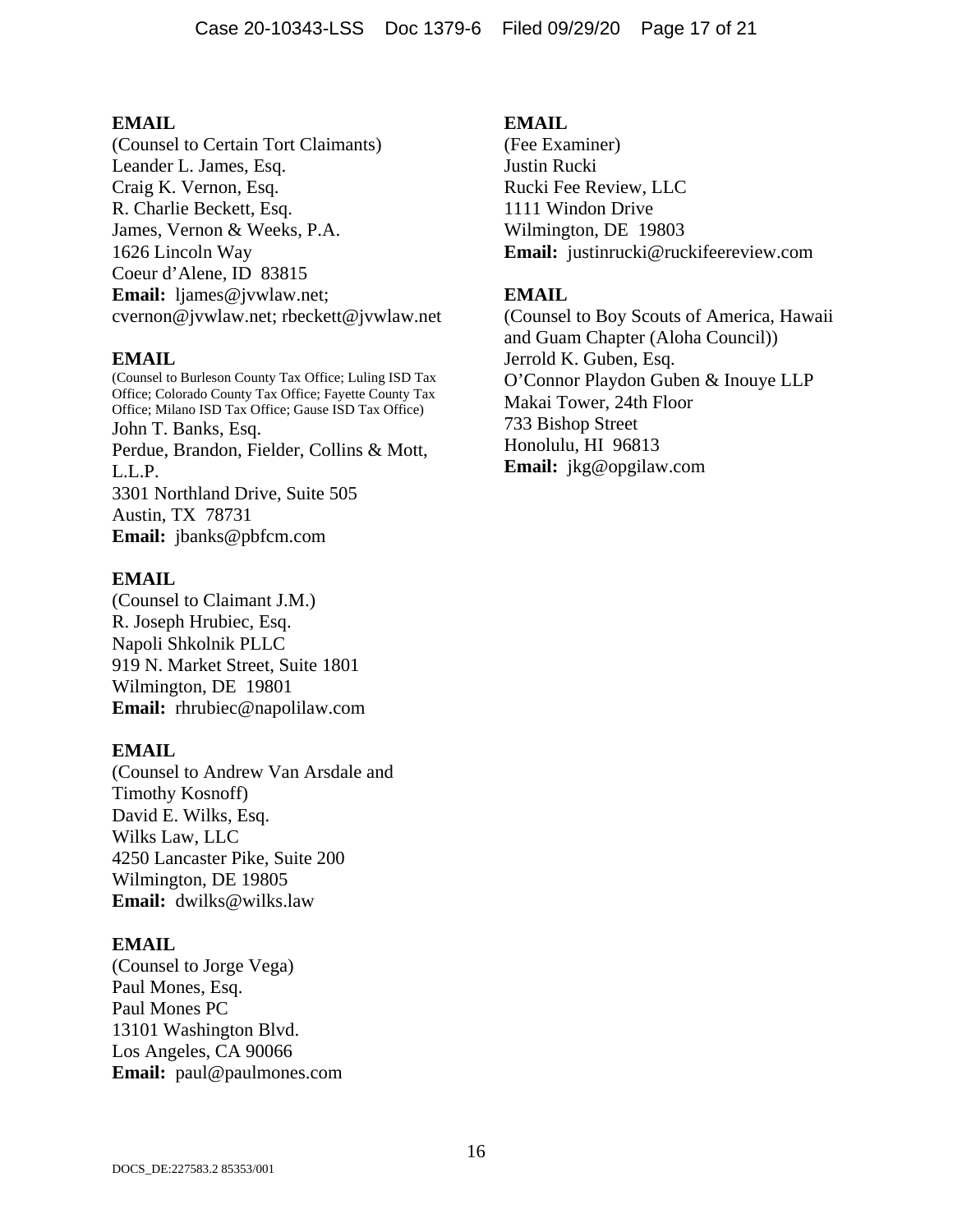**EMAIL**
(Counsel to Certain Tort Claimants)
Leander L. James, Esq.
Craig K. Vernon, Esq.
R. Charlie Beckett, Esq.
James, Vernon & Weeks, P.A.
1626 Lincoln Way
Coeur d'Alene, ID 83815
**Email:** ljames@jvwlaw.net; cvernon@jvwlaw.net; rbeckett@jvwlaw.net

**EMAIL**
(Counsel to Burleson County Tax Office; Luling ISD Tax Office; Colorado County Tax Office; Fayette County Tax Office; Milano ISD Tax Office; Gause ISD Tax Office)
John T. Banks, Esq.
Perdue, Brandon, Fielder, Collins & Mott, L.L.P.
3301 Northland Drive, Suite 505
Austin, TX 78731
**Email:** jbanks@pbfcm.com

**EMAIL**
(Counsel to Claimant J.M.)
R. Joseph Hrubiec, Esq.
Napoli Shkolnik PLLC
919 N. Market Street, Suite 1801
Wilmington, DE 19801
**Email:** rhrubiec@napolilaw.com

**EMAIL**
(Counsel to Andrew Van Arsdale and Timothy Kosnoff)
David E. Wilks, Esq.
Wilks Law, LLC
4250 Lancaster Pike, Suite 200
Wilmington, DE 19805
**Email:** dwilks@wilks.law

**EMAIL**
(Counsel to Jorge Vega)
Paul Mones, Esq.
Paul Mones PC
13101 Washington Blvd.
Los Angeles, CA 90066
**Email:** paul@paulmones.com

**EMAIL**
(Fee Examiner)
Justin Rucki
Rucki Fee Review, LLC
1111 Windon Drive
Wilmington, DE 19803
**Email:** justinrucki@ruckifeereview.com

**EMAIL**
(Counsel to Boy Scouts of America, Hawaii and Guam Chapter (Aloha Council))
Jerrold K. Guben, Esq.
O'Connor Playdon Guben & Inouye LLP
Makai Tower, 24th Floor
733 Bishop Street
Honolulu, HI 96813
**Email:** jkg@opgilaw.com

DOCS_DE:227583.2 85353/001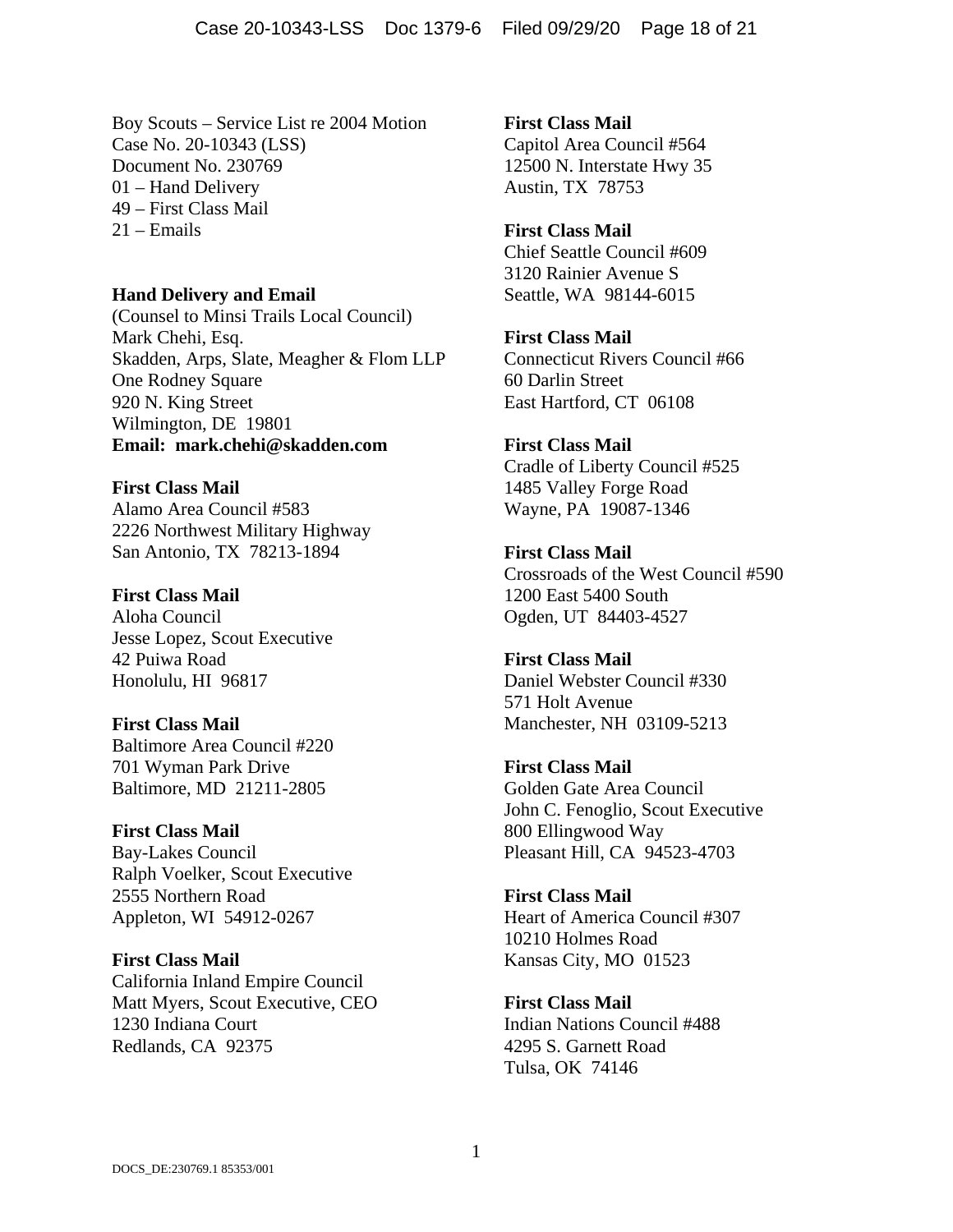Boy Scouts – Service List re 2004 Motion
Case No. 20-10343 (LSS)
Document No. 230769
01 – Hand Delivery
49 – First Class Mail
21 – Emails

**Hand Delivery and Email**
(Counsel to Minsi Trails Local Council)
Mark Chehi, Esq.
Skadden, Arps, Slate, Meagher & Flom LLP
One Rodney Square
920 N. King Street
Wilmington, DE 19801
**Email: mark.chehi@skadden.com**

**First Class Mail**
Alamo Area Council #583
2226 Northwest Military Highway
San Antonio, TX 78213-1894

**First Class Mail**
Aloha Council
Jesse Lopez, Scout Executive
42 Puiwa Road
Honolulu, HI 96817

**First Class Mail**
Baltimore Area Council #220
701 Wyman Park Drive
Baltimore, MD 21211-2805

**First Class Mail**
Bay-Lakes Council
Ralph Voelker, Scout Executive
2555 Northern Road
Appleton, WI 54912-0267

**First Class Mail**
California Inland Empire Council
Matt Myers, Scout Executive, CEO
1230 Indiana Court
Redlands, CA 92375

**First Class Mail**
Capitol Area Council #564
12500 N. Interstate Hwy 35
Austin, TX 78753

**First Class Mail**
Chief Seattle Council #609
3120 Rainier Avenue S
Seattle, WA 98144-6015

**First Class Mail**
Connecticut Rivers Council #66
60 Darlin Street
East Hartford, CT 06108

**First Class Mail**
Cradle of Liberty Council #525
1485 Valley Forge Road
Wayne, PA 19087-1346

**First Class Mail**
Crossroads of the West Council #590
1200 East 5400 South
Ogden, UT 84403-4527

**First Class Mail**
Daniel Webster Council #330
571 Holt Avenue
Manchester, NH 03109-5213

**First Class Mail**
Golden Gate Area Council
John C. Fenoglio, Scout Executive
800 Ellingwood Way
Pleasant Hill, CA 94523-4703

**First Class Mail**
Heart of America Council #307
10210 Holmes Road
Kansas City, MO 01523

**First Class Mail**
Indian Nations Council #488
4295 S. Garnett Road
Tulsa, OK 74146

DOCS_DE:230769.1 85353/001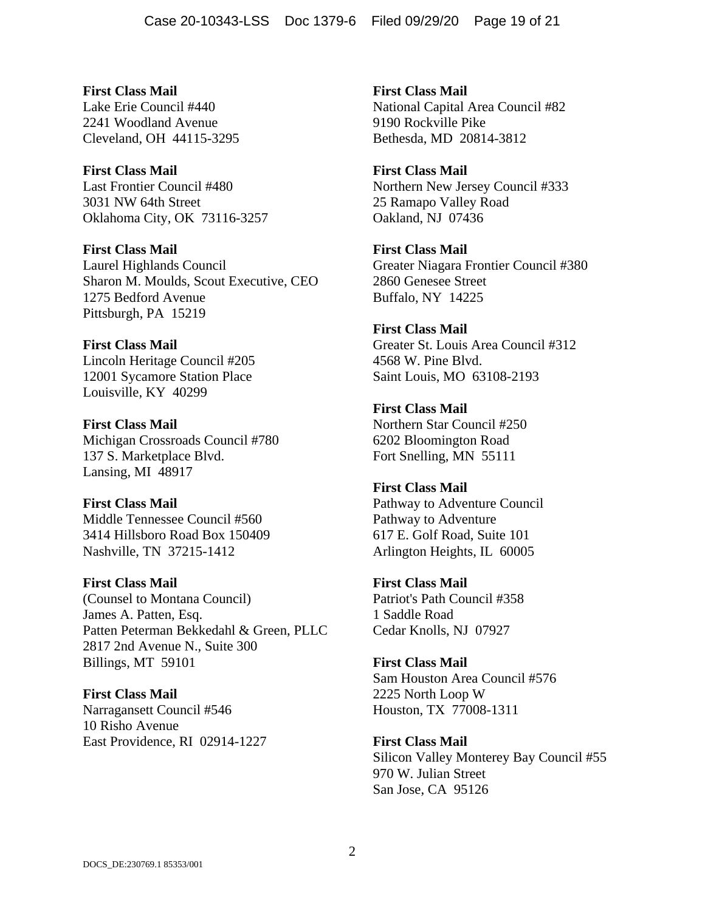**First Class Mail**
Lake Erie Council #440
2241 Woodland Avenue
Cleveland, OH 44115-3295

**First Class Mail**
Last Frontier Council #480
3031 NW 64th Street
Oklahoma City, OK 73116-3257

**First Class Mail**
Laurel Highlands Council
Sharon M. Moulds, Scout Executive, CEO
1275 Bedford Avenue
Pittsburgh, PA 15219

**First Class Mail**
Lincoln Heritage Council #205
12001 Sycamore Station Place
Louisville, KY 40299

**First Class Mail**
Michigan Crossroads Council #780
137 S. Marketplace Blvd.
Lansing, MI 48917

**First Class Mail**
Middle Tennessee Council #560
3414 Hillsboro Road Box 150409
Nashville, TN 37215-1412

**First Class Mail**
(Counsel to Montana Council)
James A. Patten, Esq.
Patten Peterman Bekkedahl & Green, PLLC
2817 2nd Avenue N., Suite 300
Billings, MT 59101

**First Class Mail**
Narragansett Council #546
10 Risho Avenue
East Providence, RI 02914-1227

**First Class Mail**
National Capital Area Council #82
9190 Rockville Pike
Bethesda, MD 20814-3812

**First Class Mail**
Northern New Jersey Council #333
25 Ramapo Valley Road
Oakland, NJ 07436

**First Class Mail**
Greater Niagara Frontier Council #380
2860 Genesee Street
Buffalo, NY 14225

**First Class Mail**
Greater St. Louis Area Council #312
4568 W. Pine Blvd.
Saint Louis, MO 63108-2193

**First Class Mail**
Northern Star Council #250
6202 Bloomington Road
Fort Snelling, MN 55111

**First Class Mail**
Pathway to Adventure Council
Pathway to Adventure
617 E. Golf Road, Suite 101
Arlington Heights, IL 60005

**First Class Mail**
Patriot's Path Council #358
1 Saddle Road
Cedar Knolls, NJ 07927

**First Class Mail**
Sam Houston Area Council #576
2225 North Loop W
Houston, TX 77008-1311

**First Class Mail**
Silicon Valley Monterey Bay Council #55
970 W. Julian Street
San Jose, CA 95126

DOCS_DE:230769.1 85353/001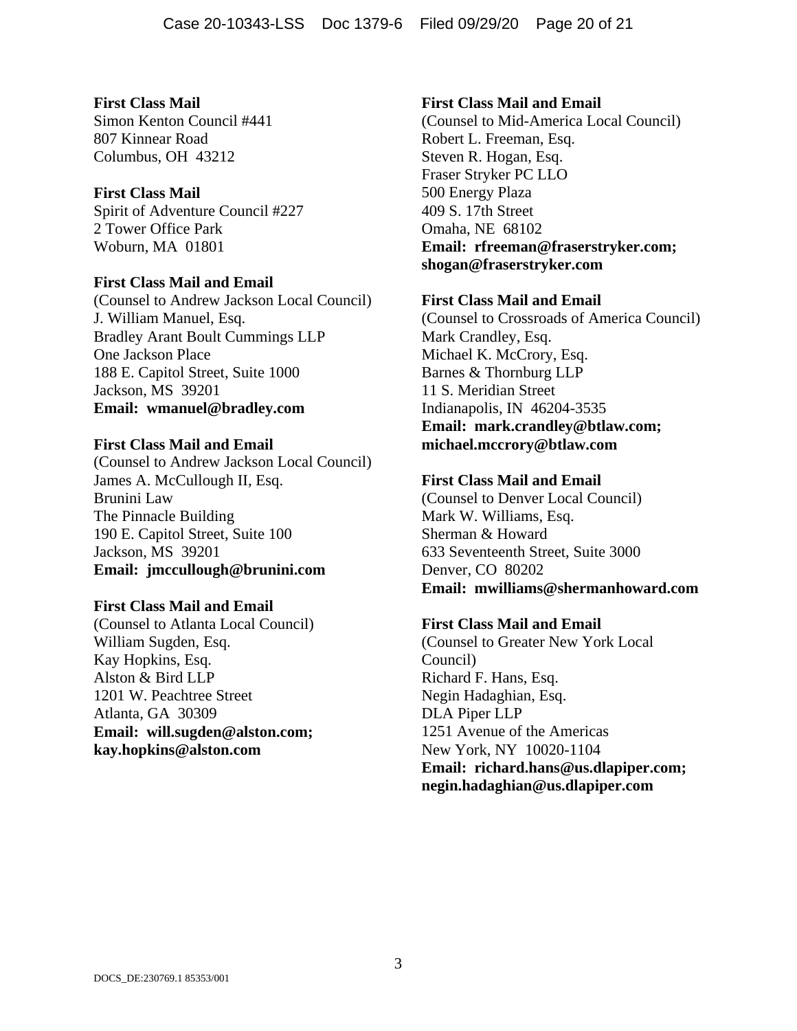**First Class Mail**
Simon Kenton Council #441
807 Kinnear Road
Columbus, OH 43212

**First Class Mail**
Spirit of Adventure Council #227
2 Tower Office Park
Woburn, MA 01801

**First Class Mail and Email**
(Counsel to Andrew Jackson Local Council)
J. William Manuel, Esq.
Bradley Arant Boult Cummings LLP
One Jackson Place
188 E. Capitol Street, Suite 1000
Jackson, MS 39201
**Email: wmanuel@bradley.com**

**First Class Mail and Email**
(Counsel to Andrew Jackson Local Council)
James A. McCullough II, Esq.
Brunini Law
The Pinnacle Building
190 E. Capitol Street, Suite 100
Jackson, MS 39201
**Email: jmccullough@brunini.com**

**First Class Mail and Email**
(Counsel to Atlanta Local Council)
William Sugden, Esq.
Kay Hopkins, Esq.
Alston & Bird LLP
1201 W. Peachtree Street
Atlanta, GA 30309
**Email: will.sugden@alston.com; kay.hopkins@alston.com**

**First Class Mail and Email**
(Counsel to Mid-America Local Council)
Robert L. Freeman, Esq.
Steven R. Hogan, Esq.
Fraser Stryker PC LLO
500 Energy Plaza
409 S. 17th Street
Omaha, NE 68102
**Email: rfreeman@fraserstryker.com; shogan@fraserstryker.com**

**First Class Mail and Email**
(Counsel to Crossroads of America Council)
Mark Crandley, Esq.
Michael K. McCrory, Esq.
Barnes & Thornburg LLP
11 S. Meridian Street
Indianapolis, IN 46204-3535
**Email: mark.crandley@btlaw.com; michael.mccrory@btlaw.com**

**First Class Mail and Email**
(Counsel to Denver Local Council)
Mark W. Williams, Esq.
Sherman & Howard
633 Seventeenth Street, Suite 3000
Denver, CO 80202
**Email: mwilliams@shermanhoward.com**

**First Class Mail and Email**
(Counsel to Greater New York Local Council)
Richard F. Hans, Esq.
Negin Hadaghian, Esq.
DLA Piper LLP
1251 Avenue of the Americas
New York, NY 10020-1104
**Email: richard.hans@us.dlapiper.com; negin.hadaghian@us.dlapiper.com**

DOCS_DE:230769.1 85353/001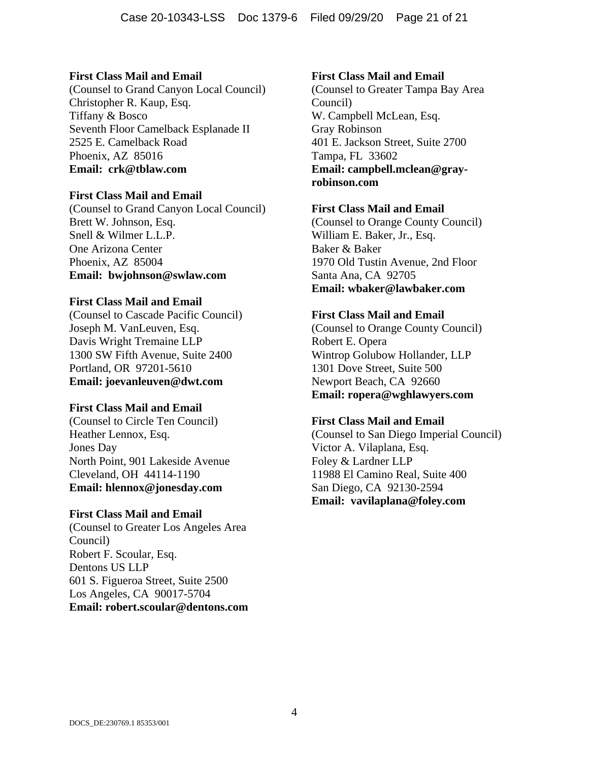**First Class Mail and Email**
(Counsel to Grand Canyon Local Council)
Christopher R. Kaup, Esq.
Tiffany & Bosco
Seventh Floor Camelback Esplanade II
2525 E. Camelback Road
Phoenix, AZ 85016
**Email: crk@tblaw.com**

**First Class Mail and Email**
(Counsel to Grand Canyon Local Council)
Brett W. Johnson, Esq.
Snell & Wilmer L.L.P.
One Arizona Center
Phoenix, AZ 85004
**Email: bwjohnson@swlaw.com**

**First Class Mail and Email**
(Counsel to Cascade Pacific Council)
Joseph M. VanLeuven, Esq.
Davis Wright Tremaine LLP
1300 SW Fifth Avenue, Suite 2400
Portland, OR 97201-5610
**Email: joevanleuven@dwt.com**

**First Class Mail and Email**
(Counsel to Circle Ten Council)
Heather Lennox, Esq.
Jones Day
North Point, 901 Lakeside Avenue
Cleveland, OH 44114-1190
**Email: hlennox@jonesday.com**

**First Class Mail and Email**
(Counsel to Greater Los Angeles Area Council)
Robert F. Scoular, Esq.
Dentons US LLP
601 S. Figueroa Street, Suite 2500
Los Angeles, CA 90017-5704
**Email: robert.scoular@dentons.com**

**First Class Mail and Email**
(Counsel to Greater Tampa Bay Area Council)
W. Campbell McLean, Esq.
Gray Robinson
401 E. Jackson Street, Suite 2700
Tampa, FL 33602
**Email: campbell.mclean@gray-robinson.com**

**First Class Mail and Email**
(Counsel to Orange County Council)
William E. Baker, Jr., Esq.
Baker & Baker
1970 Old Tustin Avenue, 2nd Floor
Santa Ana, CA 92705
**Email: wbaker@lawbaker.com**

**First Class Mail and Email**
(Counsel to Orange County Council)
Robert E. Opera
Wintrop Golubow Hollander, LLP
1301 Dove Street, Suite 500
Newport Beach, CA 92660
**Email: ropera@wghlawyers.com**

**First Class Mail and Email**
(Counsel to San Diego Imperial Council)
Victor A. Vilaplana, Esq.
Foley & Lardner LLP
11988 El Camino Real, Suite 400
San Diego, CA 92130-2594
**Email: vavilaplana@foley.com**

DOCS_DE:230769.1 85353/001